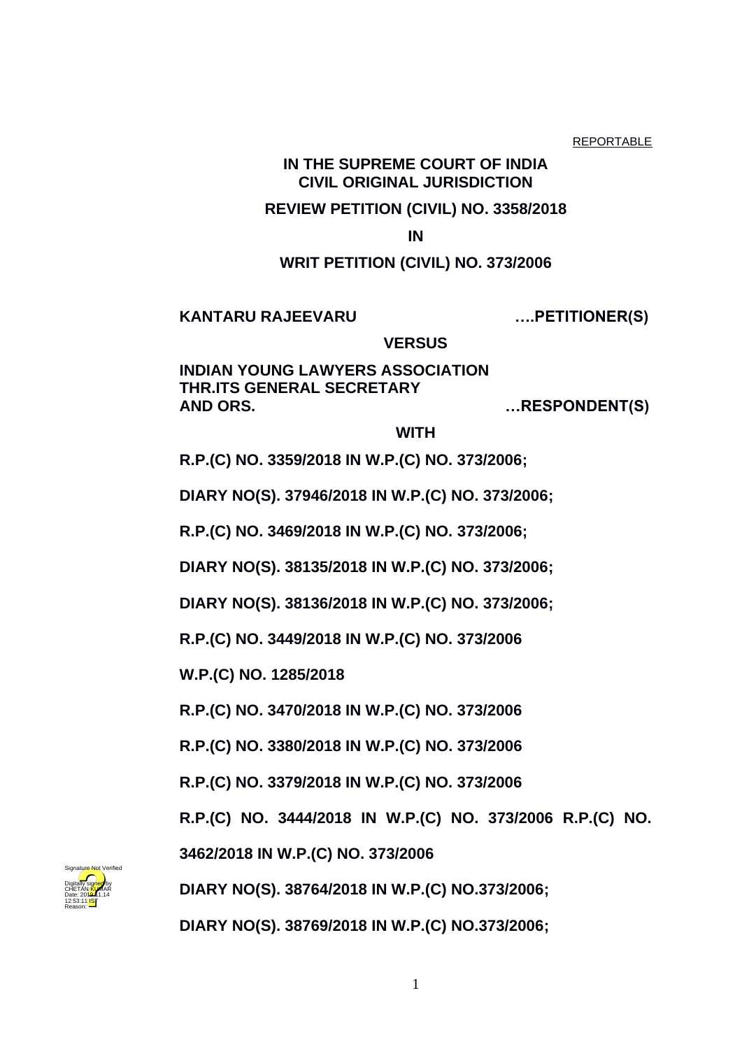REPORTABLE

**IN THE SUPREME COURT OF INDIA**
**CIVIL ORIGINAL JURISDICTION**

**REVIEW PETITION (CIVIL) NO. 3358/2018**

**IN**

**WRIT PETITION (CIVIL) NO. 373/2006**

**KANTARU RAJEEVARU ….PETITIONER(S)**

**VERSUS**

**INDIAN YOUNG LAWYERS ASSOCIATION THR.ITS GENERAL SECRETARY AND ORS. …RESPONDENT(S)**

**WITH**

**R.P.(C) NO. 3359/2018 IN W.P.(C) NO. 373/2006;**

**DIARY NO(S). 37946/2018 IN W.P.(C) NO. 373/2006;**

**R.P.(C) NO. 3469/2018 IN W.P.(C) NO. 373/2006;**

**DIARY NO(S). 38135/2018 IN W.P.(C) NO. 373/2006;**

**DIARY NO(S). 38136/2018 IN W.P.(C) NO. 373/2006;**

**R.P.(C) NO. 3449/2018 IN W.P.(C) NO. 373/2006**

**W.P.(C) NO. 1285/2018**

**R.P.(C) NO. 3470/2018 IN W.P.(C) NO. 373/2006**

**R.P.(C) NO. 3380/2018 IN W.P.(C) NO. 373/2006**

**R.P.(C) NO. 3379/2018 IN W.P.(C) NO. 373/2006**

**R.P.(C) NO. 3444/2018 IN W.P.(C) NO. 373/2006 R.P.(C) NO. 3462/2018 IN W.P.(C) NO. 373/2006**

**DIARY NO(S). 38764/2018 IN W.P.(C) NO.373/2006;**

**DIARY NO(S). 38769/2018 IN W.P.(C) NO.373/2006;**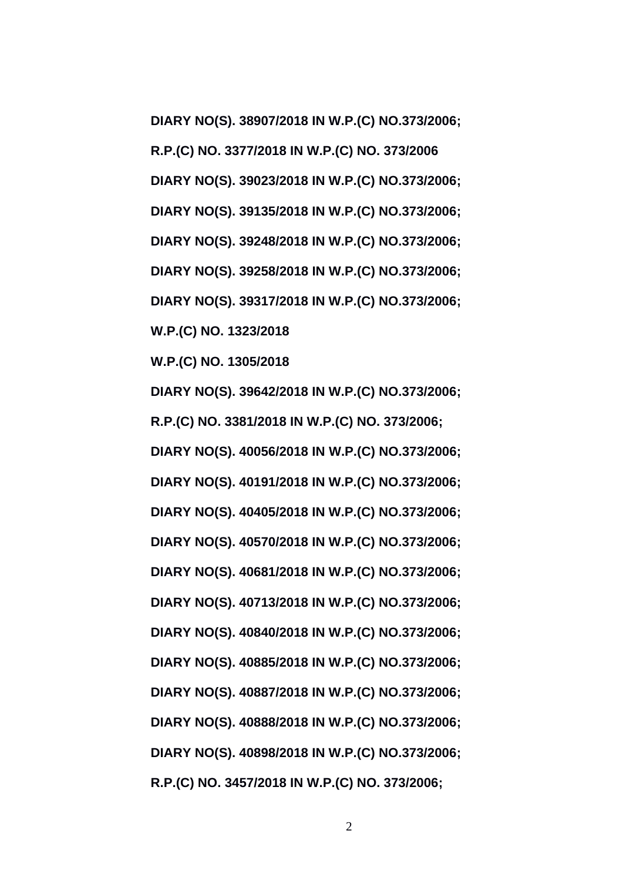**DIARY NO(S). 38907/2018 IN W.P.(C) NO.373/2006;**

**R.P.(C) NO. 3377/2018 IN W.P.(C) NO. 373/2006**

**DIARY NO(S). 39023/2018 IN W.P.(C) NO.373/2006;**

**DIARY NO(S). 39135/2018 IN W.P.(C) NO.373/2006;**

**DIARY NO(S). 39248/2018 IN W.P.(C) NO.373/2006;**

**DIARY NO(S). 39258/2018 IN W.P.(C) NO.373/2006;**

**DIARY NO(S). 39317/2018 IN W.P.(C) NO.373/2006;**

**W.P.(C) NO. 1323/2018**

**W.P.(C) NO. 1305/2018**

**DIARY NO(S). 39642/2018 IN W.P.(C) NO.373/2006;**

**R.P.(C) NO. 3381/2018 IN W.P.(C) NO. 373/2006;**

**DIARY NO(S). 40056/2018 IN W.P.(C) NO.373/2006;**

**DIARY NO(S). 40191/2018 IN W.P.(C) NO.373/2006;**

**DIARY NO(S). 40405/2018 IN W.P.(C) NO.373/2006;**

**DIARY NO(S). 40570/2018 IN W.P.(C) NO.373/2006;**

**DIARY NO(S). 40681/2018 IN W.P.(C) NO.373/2006;**

**DIARY NO(S). 40713/2018 IN W.P.(C) NO.373/2006;**

**DIARY NO(S). 40840/2018 IN W.P.(C) NO.373/2006;**

**DIARY NO(S). 40885/2018 IN W.P.(C) NO.373/2006;**

**DIARY NO(S). 40887/2018 IN W.P.(C) NO.373/2006;**

**DIARY NO(S). 40888/2018 IN W.P.(C) NO.373/2006;**

**DIARY NO(S). 40898/2018 IN W.P.(C) NO.373/2006;**

**R.P.(C) NO. 3457/2018 IN W.P.(C) NO. 373/2006;**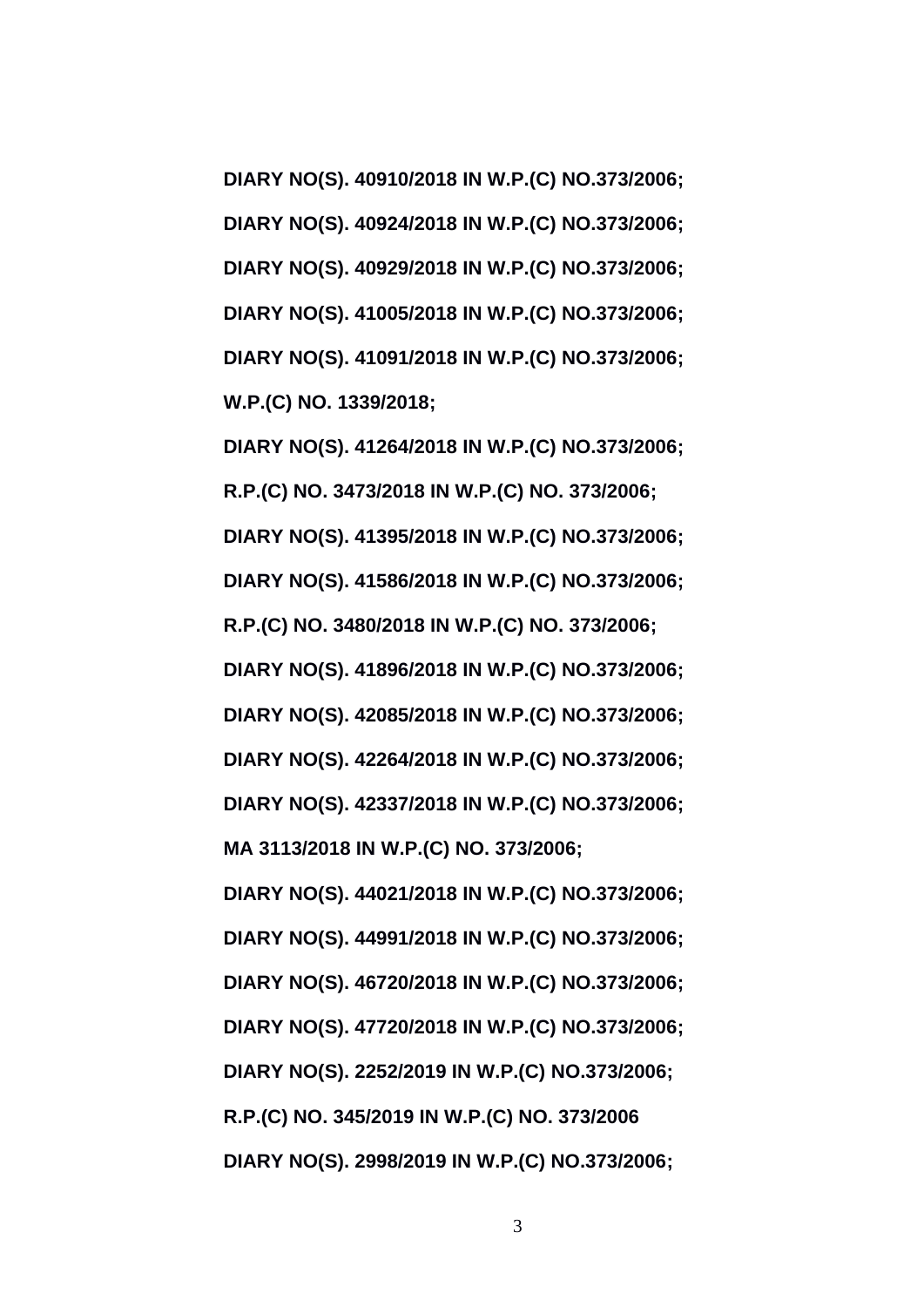**DIARY NO(S). 40910/2018 IN W.P.(C) NO.373/2006;**

**DIARY NO(S). 40924/2018 IN W.P.(C) NO.373/2006;**

**DIARY NO(S). 40929/2018 IN W.P.(C) NO.373/2006;**

**DIARY NO(S). 41005/2018 IN W.P.(C) NO.373/2006;**

**DIARY NO(S). 41091/2018 IN W.P.(C) NO.373/2006;**

**W.P.(C) NO. 1339/2018;**

**DIARY NO(S). 41264/2018 IN W.P.(C) NO.373/2006;**

**R.P.(C) NO. 3473/2018 IN W.P.(C) NO. 373/2006;**

**DIARY NO(S). 41395/2018 IN W.P.(C) NO.373/2006;**

**DIARY NO(S). 41586/2018 IN W.P.(C) NO.373/2006;**

**R.P.(C) NO. 3480/2018 IN W.P.(C) NO. 373/2006;**

**DIARY NO(S). 41896/2018 IN W.P.(C) NO.373/2006;**

**DIARY NO(S). 42085/2018 IN W.P.(C) NO.373/2006;**

**DIARY NO(S). 42264/2018 IN W.P.(C) NO.373/2006;**

**DIARY NO(S). 42337/2018 IN W.P.(C) NO.373/2006;**

**MA 3113/2018 IN W.P.(C) NO. 373/2006;**

**DIARY NO(S). 44021/2018 IN W.P.(C) NO.373/2006;**

**DIARY NO(S). 44991/2018 IN W.P.(C) NO.373/2006;**

**DIARY NO(S). 46720/2018 IN W.P.(C) NO.373/2006;**

**DIARY NO(S). 47720/2018 IN W.P.(C) NO.373/2006;**

**DIARY NO(S). 2252/2019 IN W.P.(C) NO.373/2006;**

**R.P.(C) NO. 345/2019 IN W.P.(C) NO. 373/2006**

**DIARY NO(S). 2998/2019 IN W.P.(C) NO.373/2006;**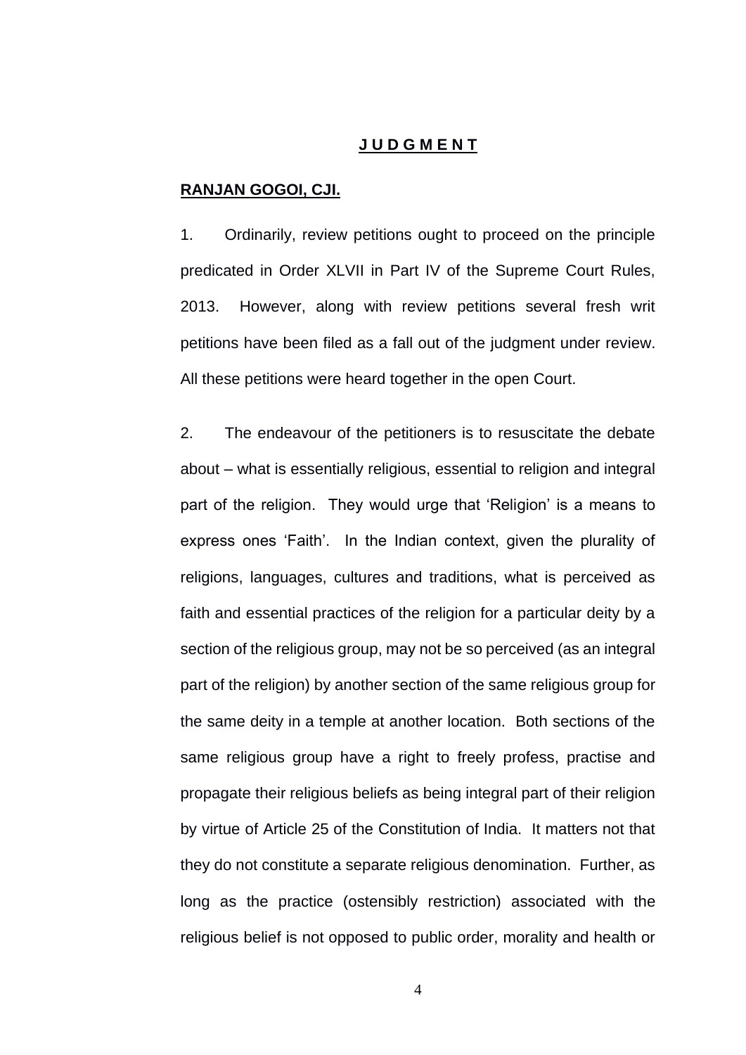## **J U D G M E N T**

**RANJAN GOGOI, CJI.**

1. Ordinarily, review petitions ought to proceed on the principle predicated in Order XLVII in Part IV of the Supreme Court Rules, 2013. However, along with review petitions several fresh writ petitions have been filed as a fall out of the judgment under review. All these petitions were heard together in the open Court.

2. The endeavour of the petitioners is to resuscitate the debate about – what is essentially religious, essential to religion and integral part of the religion. They would urge that 'Religion' is a means to express ones 'Faith'. In the Indian context, given the plurality of religions, languages, cultures and traditions, what is perceived as faith and essential practices of the religion for a particular deity by a section of the religious group, may not be so perceived (as an integral part of the religion) by another section of the same religious group for the same deity in a temple at another location. Both sections of the same religious group have a right to freely profess, practise and propagate their religious beliefs as being integral part of their religion by virtue of Article 25 of the Constitution of India. It matters not that they do not constitute a separate religious denomination. Further, as long as the practice (ostensibly restriction) associated with the religious belief is not opposed to public order, morality and health or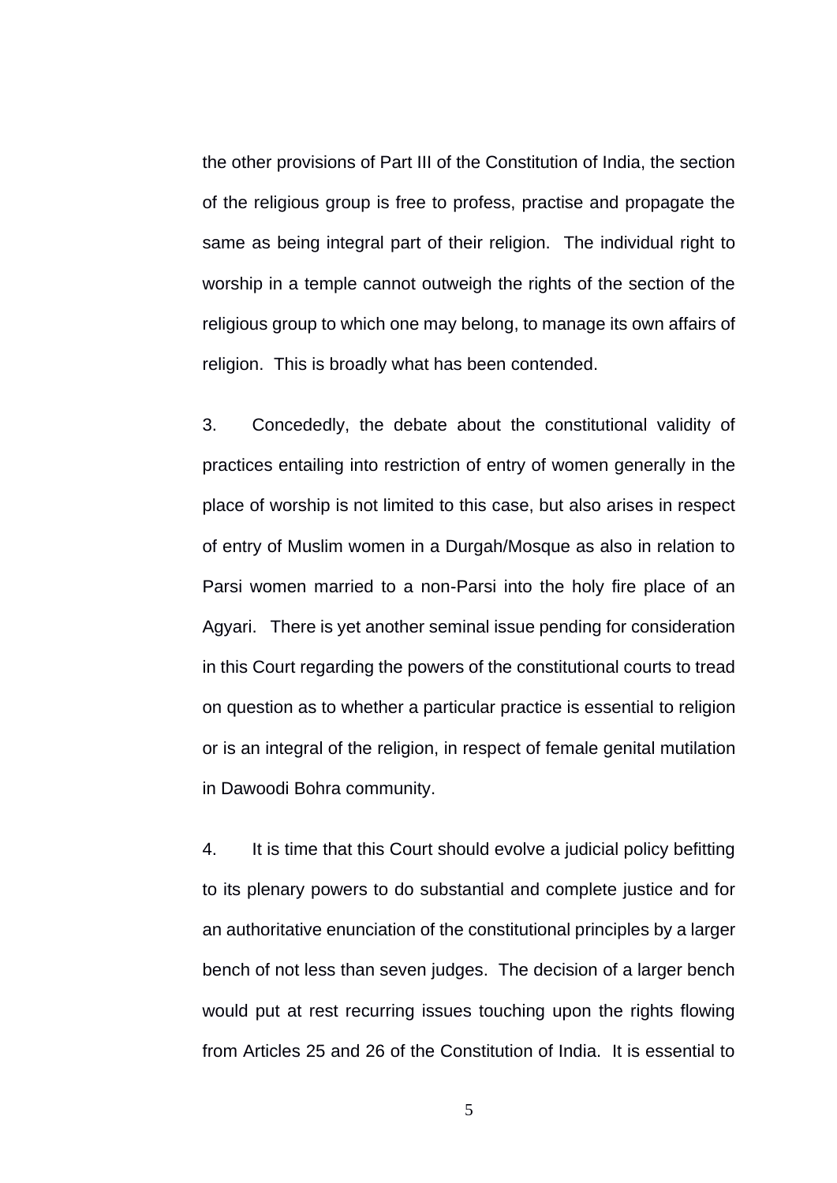the other provisions of Part III of the Constitution of India, the section of the religious group is free to profess, practise and propagate the same as being integral part of their religion. The individual right to worship in a temple cannot outweigh the rights of the section of the religious group to which one may belong, to manage its own affairs of religion. This is broadly what has been contended.

3. Concededly, the debate about the constitutional validity of practices entailing into restriction of entry of women generally in the place of worship is not limited to this case, but also arises in respect of entry of Muslim women in a Durgah/Mosque as also in relation to Parsi women married to a non-Parsi into the holy fire place of an Agyari. There is yet another seminal issue pending for consideration in this Court regarding the powers of the constitutional courts to tread on question as to whether a particular practice is essential to religion or is an integral of the religion, in respect of female genital mutilation in Dawoodi Bohra community.

4. It is time that this Court should evolve a judicial policy befitting to its plenary powers to do substantial and complete justice and for an authoritative enunciation of the constitutional principles by a larger bench of not less than seven judges. The decision of a larger bench would put at rest recurring issues touching upon the rights flowing from Articles 25 and 26 of the Constitution of India. It is essential to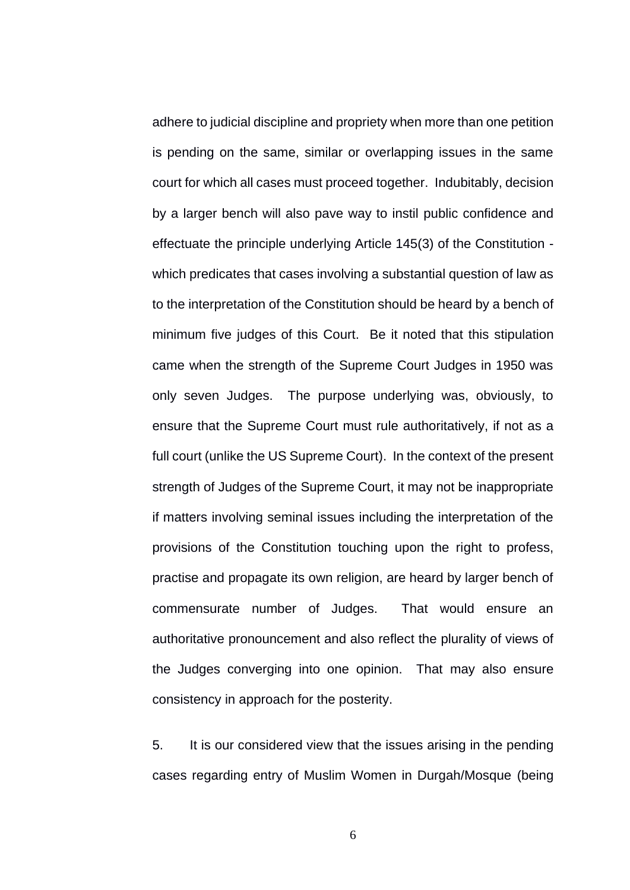adhere to judicial discipline and propriety when more than one petition is pending on the same, similar or overlapping issues in the same court for which all cases must proceed together. Indubitably, decision by a larger bench will also pave way to instil public confidence and effectuate the principle underlying Article 145(3) of the Constitution - which predicates that cases involving a substantial question of law as to the interpretation of the Constitution should be heard by a bench of minimum five judges of this Court. Be it noted that this stipulation came when the strength of the Supreme Court Judges in 1950 was only seven Judges. The purpose underlying was, obviously, to ensure that the Supreme Court must rule authoritatively, if not as a full court (unlike the US Supreme Court). In the context of the present strength of Judges of the Supreme Court, it may not be inappropriate if matters involving seminal issues including the interpretation of the provisions of the Constitution touching upon the right to profess, practise and propagate its own religion, are heard by larger bench of commensurate number of Judges. That would ensure an authoritative pronouncement and also reflect the plurality of views of the Judges converging into one opinion. That may also ensure consistency in approach for the posterity.

5. It is our considered view that the issues arising in the pending cases regarding entry of Muslim Women in Durgah/Mosque (being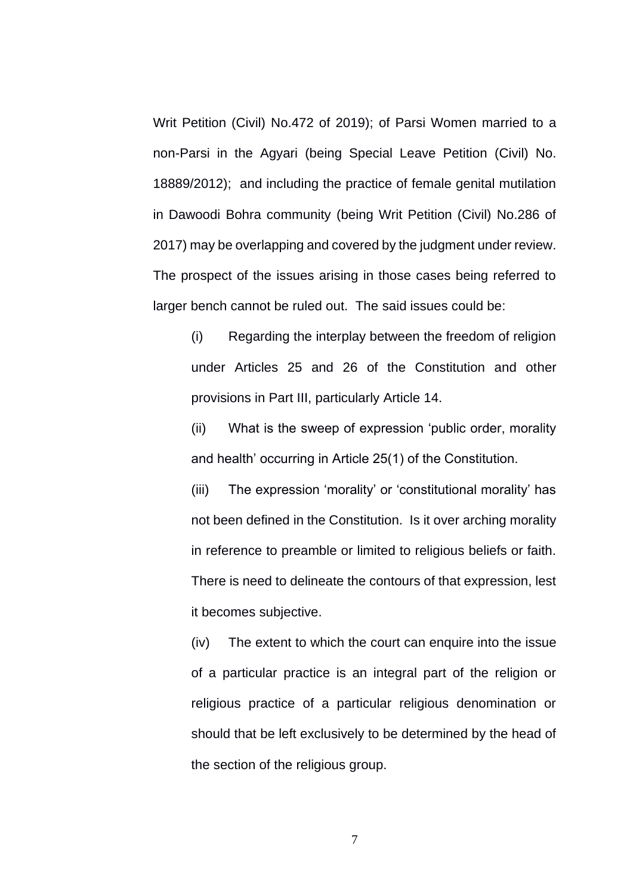Writ Petition (Civil) No.472 of 2019); of Parsi Women married to a non-Parsi in the Agyari (being Special Leave Petition (Civil) No. 18889/2012); and including the practice of female genital mutilation in Dawoodi Bohra community (being Writ Petition (Civil) No.286 of 2017) may be overlapping and covered by the judgment under review. The prospect of the issues arising in those cases being referred to larger bench cannot be ruled out. The said issues could be:

(i) Regarding the interplay between the freedom of religion under Articles 25 and 26 of the Constitution and other provisions in Part III, particularly Article 14.

(ii) What is the sweep of expression 'public order, morality and health' occurring in Article 25(1) of the Constitution.

(iii) The expression 'morality' or 'constitutional morality' has not been defined in the Constitution. Is it over arching morality in reference to preamble or limited to religious beliefs or faith. There is need to delineate the contours of that expression, lest it becomes subjective.

(iv) The extent to which the court can enquire into the issue of a particular practice is an integral part of the religion or religious practice of a particular religious denomination or should that be left exclusively to be determined by the head of the section of the religious group.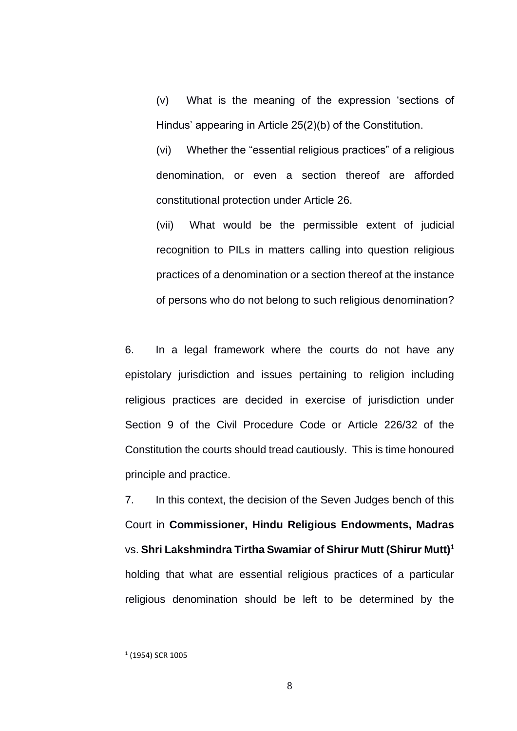(v) What is the meaning of the expression 'sections of Hindus' appearing in Article 25(2)(b) of the Constitution.

(vi) Whether the "essential religious practices" of a religious denomination, or even a section thereof are afforded constitutional protection under Article 26.

(vii) What would be the permissible extent of judicial recognition to PILs in matters calling into question religious practices of a denomination or a section thereof at the instance of persons who do not belong to such religious denomination?

6. In a legal framework where the courts do not have any epistolary jurisdiction and issues pertaining to religion including religious practices are decided in exercise of jurisdiction under Section 9 of the Civil Procedure Code or Article 226/32 of the Constitution the courts should tread cautiously. This is time honoured principle and practice.

7. In this context, the decision of the Seven Judges bench of this Court in **Commissioner, Hindu Religious Endowments, Madras** vs. **Shri Lakshmindra Tirtha Swamiar of Shirur Mutt (Shirur Mutt)**[1] holding that what are essential religious practices of a particular religious denomination should be left to be determined by the

[1] (1954) SCR 1005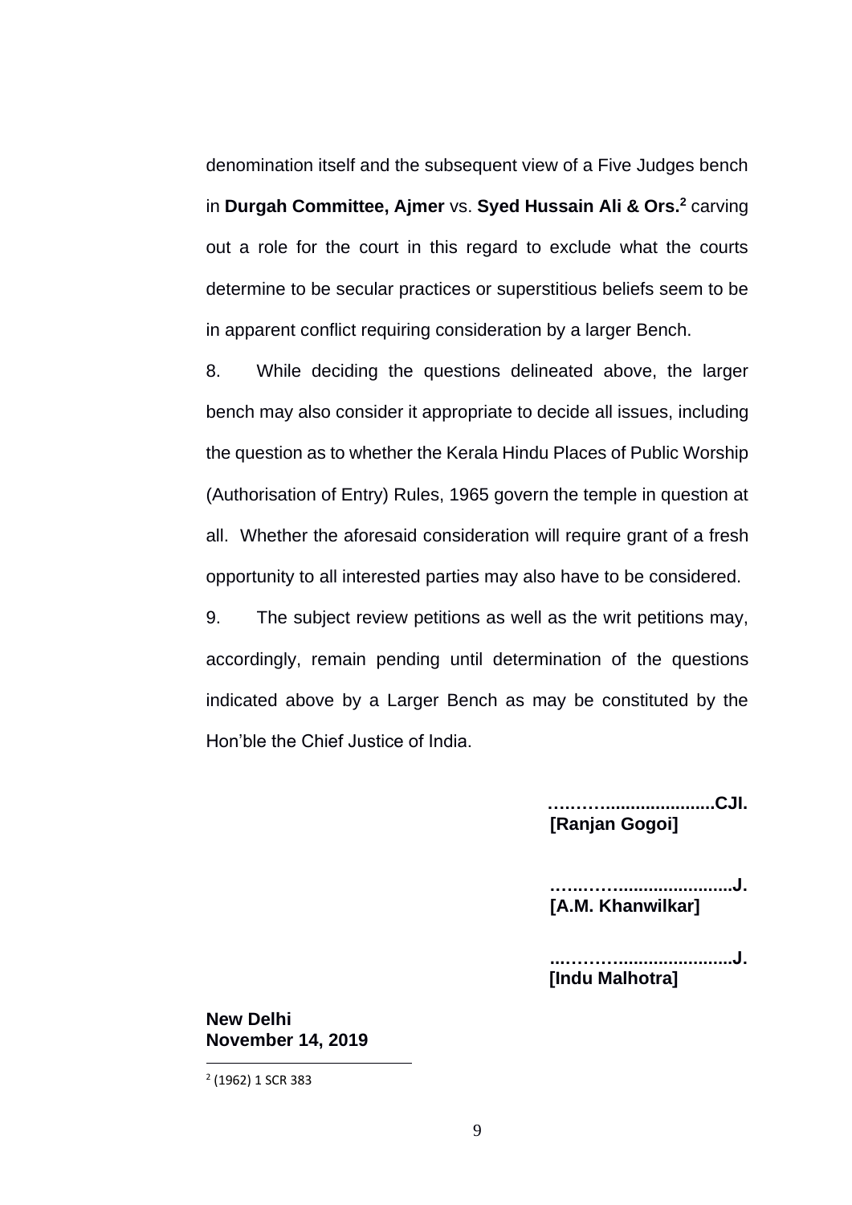denomination itself and the subsequent view of a Five Judges bench in **Durgah Committee, Ajmer** vs. **Syed Hussain Ali & Ors.**[2] carving out a role for the court in this regard to exclude what the courts determine to be secular practices or superstitious beliefs seem to be in apparent conflict requiring consideration by a larger Bench.

8. While deciding the questions delineated above, the larger bench may also consider it appropriate to decide all issues, including the question as to whether the Kerala Hindu Places of Public Worship (Authorisation of Entry) Rules, 1965 govern the temple in question at all. Whether the aforesaid consideration will require grant of a fresh opportunity to all interested parties may also have to be considered.

9. The subject review petitions as well as the writ petitions may, accordingly, remain pending until determination of the questions indicated above by a Larger Bench as may be constituted by the Hon'ble the Chief Justice of India.

**….……......................CJI.**
**[Ranjan Gogoi]**

**…...……......................J.**
**[A.M. Khanwilkar]**

**...………......................J.**
**[Indu Malhotra]**

**New Delhi**
**November 14, 2019**

[2] (1962) 1 SCR 383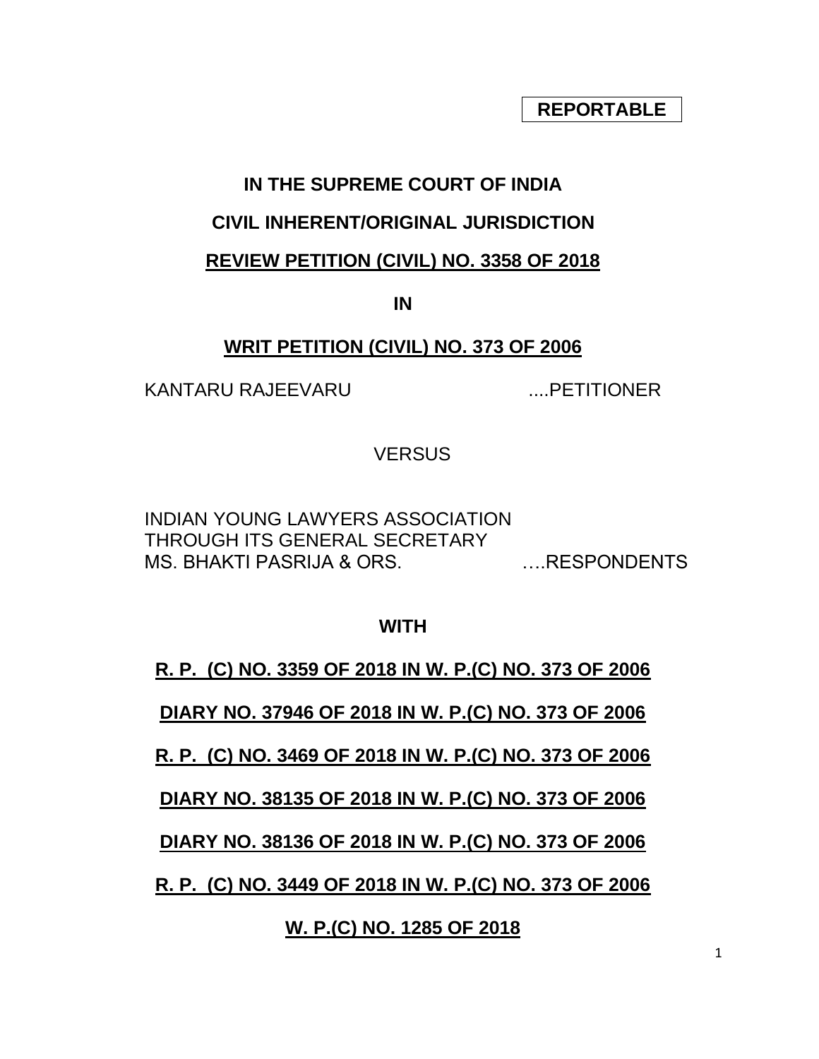**REPORTABLE**

**IN THE SUPREME COURT OF INDIA**

**CIVIL INHERENT/ORIGINAL JURISDICTION**

**REVIEW PETITION (CIVIL) NO. 3358 OF 2018**

**IN**

**WRIT PETITION (CIVIL) NO. 373 OF 2006**

KANTARU RAJEEVARU ....PETITIONER

VERSUS

INDIAN YOUNG LAWYERS ASSOCIATION THROUGH ITS GENERAL SECRETARY MS. BHAKTI PASRIJA & ORS. ….RESPONDENTS

**WITH**

**R. P. (C) NO. 3359 OF 2018 IN W. P.(C) NO. 373 OF 2006**

**DIARY NO. 37946 OF 2018 IN W. P.(C) NO. 373 OF 2006**

**R. P. (C) NO. 3469 OF 2018 IN W. P.(C) NO. 373 OF 2006**

**DIARY NO. 38135 OF 2018 IN W. P.(C) NO. 373 OF 2006**

**DIARY NO. 38136 OF 2018 IN W. P.(C) NO. 373 OF 2006**

**R. P. (C) NO. 3449 OF 2018 IN W. P.(C) NO. 373 OF 2006**

**W. P.(C) NO. 1285 OF 2018**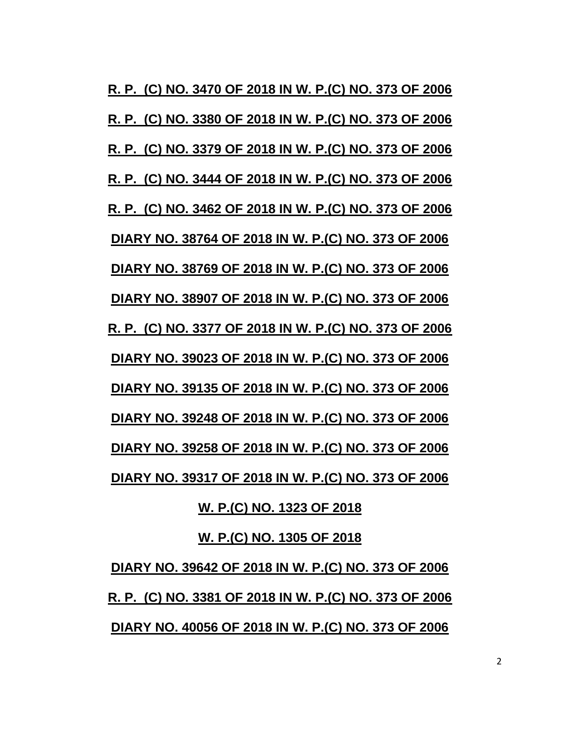**R. P. (C) NO. 3470 OF 2018 IN W. P.(C) NO. 373 OF 2006**

**R. P. (C) NO. 3380 OF 2018 IN W. P.(C) NO. 373 OF 2006**

**R. P. (C) NO. 3379 OF 2018 IN W. P.(C) NO. 373 OF 2006**

**R. P. (C) NO. 3444 OF 2018 IN W. P.(C) NO. 373 OF 2006**

**R. P. (C) NO. 3462 OF 2018 IN W. P.(C) NO. 373 OF 2006**

**DIARY NO. 38764 OF 2018 IN W. P.(C) NO. 373 OF 2006**

**DIARY NO. 38769 OF 2018 IN W. P.(C) NO. 373 OF 2006**

**DIARY NO. 38907 OF 2018 IN W. P.(C) NO. 373 OF 2006**

**R. P. (C) NO. 3377 OF 2018 IN W. P.(C) NO. 373 OF 2006**

**DIARY NO. 39023 OF 2018 IN W. P.(C) NO. 373 OF 2006**

**DIARY NO. 39135 OF 2018 IN W. P.(C) NO. 373 OF 2006**

**DIARY NO. 39248 OF 2018 IN W. P.(C) NO. 373 OF 2006**

**DIARY NO. 39258 OF 2018 IN W. P.(C) NO. 373 OF 2006**

**DIARY NO. 39317 OF 2018 IN W. P.(C) NO. 373 OF 2006**

**W. P.(C) NO. 1323 OF 2018**

**W. P.(C) NO. 1305 OF 2018**

**DIARY NO. 39642 OF 2018 IN W. P.(C) NO. 373 OF 2006**

**R. P. (C) NO. 3381 OF 2018 IN W. P.(C) NO. 373 OF 2006**

**DIARY NO. 40056 OF 2018 IN W. P.(C) NO. 373 OF 2006**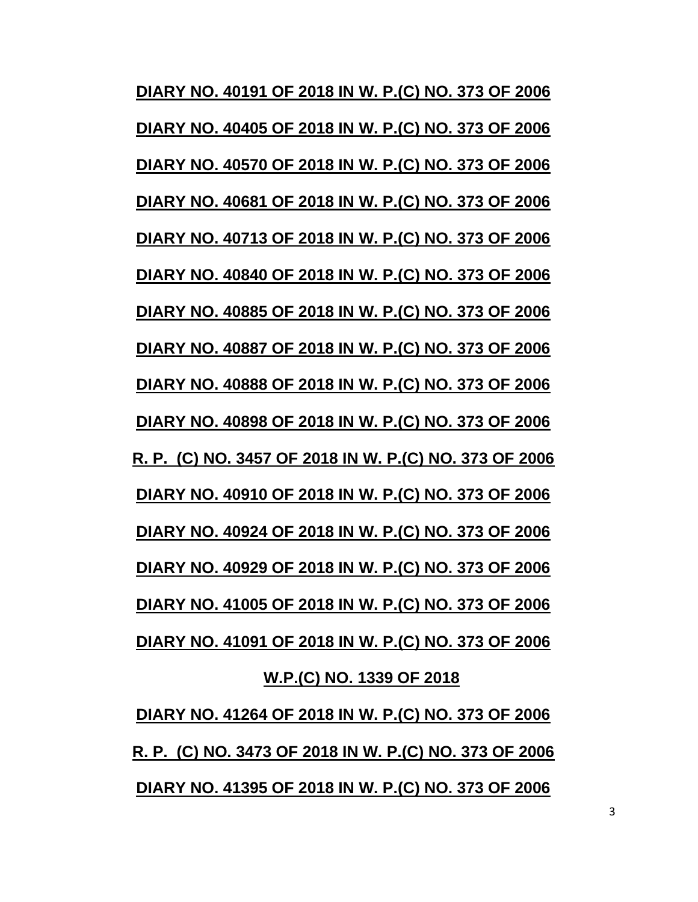**DIARY NO. 40191 OF 2018 IN W. P.(C) NO. 373 OF 2006**

**DIARY NO. 40405 OF 2018 IN W. P.(C) NO. 373 OF 2006**

**DIARY NO. 40570 OF 2018 IN W. P.(C) NO. 373 OF 2006**

**DIARY NO. 40681 OF 2018 IN W. P.(C) NO. 373 OF 2006**

**DIARY NO. 40713 OF 2018 IN W. P.(C) NO. 373 OF 2006**

**DIARY NO. 40840 OF 2018 IN W. P.(C) NO. 373 OF 2006**

**DIARY NO. 40885 OF 2018 IN W. P.(C) NO. 373 OF 2006**

**DIARY NO. 40887 OF 2018 IN W. P.(C) NO. 373 OF 2006**

**DIARY NO. 40888 OF 2018 IN W. P.(C) NO. 373 OF 2006**

**DIARY NO. 40898 OF 2018 IN W. P.(C) NO. 373 OF 2006**

**R. P. (C) NO. 3457 OF 2018 IN W. P.(C) NO. 373 OF 2006**

**DIARY NO. 40910 OF 2018 IN W. P.(C) NO. 373 OF 2006**

**DIARY NO. 40924 OF 2018 IN W. P.(C) NO. 373 OF 2006**

**DIARY NO. 40929 OF 2018 IN W. P.(C) NO. 373 OF 2006**

**DIARY NO. 41005 OF 2018 IN W. P.(C) NO. 373 OF 2006**

**DIARY NO. 41091 OF 2018 IN W. P.(C) NO. 373 OF 2006**

**W.P.(C) NO. 1339 OF 2018**

**DIARY NO. 41264 OF 2018 IN W. P.(C) NO. 373 OF 2006**

**R. P. (C) NO. 3473 OF 2018 IN W. P.(C) NO. 373 OF 2006**

**DIARY NO. 41395 OF 2018 IN W. P.(C) NO. 373 OF 2006**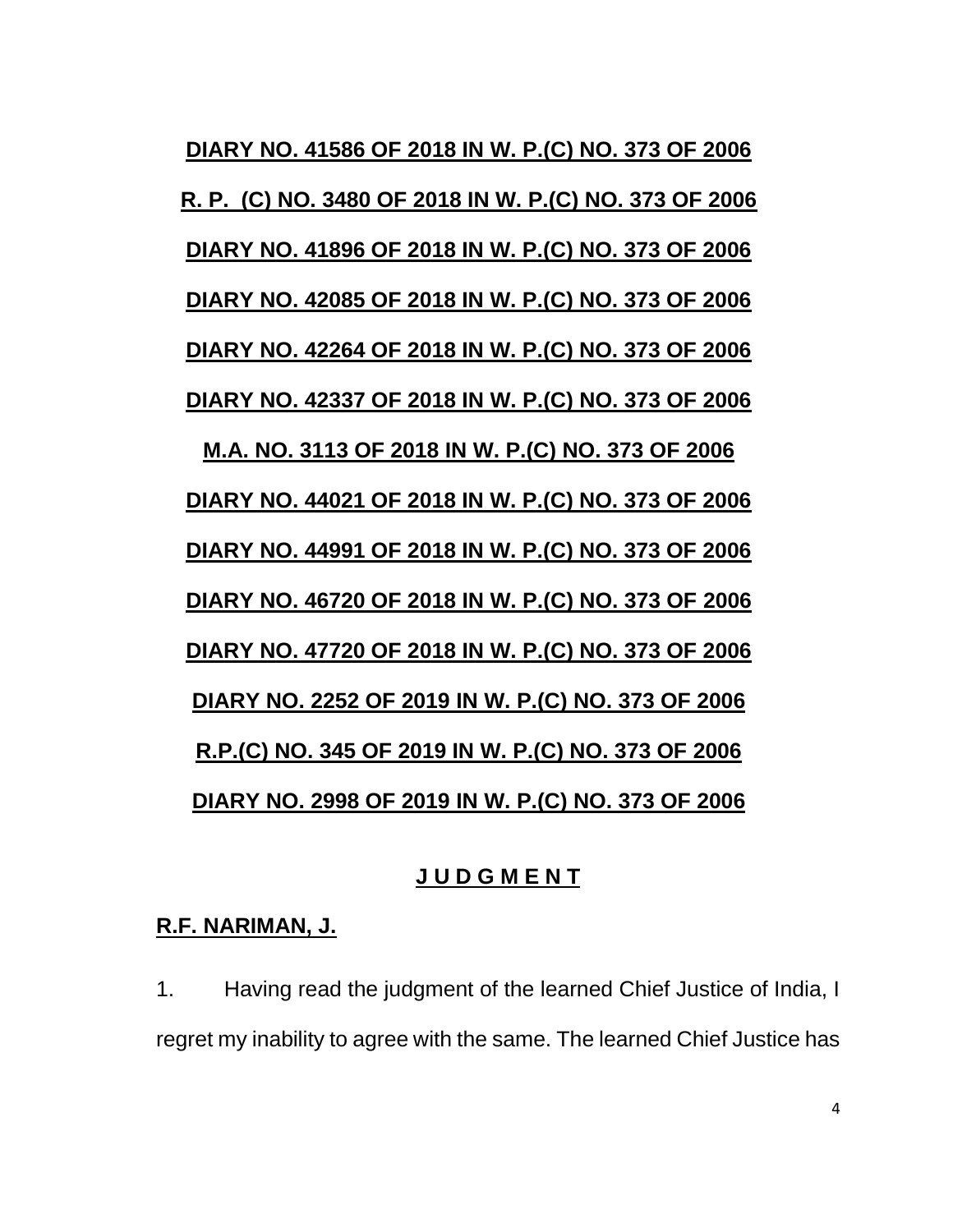**DIARY NO. 41586 OF 2018 IN W. P.(C) NO. 373 OF 2006**

**R. P. (C) NO. 3480 OF 2018 IN W. P.(C) NO. 373 OF 2006**

**DIARY NO. 41896 OF 2018 IN W. P.(C) NO. 373 OF 2006**

**DIARY NO. 42085 OF 2018 IN W. P.(C) NO. 373 OF 2006**

**DIARY NO. 42264 OF 2018 IN W. P.(C) NO. 373 OF 2006**

**DIARY NO. 42337 OF 2018 IN W. P.(C) NO. 373 OF 2006**

**M.A. NO. 3113 OF 2018 IN W. P.(C) NO. 373 OF 2006**

**DIARY NO. 44021 OF 2018 IN W. P.(C) NO. 373 OF 2006**

**DIARY NO. 44991 OF 2018 IN W. P.(C) NO. 373 OF 2006**

**DIARY NO. 46720 OF 2018 IN W. P.(C) NO. 373 OF 2006**

**DIARY NO. 47720 OF 2018 IN W. P.(C) NO. 373 OF 2006**

**DIARY NO. 2252 OF 2019 IN W. P.(C) NO. 373 OF 2006**

**R.P.(C) NO. 345 OF 2019 IN W. P.(C) NO. 373 OF 2006**

**DIARY NO. 2998 OF 2019 IN W. P.(C) NO. 373 OF 2006**

## J U D G M E N T

**R.F. NARIMAN, J.**

1. Having read the judgment of the learned Chief Justice of India, I regret my inability to agree with the same. The learned Chief Justice has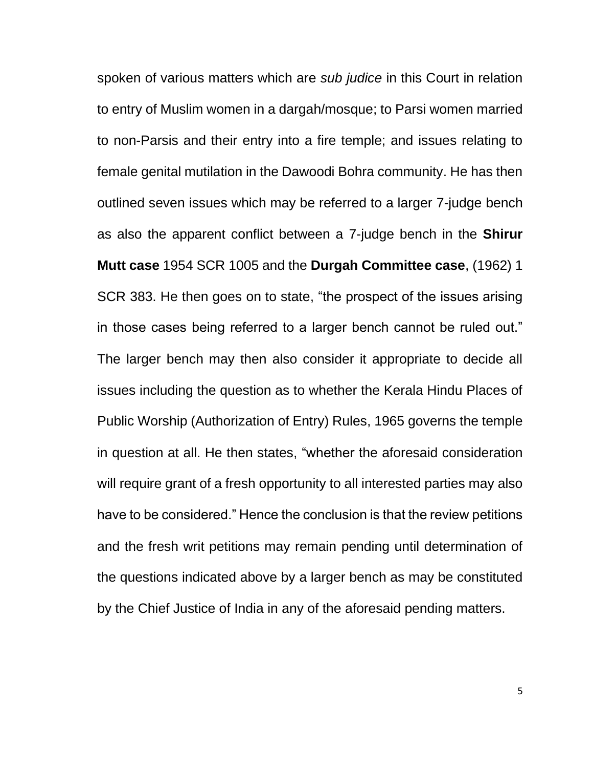spoken of various matters which are *sub judice* in this Court in relation to entry of Muslim women in a dargah/mosque; to Parsi women married to non-Parsis and their entry into a fire temple; and issues relating to female genital mutilation in the Dawoodi Bohra community. He has then outlined seven issues which may be referred to a larger 7-judge bench as also the apparent conflict between a 7-judge bench in the **Shirur Mutt case** 1954 SCR 1005 and the **Durgah Committee case**, (1962) 1 SCR 383. He then goes on to state, "the prospect of the issues arising in those cases being referred to a larger bench cannot be ruled out." The larger bench may then also consider it appropriate to decide all issues including the question as to whether the Kerala Hindu Places of Public Worship (Authorization of Entry) Rules, 1965 governs the temple in question at all. He then states, "whether the aforesaid consideration will require grant of a fresh opportunity to all interested parties may also have to be considered." Hence the conclusion is that the review petitions and the fresh writ petitions may remain pending until determination of the questions indicated above by a larger bench as may be constituted by the Chief Justice of India in any of the aforesaid pending matters.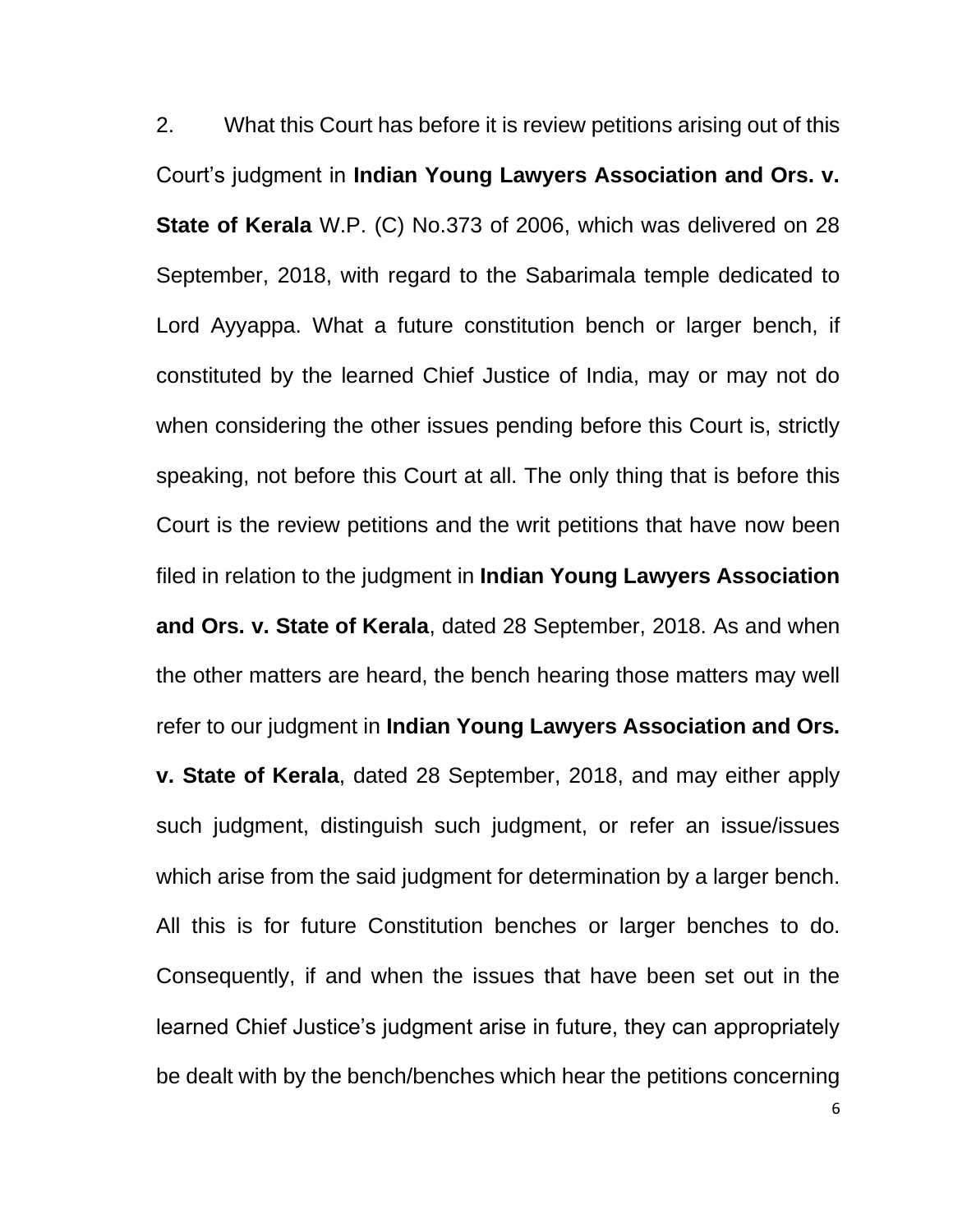2. What this Court has before it is review petitions arising out of this Court's judgment in **Indian Young Lawyers Association and Ors. v. State of Kerala** W.P. (C) No.373 of 2006, which was delivered on 28 September, 2018, with regard to the Sabarimala temple dedicated to Lord Ayyappa. What a future constitution bench or larger bench, if constituted by the learned Chief Justice of India, may or may not do when considering the other issues pending before this Court is, strictly speaking, not before this Court at all. The only thing that is before this Court is the review petitions and the writ petitions that have now been filed in relation to the judgment in **Indian Young Lawyers Association and Ors. v. State of Kerala**, dated 28 September, 2018. As and when the other matters are heard, the bench hearing those matters may well refer to our judgment in **Indian Young Lawyers Association and Ors. v. State of Kerala**, dated 28 September, 2018, and may either apply such judgment, distinguish such judgment, or refer an issue/issues which arise from the said judgment for determination by a larger bench. All this is for future Constitution benches or larger benches to do. Consequently, if and when the issues that have been set out in the learned Chief Justice's judgment arise in future, they can appropriately be dealt with by the bench/benches which hear the petitions concerning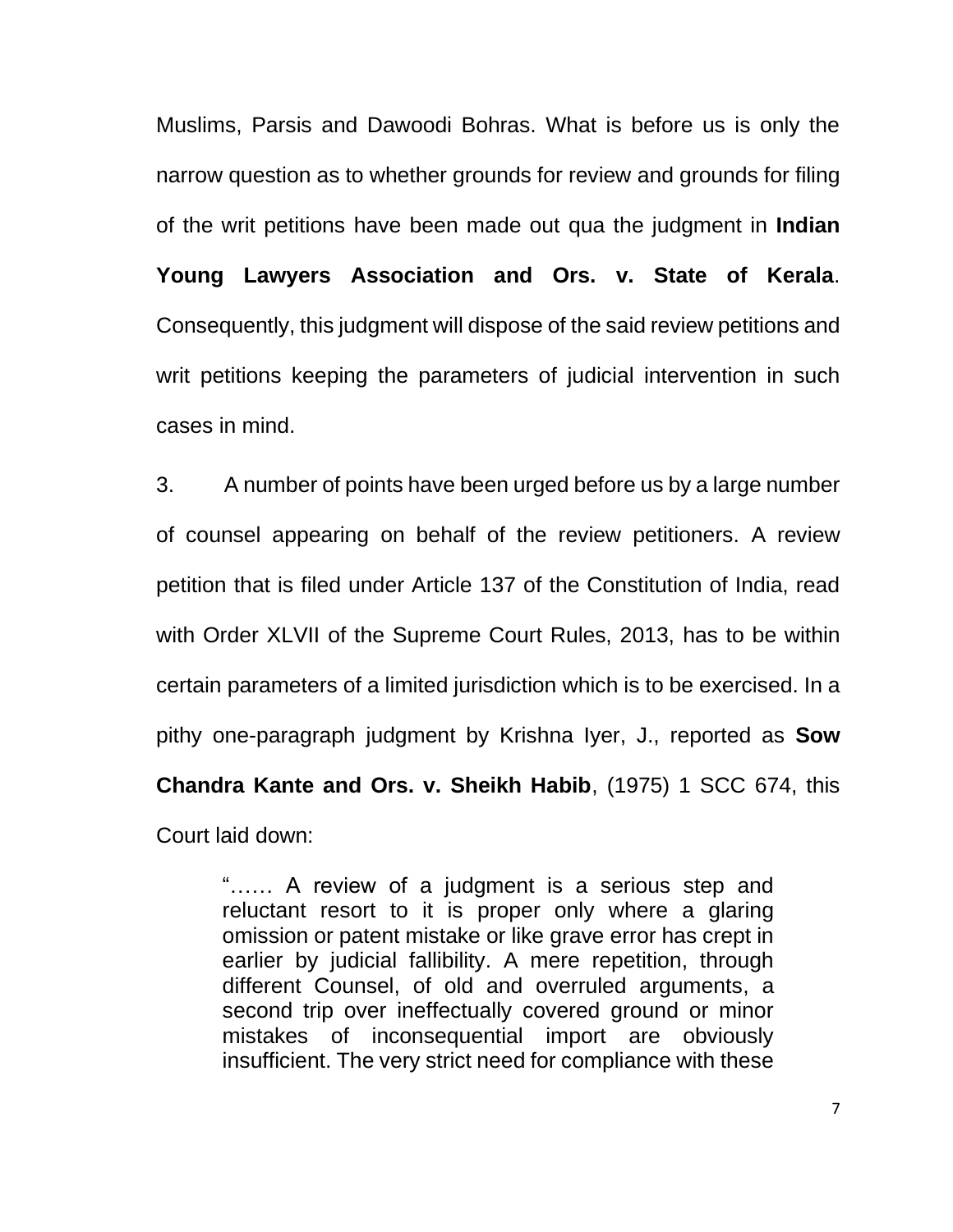Muslims, Parsis and Dawoodi Bohras. What is before us is only the narrow question as to whether grounds for review and grounds for filing of the writ petitions have been made out qua the judgment in **Indian Young Lawyers Association and Ors. v. State of Kerala**. Consequently, this judgment will dispose of the said review petitions and writ petitions keeping the parameters of judicial intervention in such cases in mind.

3. A number of points have been urged before us by a large number of counsel appearing on behalf of the review petitioners. A review petition that is filed under Article 137 of the Constitution of India, read with Order XLVII of the Supreme Court Rules, 2013, has to be within certain parameters of a limited jurisdiction which is to be exercised. In a pithy one-paragraph judgment by Krishna Iyer, J., reported as **Sow Chandra Kante and Ors. v. Sheikh Habib**, (1975) 1 SCC 674, this Court laid down:

> "…… A review of a judgment is a serious step and reluctant resort to it is proper only where a glaring omission or patent mistake or like grave error has crept in earlier by judicial fallibility. A mere repetition, through different Counsel, of old and overruled arguments, a second trip over ineffectually covered ground or minor mistakes of inconsequential import are obviously insufficient. The very strict need for compliance with these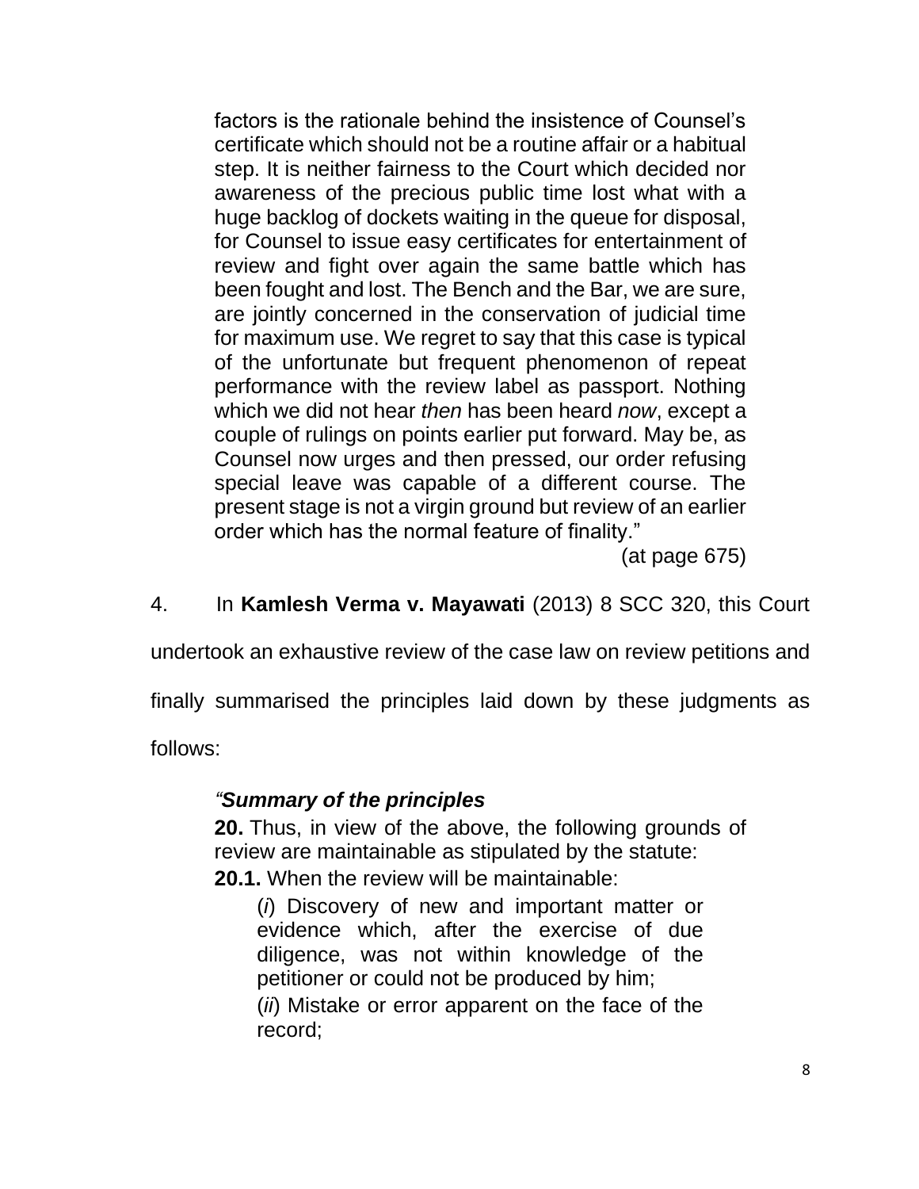factors is the rationale behind the insistence of Counsel's certificate which should not be a routine affair or a habitual step. It is neither fairness to the Court which decided nor awareness of the precious public time lost what with a huge backlog of dockets waiting in the queue for disposal, for Counsel to issue easy certificates for entertainment of review and fight over again the same battle which has been fought and lost. The Bench and the Bar, we are sure, are jointly concerned in the conservation of judicial time for maximum use. We regret to say that this case is typical of the unfortunate but frequent phenomenon of repeat performance with the review label as passport. Nothing which we did not hear *then* has been heard *now*, except a couple of rulings on points earlier put forward. May be, as Counsel now urges and then pressed, our order refusing special leave was capable of a different course. The present stage is not a virgin ground but review of an earlier order which has the normal feature of finality."

(at page 675)

4. In **Kamlesh Verma v. Mayawati** (2013) 8 SCC 320, this Court undertook an exhaustive review of the case law on review petitions and finally summarised the principles laid down by these judgments as follows:

*"**Summary of the principles***

**20.** Thus, in view of the above, the following grounds of review are maintainable as stipulated by the statute:

**20.1.** When the review will be maintainable:

(*i*) Discovery of new and important matter or evidence which, after the exercise of due diligence, was not within knowledge of the petitioner or could not be produced by him;

(*ii*) Mistake or error apparent on the face of the record;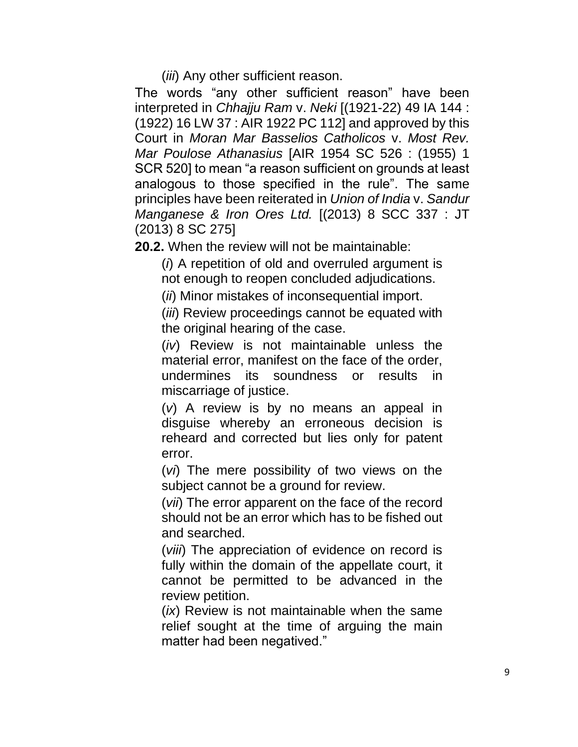(*iii*) Any other sufficient reason.

The words "any other sufficient reason" have been interpreted in *Chhajju Ram* v. *Neki* [(1921-22) 49 IA 144 : (1922) 16 LW 37 : AIR 1922 PC 112] and approved by this Court in *Moran Mar Basselios Catholicos* v. *Most Rev. Mar Poulose Athanasius* [AIR 1954 SC 526 : (1955) 1 SCR 520] to mean "a reason sufficient on grounds at least analogous to those specified in the rule". The same principles have been reiterated in *Union of India* v. *Sandur Manganese & Iron Ores Ltd.* [(2013) 8 SCC 337 : JT (2013) 8 SC 275]

**20.2.** When the review will not be maintainable:

> (*i*) A repetition of old and overruled argument is not enough to reopen concluded adjudications.
>
> (*ii*) Minor mistakes of inconsequential import.
>
> (*iii*) Review proceedings cannot be equated with the original hearing of the case.
>
> (*iv*) Review is not maintainable unless the material error, manifest on the face of the order, undermines its soundness or results in miscarriage of justice.
>
> (*v*) A review is by no means an appeal in disguise whereby an erroneous decision is reheard and corrected but lies only for patent error.
>
> (*vi*) The mere possibility of two views on the subject cannot be a ground for review.
>
> (*vii*) The error apparent on the face of the record should not be an error which has to be fished out and searched.
>
> (*viii*) The appreciation of evidence on record is fully within the domain of the appellate court, it cannot be permitted to be advanced in the review petition.
>
> (*ix*) Review is not maintainable when the same relief sought at the time of arguing the main matter had been negatived."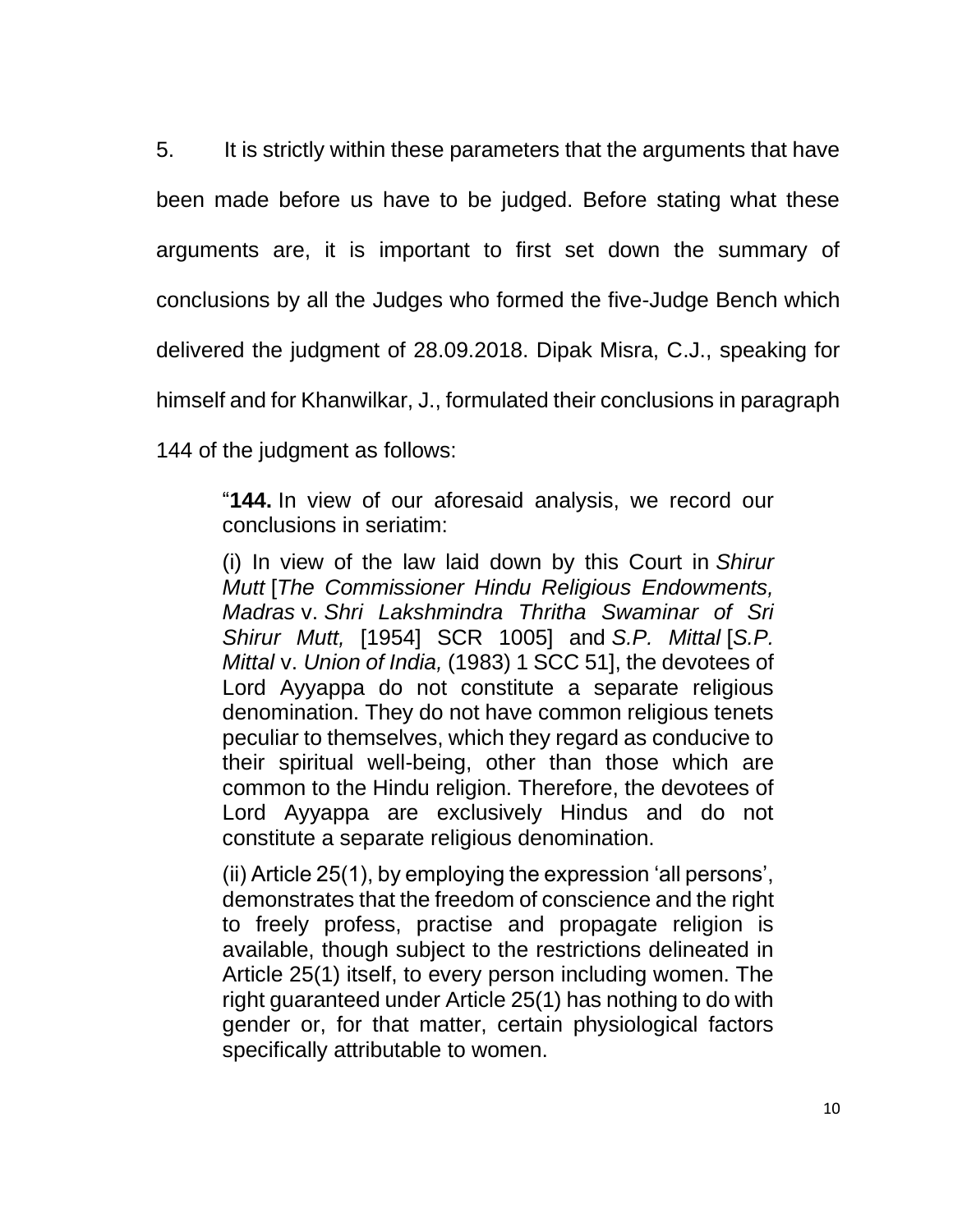5. It is strictly within these parameters that the arguments that have been made before us have to be judged. Before stating what these arguments are, it is important to first set down the summary of conclusions by all the Judges who formed the five-Judge Bench which delivered the judgment of 28.09.2018. Dipak Misra, C.J., speaking for himself and for Khanwilkar, J., formulated their conclusions in paragraph 144 of the judgment as follows:

> "**144.** In view of our aforesaid analysis, we record our conclusions in seriatim:
>
> (i) In view of the law laid down by this Court in *Shirur Mutt* [*The Commissioner Hindu Religious Endowments, Madras* v. *Shri Lakshmindra Thritha Swaminar of Sri Shirur Mutt,* [1954] SCR 1005] and *S.P. Mittal* [*S.P. Mittal* v. *Union of India,* (1983) 1 SCC 51], the devotees of Lord Ayyappa do not constitute a separate religious denomination. They do not have common religious tenets peculiar to themselves, which they regard as conducive to their spiritual well-being, other than those which are common to the Hindu religion. Therefore, the devotees of Lord Ayyappa are exclusively Hindus and do not constitute a separate religious denomination.
>
> (ii) Article 25(1), by employing the expression 'all persons', demonstrates that the freedom of conscience and the right to freely profess, practise and propagate religion is available, though subject to the restrictions delineated in Article 25(1) itself, to every person including women. The right guaranteed under Article 25(1) has nothing to do with gender or, for that matter, certain physiological factors specifically attributable to women.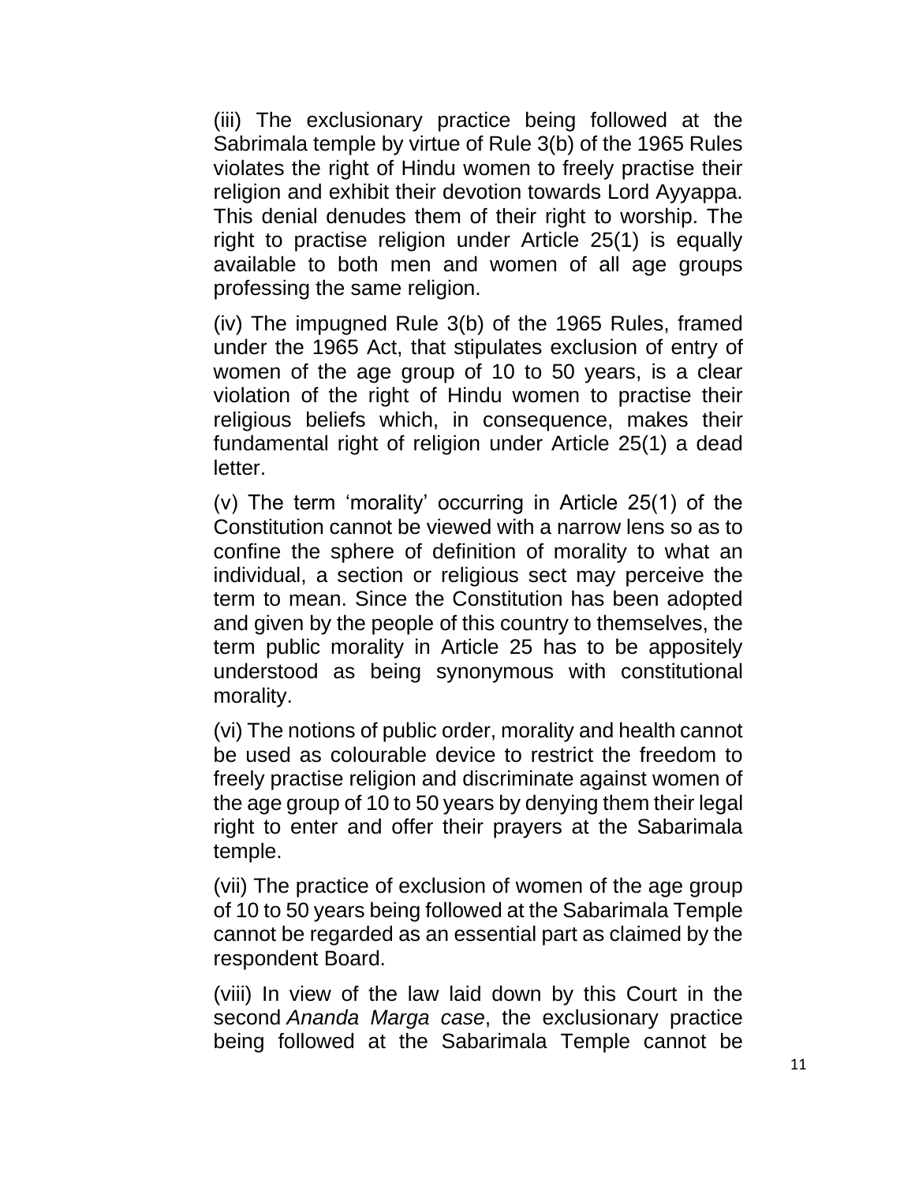(iii) The exclusionary practice being followed at the Sabrimala temple by virtue of Rule 3(b) of the 1965 Rules violates the right of Hindu women to freely practise their religion and exhibit their devotion towards Lord Ayyappa. This denial denudes them of their right to worship. The right to practise religion under Article 25(1) is equally available to both men and women of all age groups professing the same religion.

(iv) The impugned Rule 3(b) of the 1965 Rules, framed under the 1965 Act, that stipulates exclusion of entry of women of the age group of 10 to 50 years, is a clear violation of the right of Hindu women to practise their religious beliefs which, in consequence, makes their fundamental right of religion under Article 25(1) a dead letter.

(v) The term 'morality' occurring in Article 25(1) of the Constitution cannot be viewed with a narrow lens so as to confine the sphere of definition of morality to what an individual, a section or religious sect may perceive the term to mean. Since the Constitution has been adopted and given by the people of this country to themselves, the term public morality in Article 25 has to be appositely understood as being synonymous with constitutional morality.

(vi) The notions of public order, morality and health cannot be used as colourable device to restrict the freedom to freely practise religion and discriminate against women of the age group of 10 to 50 years by denying them their legal right to enter and offer their prayers at the Sabarimala temple.

(vii) The practice of exclusion of women of the age group of 10 to 50 years being followed at the Sabarimala Temple cannot be regarded as an essential part as claimed by the respondent Board.

(viii) In view of the law laid down by this Court in the second *Ananda Marga case*, the exclusionary practice being followed at the Sabarimala Temple cannot be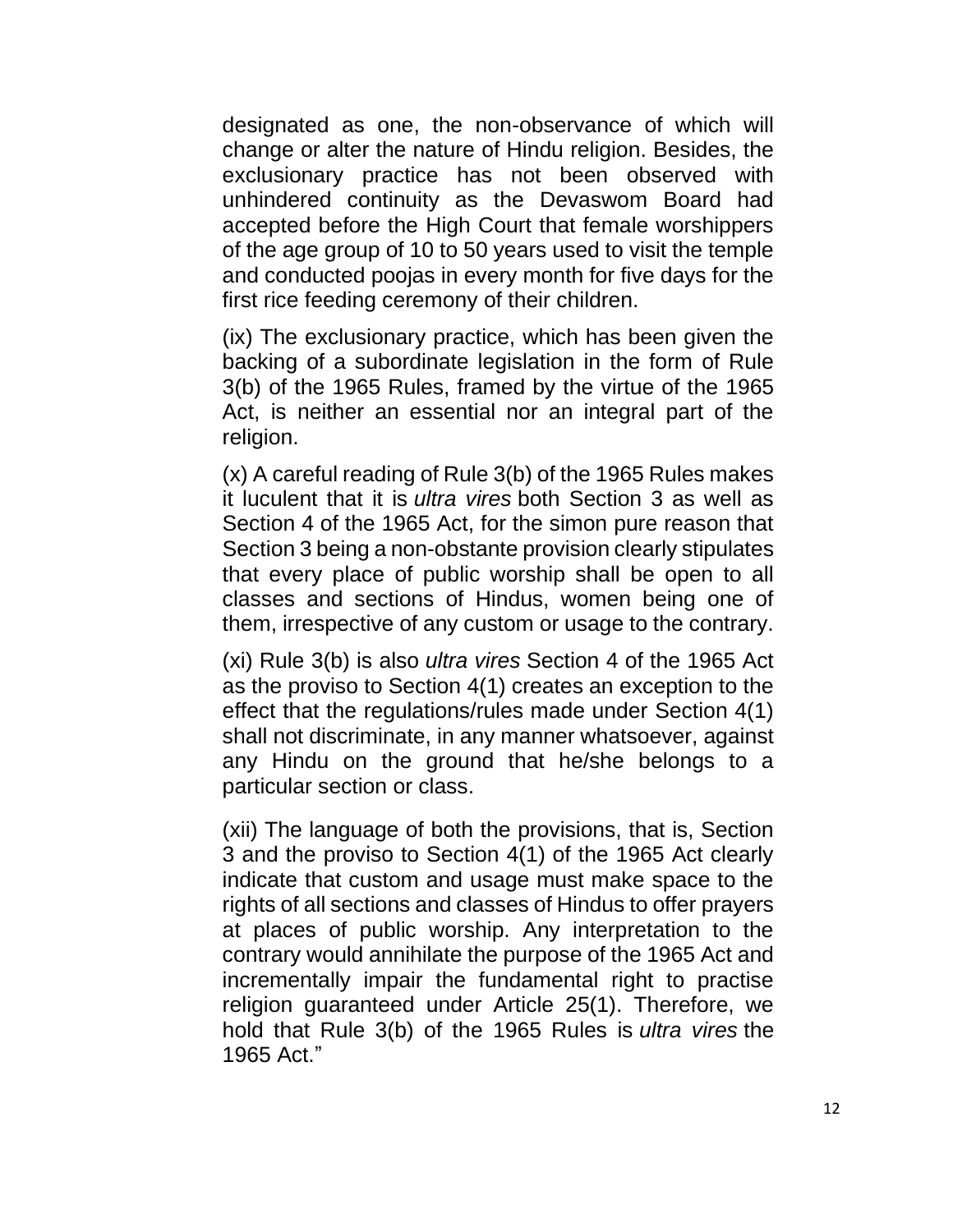designated as one, the non-observance of which will change or alter the nature of Hindu religion. Besides, the exclusionary practice has not been observed with unhindered continuity as the Devaswom Board had accepted before the High Court that female worshippers of the age group of 10 to 50 years used to visit the temple and conducted poojas in every month for five days for the first rice feeding ceremony of their children.

(ix) The exclusionary practice, which has been given the backing of a subordinate legislation in the form of Rule 3(b) of the 1965 Rules, framed by the virtue of the 1965 Act, is neither an essential nor an integral part of the religion.

(x) A careful reading of Rule 3(b) of the 1965 Rules makes it luculent that it is *ultra vires* both Section 3 as well as Section 4 of the 1965 Act, for the simon pure reason that Section 3 being a non-obstante provision clearly stipulates that every place of public worship shall be open to all classes and sections of Hindus, women being one of them, irrespective of any custom or usage to the contrary.

(xi) Rule 3(b) is also *ultra vires* Section 4 of the 1965 Act as the proviso to Section 4(1) creates an exception to the effect that the regulations/rules made under Section 4(1) shall not discriminate, in any manner whatsoever, against any Hindu on the ground that he/she belongs to a particular section or class.

(xii) The language of both the provisions, that is, Section 3 and the proviso to Section 4(1) of the 1965 Act clearly indicate that custom and usage must make space to the rights of all sections and classes of Hindus to offer prayers at places of public worship. Any interpretation to the contrary would annihilate the purpose of the 1965 Act and incrementally impair the fundamental right to practise religion guaranteed under Article 25(1). Therefore, we hold that Rule 3(b) of the 1965 Rules is *ultra vires* the 1965 Act."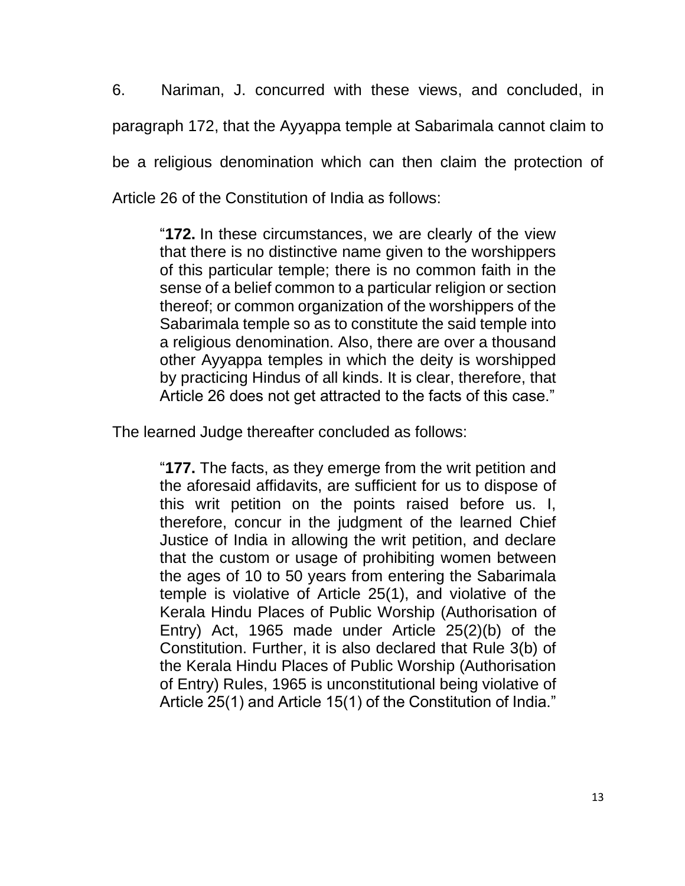6. Nariman, J. concurred with these views, and concluded, in paragraph 172, that the Ayyappa temple at Sabarimala cannot claim to be a religious denomination which can then claim the protection of Article 26 of the Constitution of India as follows:

> "**172.** In these circumstances, we are clearly of the view that there is no distinctive name given to the worshippers of this particular temple; there is no common faith in the sense of a belief common to a particular religion or section thereof; or common organization of the worshippers of the Sabarimala temple so as to constitute the said temple into a religious denomination. Also, there are over a thousand other Ayyappa temples in which the deity is worshipped by practicing Hindus of all kinds. It is clear, therefore, that Article 26 does not get attracted to the facts of this case."

The learned Judge thereafter concluded as follows:

> "**177.** The facts, as they emerge from the writ petition and the aforesaid affidavits, are sufficient for us to dispose of this writ petition on the points raised before us. I, therefore, concur in the judgment of the learned Chief Justice of India in allowing the writ petition, and declare that the custom or usage of prohibiting women between the ages of 10 to 50 years from entering the Sabarimala temple is violative of Article 25(1), and violative of the Kerala Hindu Places of Public Worship (Authorisation of Entry) Act, 1965 made under Article 25(2)(b) of the Constitution. Further, it is also declared that Rule 3(b) of the Kerala Hindu Places of Public Worship (Authorisation of Entry) Rules, 1965 is unconstitutional being violative of Article 25(1) and Article 15(1) of the Constitution of India."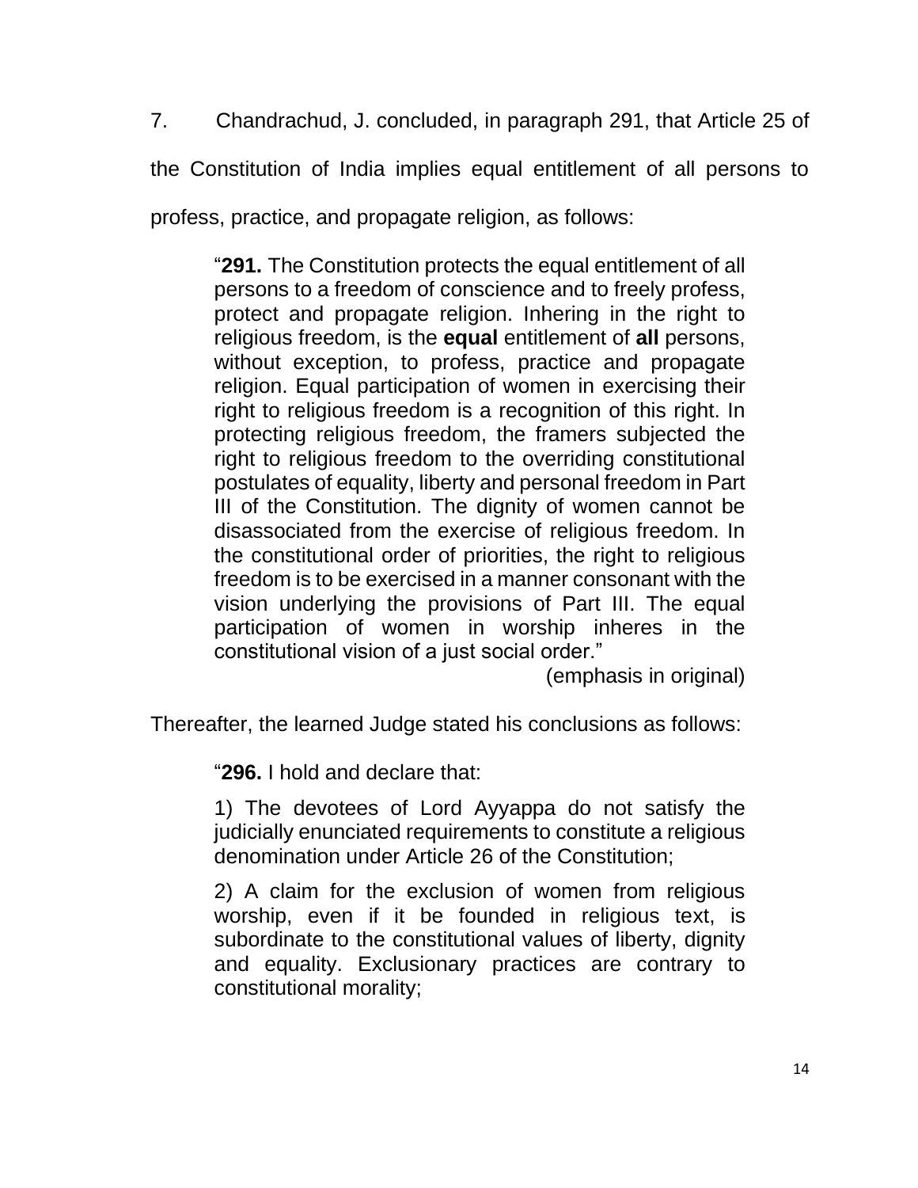7. Chandrachud, J. concluded, in paragraph 291, that Article 25 of the Constitution of India implies equal entitlement of all persons to profess, practice, and propagate religion, as follows:

> "**291.** The Constitution protects the equal entitlement of all persons to a freedom of conscience and to freely profess, protect and propagate religion. Inhering in the right to religious freedom, is the **equal** entitlement of **all** persons, without exception, to profess, practice and propagate religion. Equal participation of women in exercising their right to religious freedom is a recognition of this right. In protecting religious freedom, the framers subjected the right to religious freedom to the overriding constitutional postulates of equality, liberty and personal freedom in Part III of the Constitution. The dignity of women cannot be disassociated from the exercise of religious freedom. In the constitutional order of priorities, the right to religious freedom is to be exercised in a manner consonant with the vision underlying the provisions of Part III. The equal participation of women in worship inheres in the constitutional vision of a just social order."
>
> (emphasis in original)

Thereafter, the learned Judge stated his conclusions as follows:

> "**296.** I hold and declare that:
>
> 1) The devotees of Lord Ayyappa do not satisfy the judicially enunciated requirements to constitute a religious denomination under Article 26 of the Constitution;
>
> 2) A claim for the exclusion of women from religious worship, even if it be founded in religious text, is subordinate to the constitutional values of liberty, dignity and equality. Exclusionary practices are contrary to constitutional morality;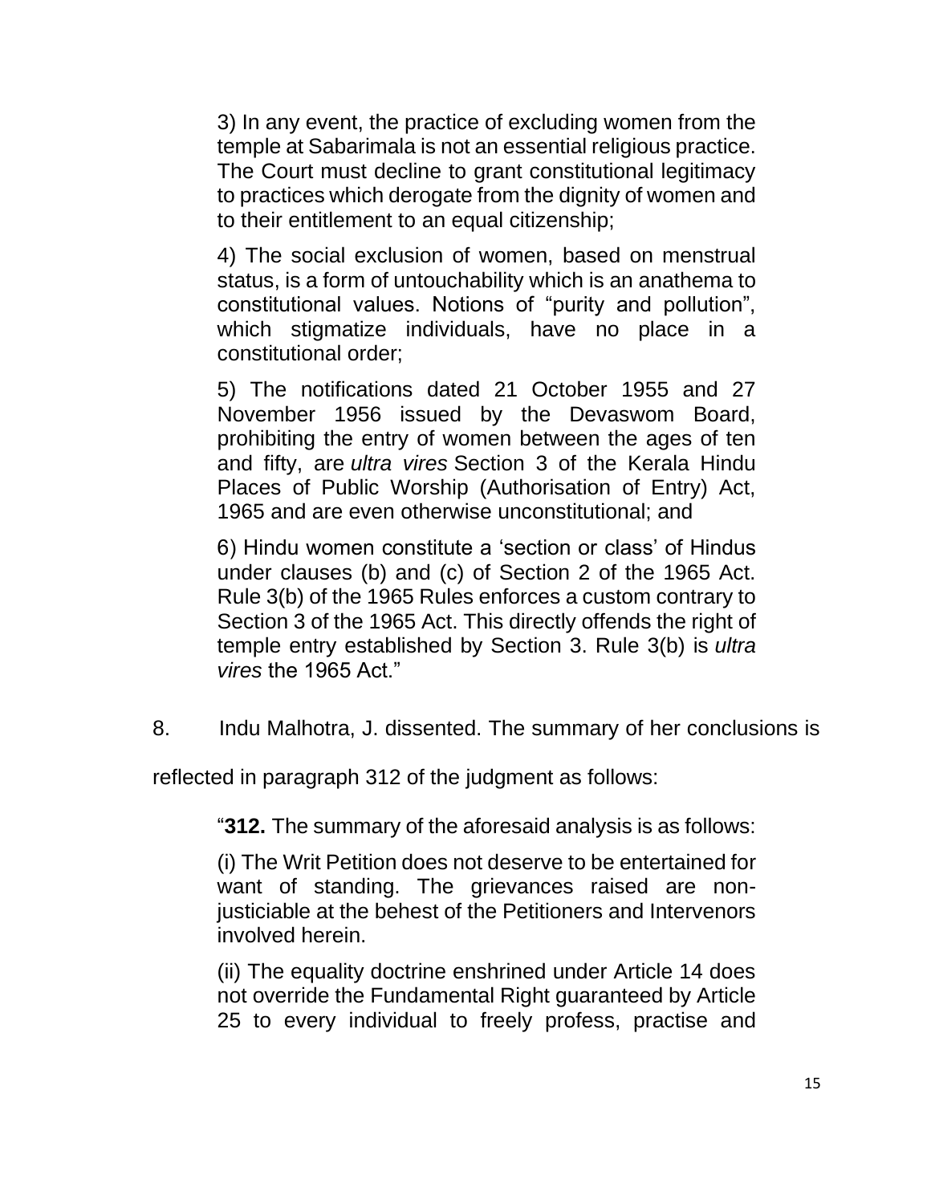3) In any event, the practice of excluding women from the temple at Sabarimala is not an essential religious practice. The Court must decline to grant constitutional legitimacy to practices which derogate from the dignity of women and to their entitlement to an equal citizenship;

4) The social exclusion of women, based on menstrual status, is a form of untouchability which is an anathema to constitutional values. Notions of "purity and pollution", which stigmatize individuals, have no place in a constitutional order;

5) The notifications dated 21 October 1955 and 27 November 1956 issued by the Devaswom Board, prohibiting the entry of women between the ages of ten and fifty, are *ultra vires* Section 3 of the Kerala Hindu Places of Public Worship (Authorisation of Entry) Act, 1965 and are even otherwise unconstitutional; and

6) Hindu women constitute a 'section or class' of Hindus under clauses (b) and (c) of Section 2 of the 1965 Act. Rule 3(b) of the 1965 Rules enforces a custom contrary to Section 3 of the 1965 Act. This directly offends the right of temple entry established by Section 3. Rule 3(b) is *ultra vires* the 1965 Act."

8. Indu Malhotra, J. dissented. The summary of her conclusions is reflected in paragraph 312 of the judgment as follows:

"**312.** The summary of the aforesaid analysis is as follows:

(i) The Writ Petition does not deserve to be entertained for want of standing. The grievances raised are non-justiciable at the behest of the Petitioners and Intervenors involved herein.

(ii) The equality doctrine enshrined under Article 14 does not override the Fundamental Right guaranteed by Article 25 to every individual to freely profess, practise and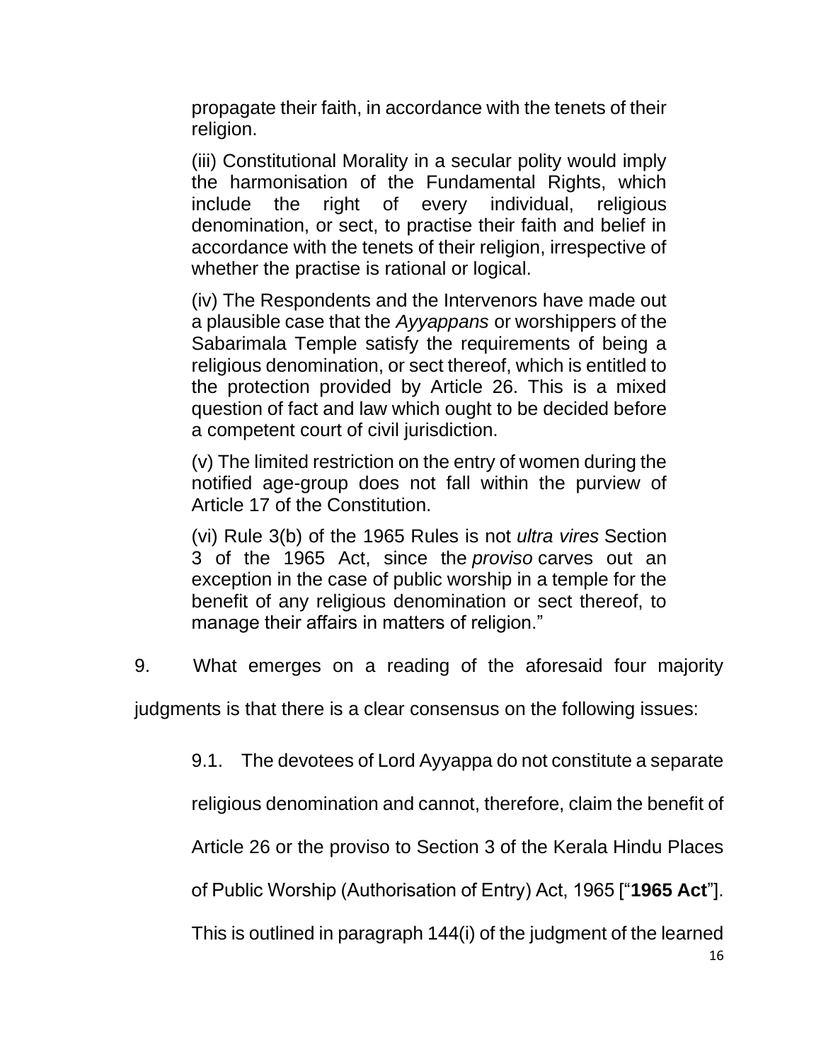propagate their faith, in accordance with the tenets of their religion.

(iii) Constitutional Morality in a secular polity would imply the harmonisation of the Fundamental Rights, which include the right of every individual, religious denomination, or sect, to practise their faith and belief in accordance with the tenets of their religion, irrespective of whether the practise is rational or logical.

(iv) The Respondents and the Intervenors have made out a plausible case that the *Ayyappans* or worshippers of the Sabarimala Temple satisfy the requirements of being a religious denomination, or sect thereof, which is entitled to the protection provided by Article 26. This is a mixed question of fact and law which ought to be decided before a competent court of civil jurisdiction.

(v) The limited restriction on the entry of women during the notified age-group does not fall within the purview of Article 17 of the Constitution.

(vi) Rule 3(b) of the 1965 Rules is not *ultra vires* Section 3 of the 1965 Act, since the *proviso* carves out an exception in the case of public worship in a temple for the benefit of any religious denomination or sect thereof, to manage their affairs in matters of religion."

9. What emerges on a reading of the aforesaid four majority judgments is that there is a clear consensus on the following issues:

9.1. The devotees of Lord Ayyappa do not constitute a separate religious denomination and cannot, therefore, claim the benefit of Article 26 or the proviso to Section 3 of the Kerala Hindu Places of Public Worship (Authorisation of Entry) Act, 1965 ["**1965 Act**"]. This is outlined in paragraph 144(i) of the judgment of the learned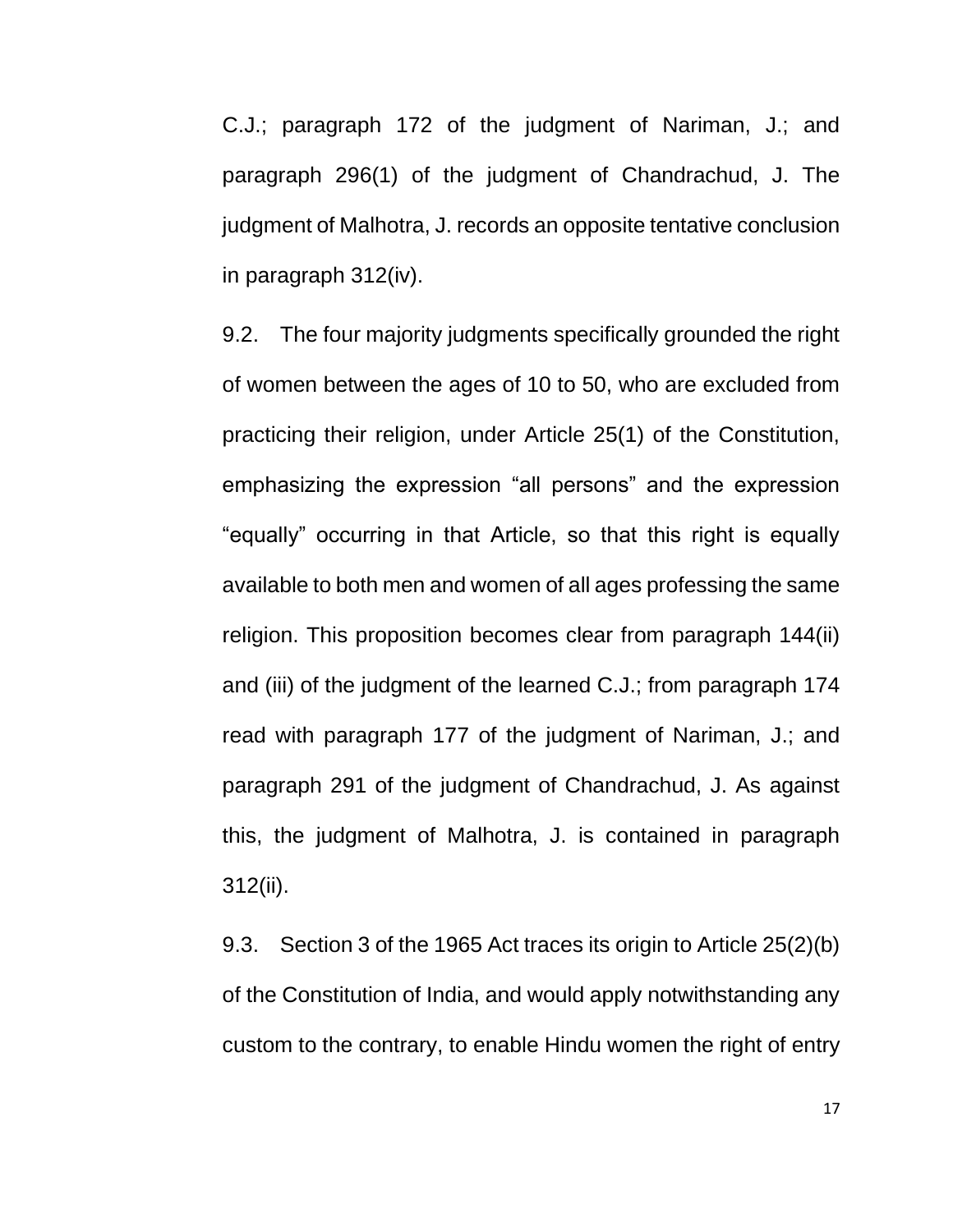C.J.; paragraph 172 of the judgment of Nariman, J.; and paragraph 296(1) of the judgment of Chandrachud, J. The judgment of Malhotra, J. records an opposite tentative conclusion in paragraph 312(iv).

9.2. The four majority judgments specifically grounded the right of women between the ages of 10 to 50, who are excluded from practicing their religion, under Article 25(1) of the Constitution, emphasizing the expression "all persons" and the expression "equally" occurring in that Article, so that this right is equally available to both men and women of all ages professing the same religion. This proposition becomes clear from paragraph 144(ii) and (iii) of the judgment of the learned C.J.; from paragraph 174 read with paragraph 177 of the judgment of Nariman, J.; and paragraph 291 of the judgment of Chandrachud, J. As against this, the judgment of Malhotra, J. is contained in paragraph 312(ii).

9.3. Section 3 of the 1965 Act traces its origin to Article 25(2)(b) of the Constitution of India, and would apply notwithstanding any custom to the contrary, to enable Hindu women the right of entry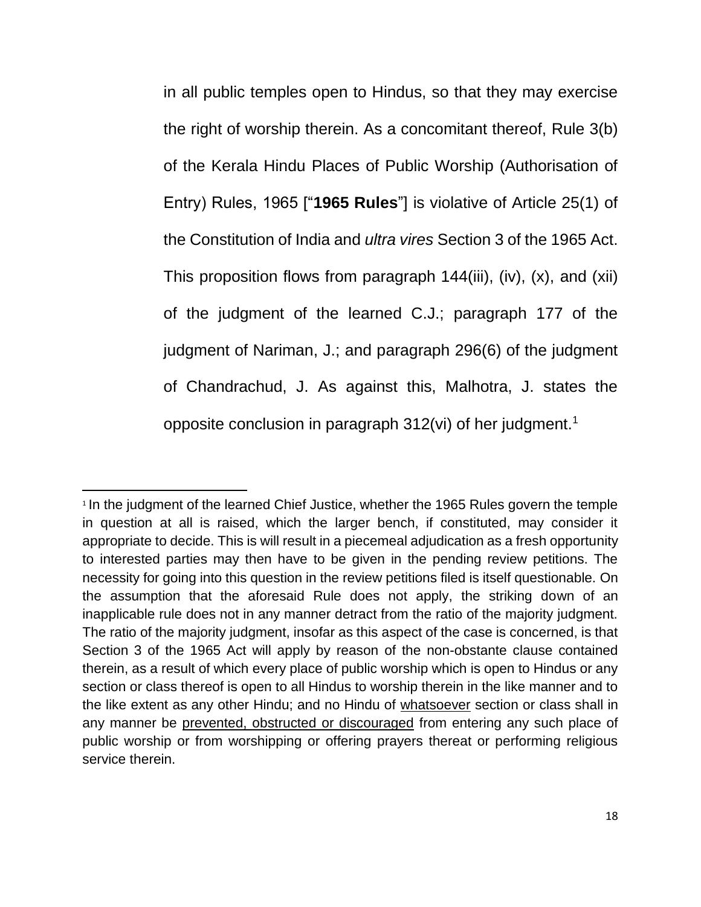in all public temples open to Hindus, so that they may exercise the right of worship therein. As a concomitant thereof, Rule 3(b) of the Kerala Hindu Places of Public Worship (Authorisation of Entry) Rules, 1965 ["**1965 Rules**"] is violative of Article 25(1) of the Constitution of India and *ultra vires* Section 3 of the 1965 Act. This proposition flows from paragraph 144(iii), (iv), (x), and (xii) of the judgment of the learned C.J.; paragraph 177 of the judgment of Nariman, J.; and paragraph 296(6) of the judgment of Chandrachud, J. As against this, Malhotra, J. states the opposite conclusion in paragraph 312(vi) of her judgment.[1]

---

[1] In the judgment of the learned Chief Justice, whether the 1965 Rules govern the temple in question at all is raised, which the larger bench, if constituted, may consider it appropriate to decide. This is will result in a piecemeal adjudication as a fresh opportunity to interested parties may then have to be given in the pending review petitions. The necessity for going into this question in the review petitions filed is itself questionable. On the assumption that the aforesaid Rule does not apply, the striking down of an inapplicable rule does not in any manner detract from the ratio of the majority judgment. The ratio of the majority judgment, insofar as this aspect of the case is concerned, is that Section 3 of the 1965 Act will apply by reason of the non-obstante clause contained therein, as a result of which every place of public worship which is open to Hindus or any section or class thereof is open to all Hindus to worship therein in the like manner and to the like extent as any other Hindu; and no Hindu of <u>whatsoever</u> section or class shall in any manner be <u>prevented, obstructed or discouraged</u> from entering any such place of public worship or from worshipping or offering prayers thereat or performing religious service therein.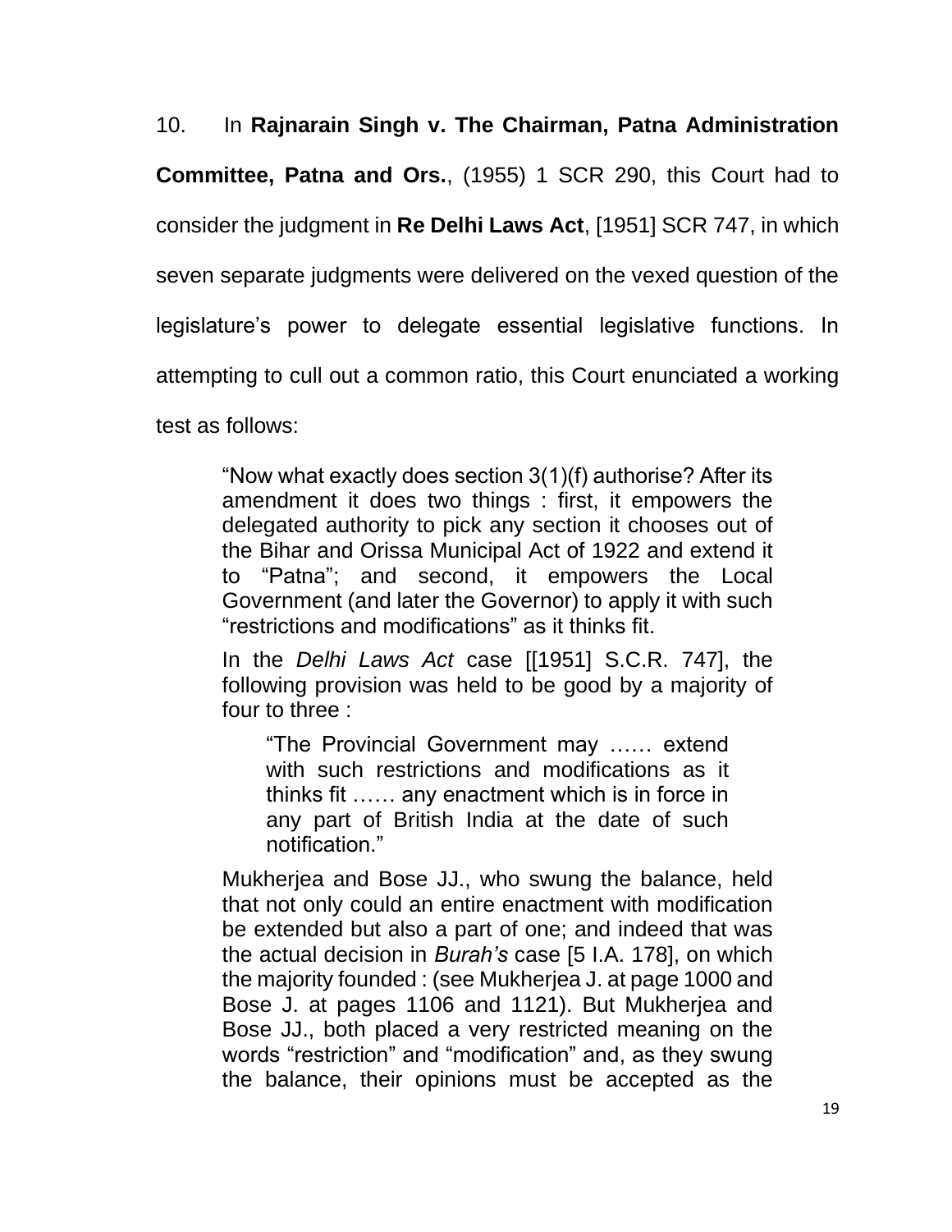10. In **Rajnarain Singh v. The Chairman, Patna Administration Committee, Patna and Ors.**, (1955) 1 SCR 290, this Court had to consider the judgment in **Re Delhi Laws Act**, [1951] SCR 747, in which seven separate judgments were delivered on the vexed question of the legislature's power to delegate essential legislative functions. In attempting to cull out a common ratio, this Court enunciated a working test as follows:

> "Now what exactly does section 3(1)(f) authorise? After its amendment it does two things : first, it empowers the delegated authority to pick any section it chooses out of the Bihar and Orissa Municipal Act of 1922 and extend it to "Patna"; and second, it empowers the Local Government (and later the Governor) to apply it with such "restrictions and modifications" as it thinks fit.
>
> In the *Delhi Laws Act* case [[1951] S.C.R. 747], the following provision was held to be good by a majority of four to three :
>
> > "The Provincial Government may …… extend with such restrictions and modifications as it thinks fit …… any enactment which is in force in any part of British India at the date of such notification."
>
> Mukherjea and Bose JJ., who swung the balance, held that not only could an entire enactment with modification be extended but also a part of one; and indeed that was the actual decision in *Burah's* case [5 I.A. 178], on which the majority founded : (see Mukherjea J. at page 1000 and Bose J. at pages 1106 and 1121). But Mukherjea and Bose JJ., both placed a very restricted meaning on the words "restriction" and "modification" and, as they swung the balance, their opinions must be accepted as the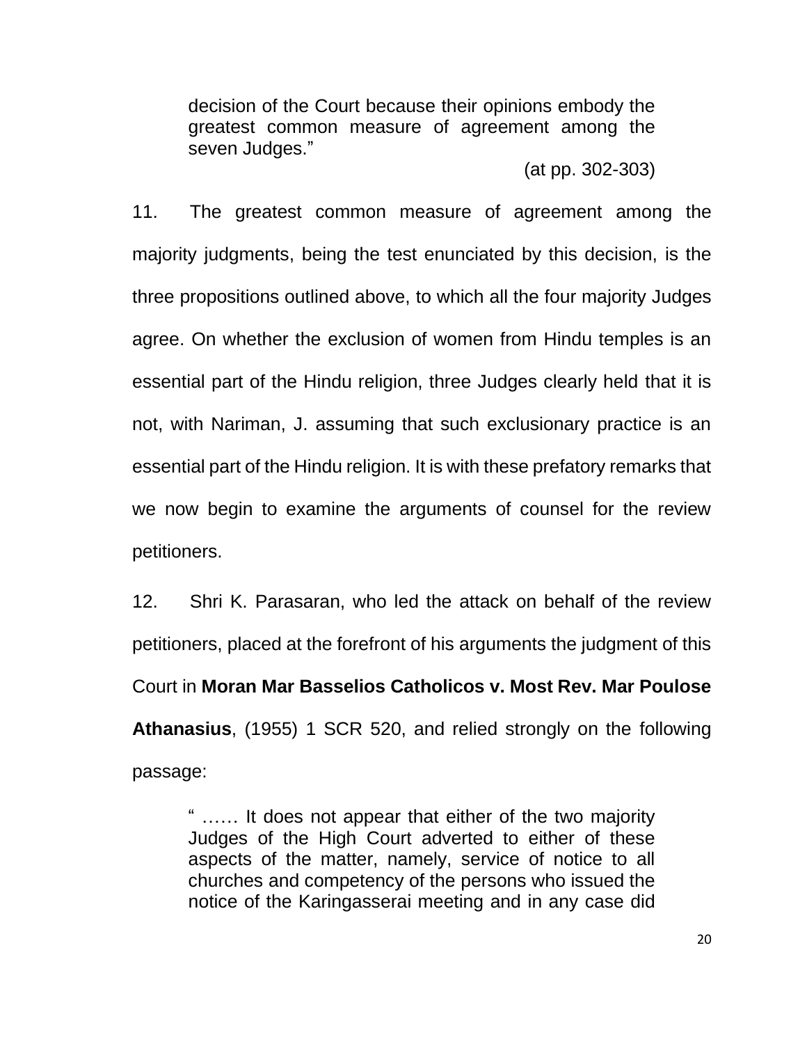> decision of the Court because their opinions embody the greatest common measure of agreement among the seven Judges."
>
> (at pp. 302-303)

11. The greatest common measure of agreement among the majority judgments, being the test enunciated by this decision, is the three propositions outlined above, to which all the four majority Judges agree. On whether the exclusion of women from Hindu temples is an essential part of the Hindu religion, three Judges clearly held that it is not, with Nariman, J. assuming that such exclusionary practice is an essential part of the Hindu religion. It is with these prefatory remarks that we now begin to examine the arguments of counsel for the review petitioners.

12. Shri K. Parasaran, who led the attack on behalf of the review petitioners, placed at the forefront of his arguments the judgment of this Court in **Moran Mar Basselios Catholicos v. Most Rev. Mar Poulose Athanasius**, (1955) 1 SCR 520, and relied strongly on the following passage:

> " …… It does not appear that either of the two majority Judges of the High Court adverted to either of these aspects of the matter, namely, service of notice to all churches and competency of the persons who issued the notice of the Karingasserai meeting and in any case did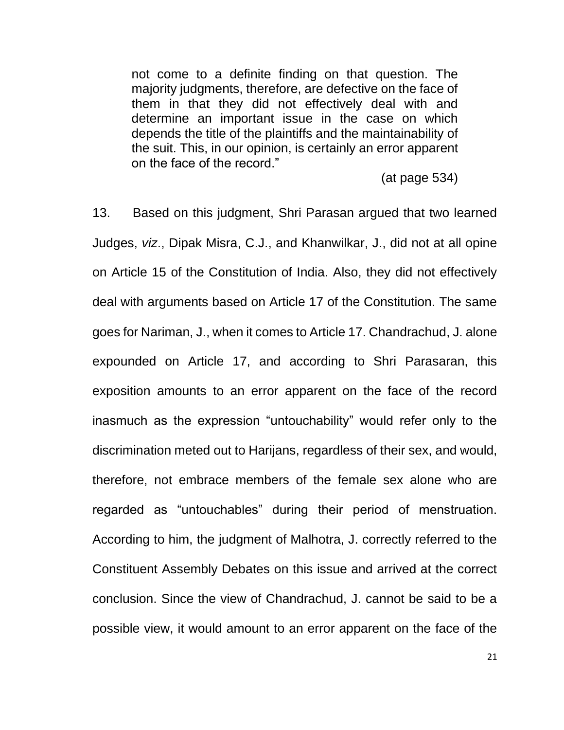> not come to a definite finding on that question. The majority judgments, therefore, are defective on the face of them in that they did not effectively deal with and determine an important issue in the case on which depends the title of the plaintiffs and the maintainability of the suit. This, in our opinion, is certainly an error apparent on the face of the record."
>
> (at page 534)

13. Based on this judgment, Shri Parasan argued that two learned Judges, *viz*., Dipak Misra, C.J., and Khanwilkar, J., did not at all opine on Article 15 of the Constitution of India. Also, they did not effectively deal with arguments based on Article 17 of the Constitution. The same goes for Nariman, J., when it comes to Article 17. Chandrachud, J. alone expounded on Article 17, and according to Shri Parasaran, this exposition amounts to an error apparent on the face of the record inasmuch as the expression "untouchability" would refer only to the discrimination meted out to Harijans, regardless of their sex, and would, therefore, not embrace members of the female sex alone who are regarded as "untouchables" during their period of menstruation. According to him, the judgment of Malhotra, J. correctly referred to the Constituent Assembly Debates on this issue and arrived at the correct conclusion. Since the view of Chandrachud, J. cannot be said to be a possible view, it would amount to an error apparent on the face of the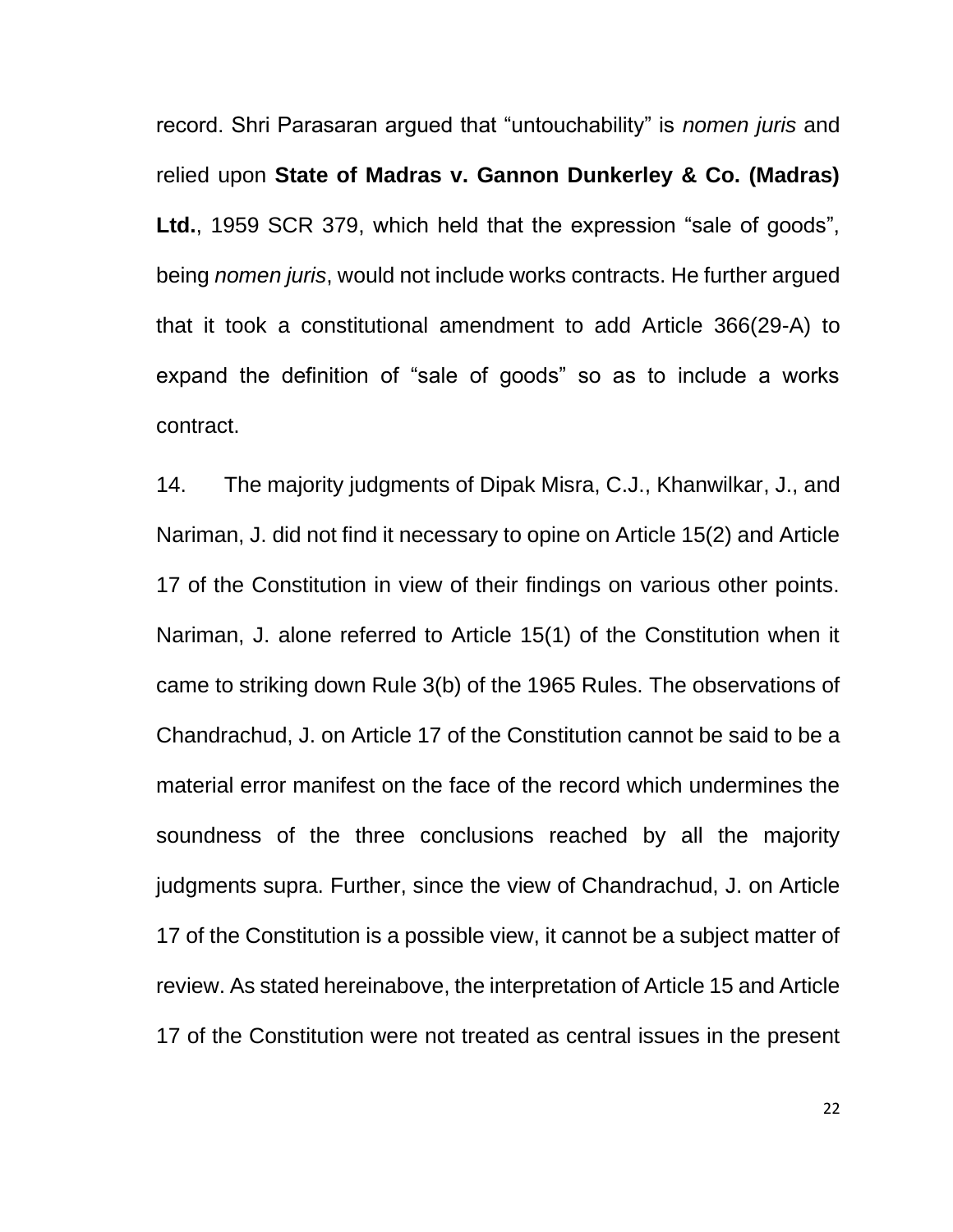record. Shri Parasaran argued that “untouchability” is *nomen juris* and relied upon **State of Madras v. Gannon Dunkerley & Co. (Madras) Ltd.**, 1959 SCR 379, which held that the expression “sale of goods”, being *nomen juris*, would not include works contracts. He further argued that it took a constitutional amendment to add Article 366(29-A) to expand the definition of “sale of goods” so as to include a works contract.

14. The majority judgments of Dipak Misra, C.J., Khanwilkar, J., and Nariman, J. did not find it necessary to opine on Article 15(2) and Article 17 of the Constitution in view of their findings on various other points. Nariman, J. alone referred to Article 15(1) of the Constitution when it came to striking down Rule 3(b) of the 1965 Rules. The observations of Chandrachud, J. on Article 17 of the Constitution cannot be said to be a material error manifest on the face of the record which undermines the soundness of the three conclusions reached by all the majority judgments supra. Further, since the view of Chandrachud, J. on Article 17 of the Constitution is a possible view, it cannot be a subject matter of review. As stated hereinabove, the interpretation of Article 15 and Article 17 of the Constitution were not treated as central issues in the present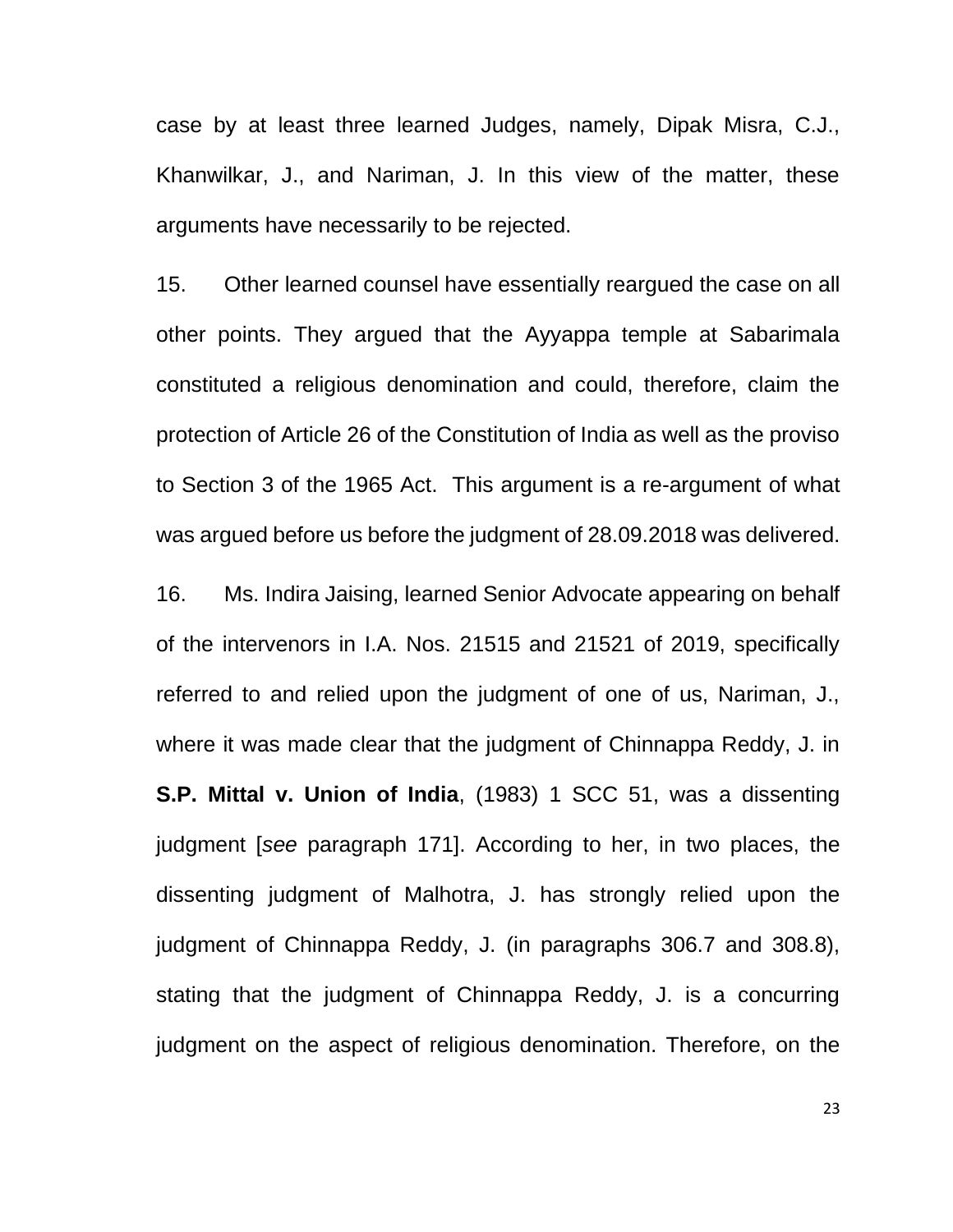case by at least three learned Judges, namely, Dipak Misra, C.J., Khanwilkar, J., and Nariman, J. In this view of the matter, these arguments have necessarily to be rejected.

15. Other learned counsel have essentially reargued the case on all other points. They argued that the Ayyappa temple at Sabarimala constituted a religious denomination and could, therefore, claim the protection of Article 26 of the Constitution of India as well as the proviso to Section 3 of the 1965 Act. This argument is a re-argument of what was argued before us before the judgment of 28.09.2018 was delivered.

16. Ms. Indira Jaising, learned Senior Advocate appearing on behalf of the intervenors in I.A. Nos. 21515 and 21521 of 2019, specifically referred to and relied upon the judgment of one of us, Nariman, J., where it was made clear that the judgment of Chinnappa Reddy, J. in **S.P. Mittal v. Union of India**, (1983) 1 SCC 51, was a dissenting judgment [*see* paragraph 171]. According to her, in two places, the dissenting judgment of Malhotra, J. has strongly relied upon the judgment of Chinnappa Reddy, J. (in paragraphs 306.7 and 308.8), stating that the judgment of Chinnappa Reddy, J. is a concurring judgment on the aspect of religious denomination. Therefore, on the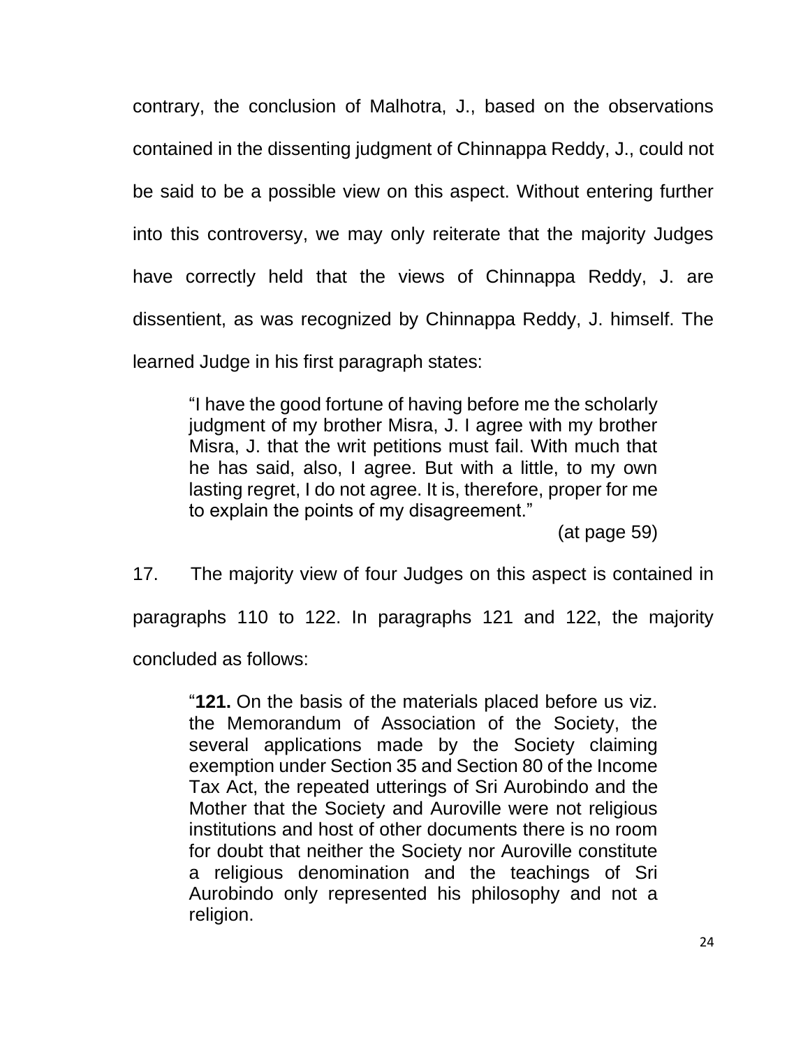contrary, the conclusion of Malhotra, J., based on the observations contained in the dissenting judgment of Chinnappa Reddy, J., could not be said to be a possible view on this aspect. Without entering further into this controversy, we may only reiterate that the majority Judges have correctly held that the views of Chinnappa Reddy, J. are dissentient, as was recognized by Chinnappa Reddy, J. himself. The learned Judge in his first paragraph states:

> "I have the good fortune of having before me the scholarly judgment of my brother Misra, J. I agree with my brother Misra, J. that the writ petitions must fail. With much that he has said, also, I agree. But with a little, to my own lasting regret, I do not agree. It is, therefore, proper for me to explain the points of my disagreement."
>
> (at page 59)

17. The majority view of four Judges on this aspect is contained in paragraphs 110 to 122. In paragraphs 121 and 122, the majority concluded as follows:

> "**121.** On the basis of the materials placed before us viz. the Memorandum of Association of the Society, the several applications made by the Society claiming exemption under Section 35 and Section 80 of the Income Tax Act, the repeated utterings of Sri Aurobindo and the Mother that the Society and Auroville were not religious institutions and host of other documents there is no room for doubt that neither the Society nor Auroville constitute a religious denomination and the teachings of Sri Aurobindo only represented his philosophy and not a religion.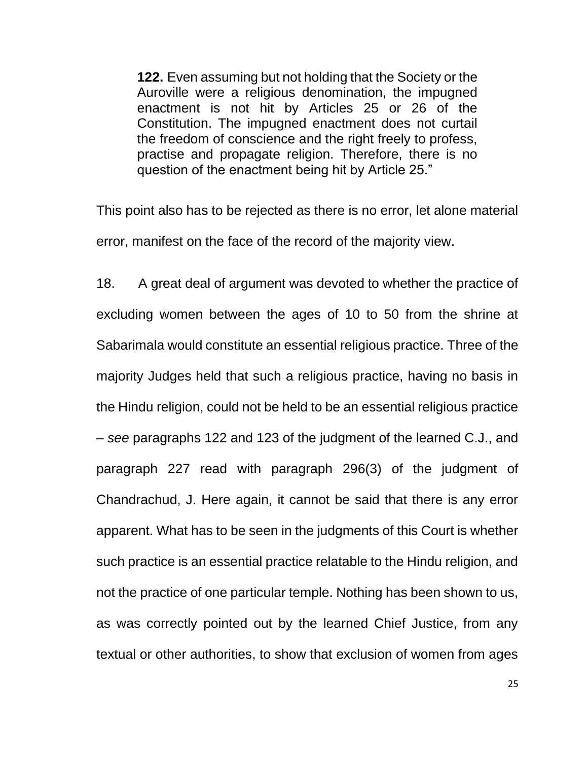> **122.** Even assuming but not holding that the Society or the Auroville were a religious denomination, the impugned enactment is not hit by Articles 25 or 26 of the Constitution. The impugned enactment does not curtail the freedom of conscience and the right freely to profess, practise and propagate religion. Therefore, there is no question of the enactment being hit by Article 25."

This point also has to be rejected as there is no error, let alone material error, manifest on the face of the record of the majority view.

18. A great deal of argument was devoted to whether the practice of excluding women between the ages of 10 to 50 from the shrine at Sabarimala would constitute an essential religious practice. Three of the majority Judges held that such a religious practice, having no basis in the Hindu religion, could not be held to be an essential religious practice – *see* paragraphs 122 and 123 of the judgment of the learned C.J., and paragraph 227 read with paragraph 296(3) of the judgment of Chandrachud, J. Here again, it cannot be said that there is any error apparent. What has to be seen in the judgments of this Court is whether such practice is an essential practice relatable to the Hindu religion, and not the practice of one particular temple. Nothing has been shown to us, as was correctly pointed out by the learned Chief Justice, from any textual or other authorities, to show that exclusion of women from ages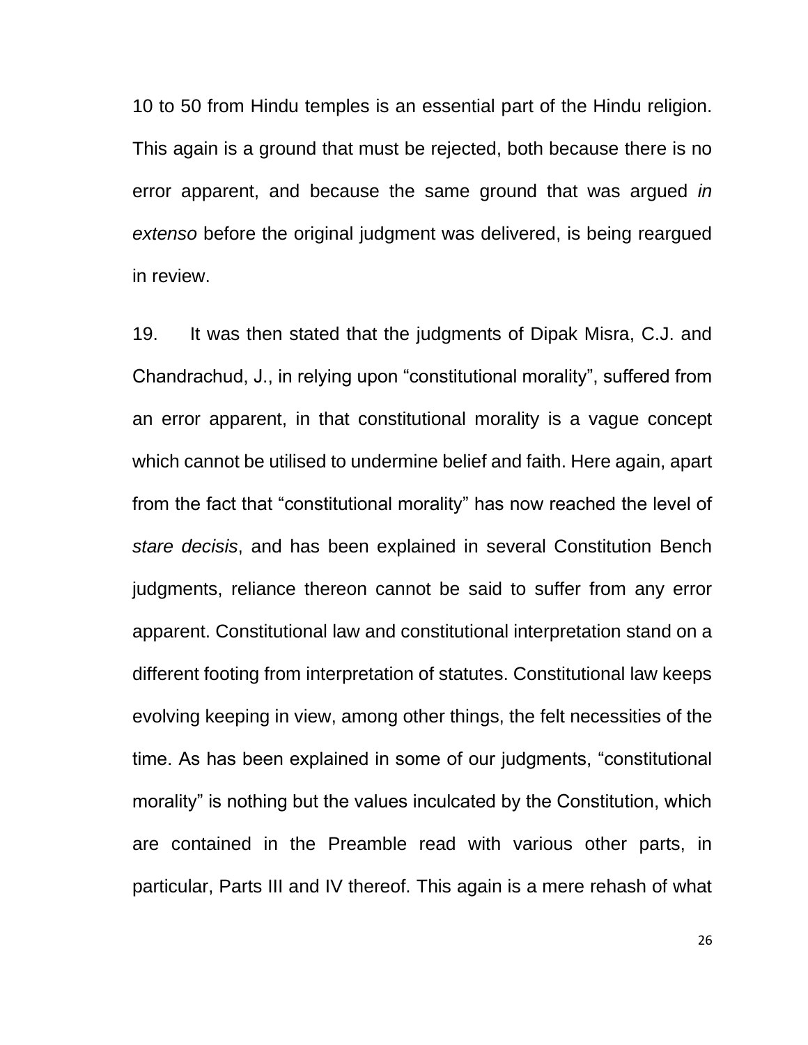10 to 50 from Hindu temples is an essential part of the Hindu religion. This again is a ground that must be rejected, both because there is no error apparent, and because the same ground that was argued *in extenso* before the original judgment was delivered, is being reargued in review.

19. It was then stated that the judgments of Dipak Misra, C.J. and Chandrachud, J., in relying upon "constitutional morality", suffered from an error apparent, in that constitutional morality is a vague concept which cannot be utilised to undermine belief and faith. Here again, apart from the fact that "constitutional morality" has now reached the level of *stare decisis*, and has been explained in several Constitution Bench judgments, reliance thereon cannot be said to suffer from any error apparent. Constitutional law and constitutional interpretation stand on a different footing from interpretation of statutes. Constitutional law keeps evolving keeping in view, among other things, the felt necessities of the time. As has been explained in some of our judgments, "constitutional morality" is nothing but the values inculcated by the Constitution, which are contained in the Preamble read with various other parts, in particular, Parts III and IV thereof. This again is a mere rehash of what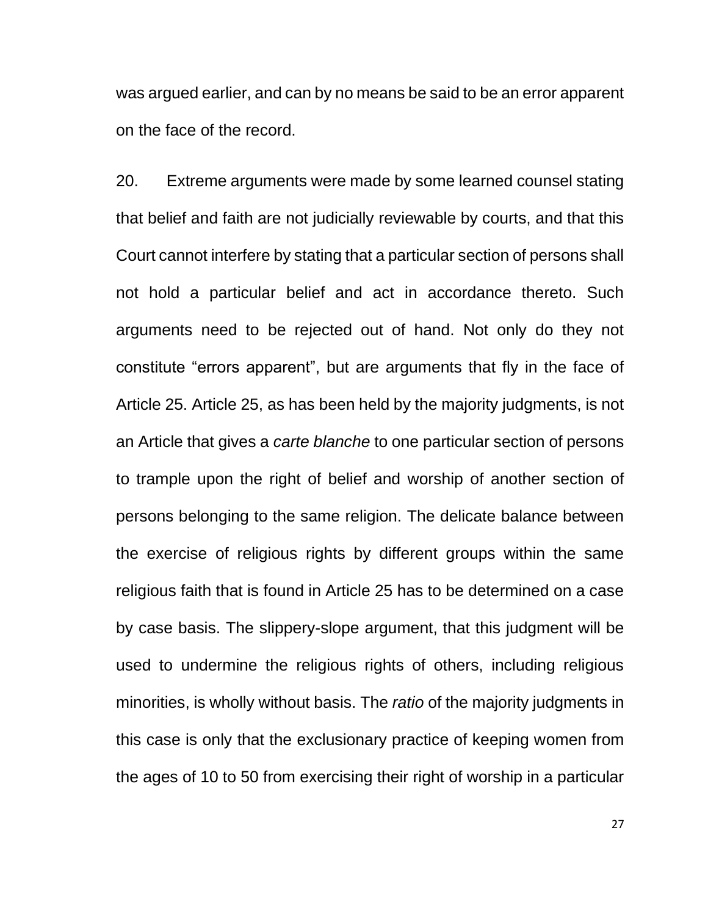was argued earlier, and can by no means be said to be an error apparent on the face of the record.

20. Extreme arguments were made by some learned counsel stating that belief and faith are not judicially reviewable by courts, and that this Court cannot interfere by stating that a particular section of persons shall not hold a particular belief and act in accordance thereto. Such arguments need to be rejected out of hand. Not only do they not constitute "errors apparent", but are arguments that fly in the face of Article 25. Article 25, as has been held by the majority judgments, is not an Article that gives a *carte blanche* to one particular section of persons to trample upon the right of belief and worship of another section of persons belonging to the same religion. The delicate balance between the exercise of religious rights by different groups within the same religious faith that is found in Article 25 has to be determined on a case by case basis. The slippery-slope argument, that this judgment will be used to undermine the religious rights of others, including religious minorities, is wholly without basis. The *ratio* of the majority judgments in this case is only that the exclusionary practice of keeping women from the ages of 10 to 50 from exercising their right of worship in a particular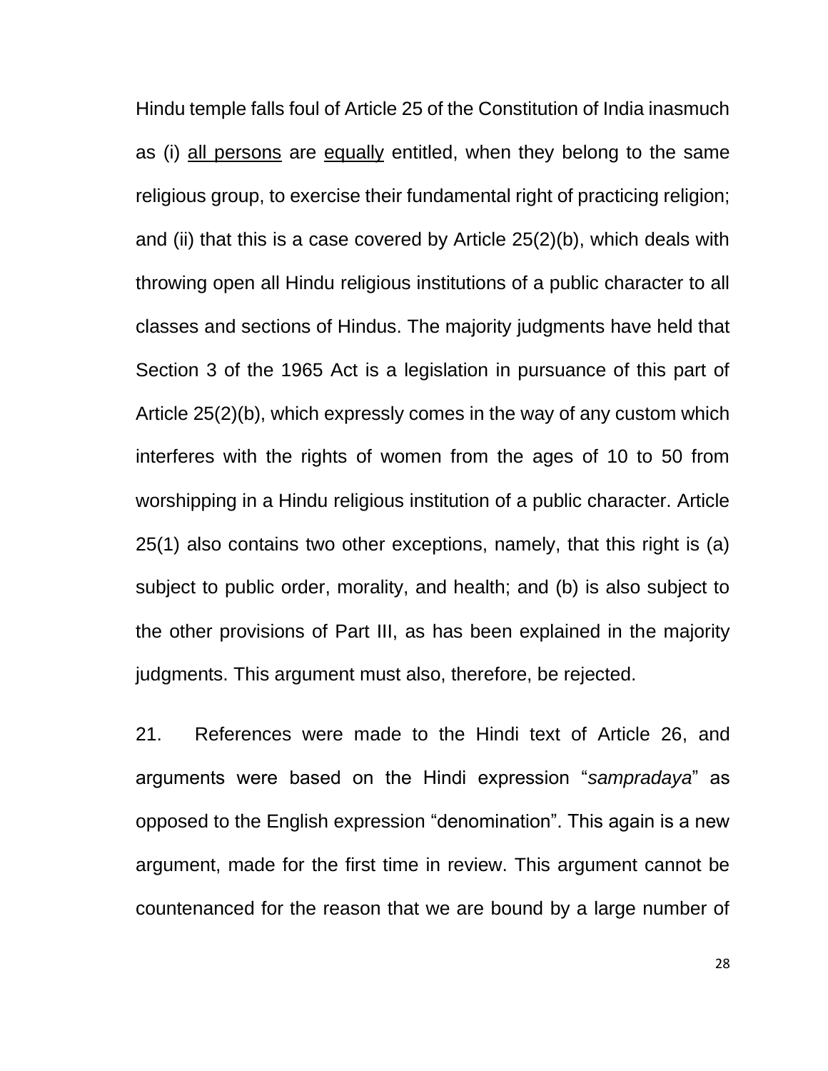Hindu temple falls foul of Article 25 of the Constitution of India inasmuch as (i) <u>all persons</u> are <u>equally</u> entitled, when they belong to the same religious group, to exercise their fundamental right of practicing religion; and (ii) that this is a case covered by Article 25(2)(b), which deals with throwing open all Hindu religious institutions of a public character to all classes and sections of Hindus. The majority judgments have held that Section 3 of the 1965 Act is a legislation in pursuance of this part of Article 25(2)(b), which expressly comes in the way of any custom which interferes with the rights of women from the ages of 10 to 50 from worshipping in a Hindu religious institution of a public character. Article 25(1) also contains two other exceptions, namely, that this right is (a) subject to public order, morality, and health; and (b) is also subject to the other provisions of Part III, as has been explained in the majority judgments. This argument must also, therefore, be rejected.

21. References were made to the Hindi text of Article 26, and arguments were based on the Hindi expression "*sampradaya*" as opposed to the English expression "denomination". This again is a new argument, made for the first time in review. This argument cannot be countenanced for the reason that we are bound by a large number of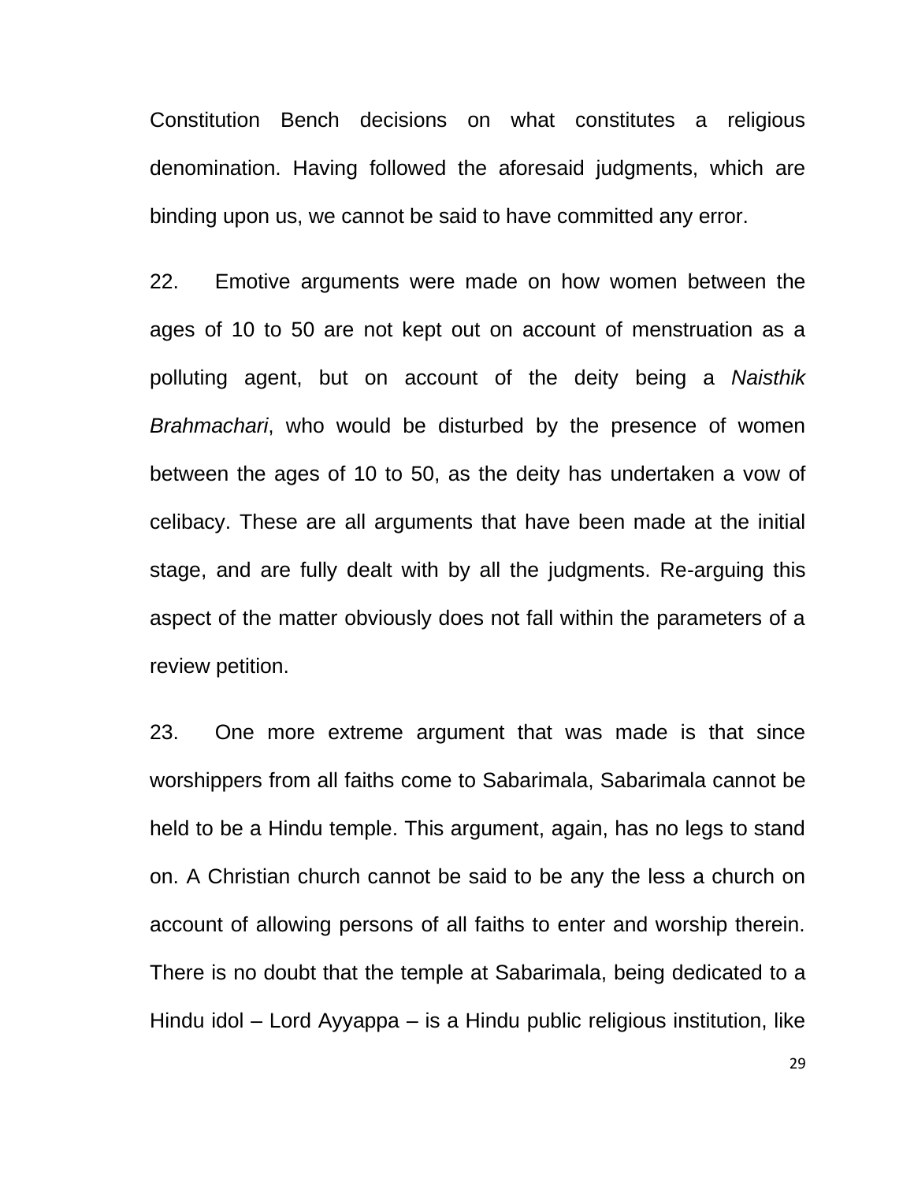Constitution Bench decisions on what constitutes a religious denomination. Having followed the aforesaid judgments, which are binding upon us, we cannot be said to have committed any error.

22. Emotive arguments were made on how women between the ages of 10 to 50 are not kept out on account of menstruation as a polluting agent, but on account of the deity being a *Naisthik Brahmachari*, who would be disturbed by the presence of women between the ages of 10 to 50, as the deity has undertaken a vow of celibacy. These are all arguments that have been made at the initial stage, and are fully dealt with by all the judgments. Re-arguing this aspect of the matter obviously does not fall within the parameters of a review petition.

23. One more extreme argument that was made is that since worshippers from all faiths come to Sabarimala, Sabarimala cannot be held to be a Hindu temple. This argument, again, has no legs to stand on. A Christian church cannot be said to be any the less a church on account of allowing persons of all faiths to enter and worship therein. There is no doubt that the temple at Sabarimala, being dedicated to a Hindu idol – Lord Ayyappa – is a Hindu public religious institution, like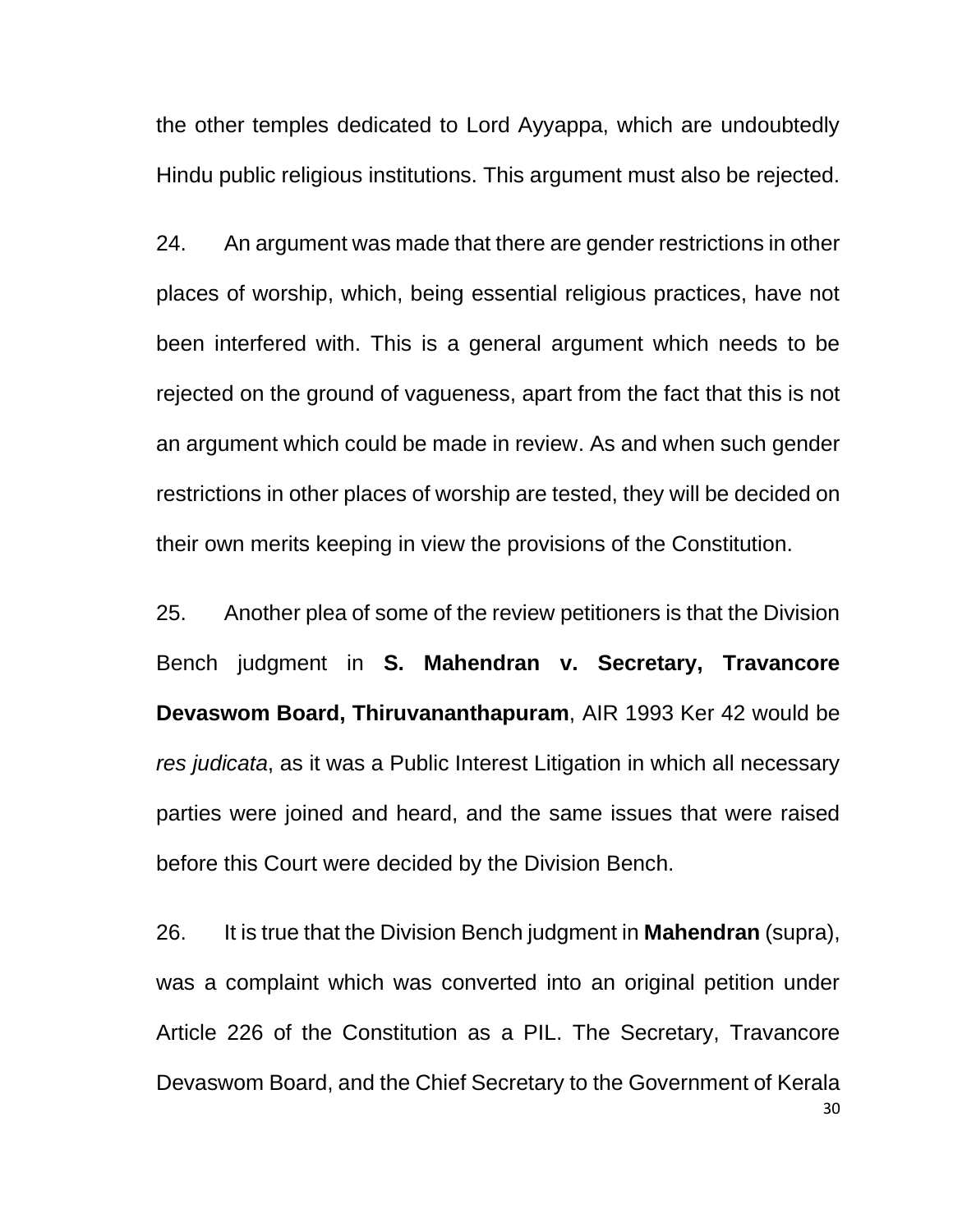the other temples dedicated to Lord Ayyappa, which are undoubtedly Hindu public religious institutions. This argument must also be rejected.

24. An argument was made that there are gender restrictions in other places of worship, which, being essential religious practices, have not been interfered with. This is a general argument which needs to be rejected on the ground of vagueness, apart from the fact that this is not an argument which could be made in review. As and when such gender restrictions in other places of worship are tested, they will be decided on their own merits keeping in view the provisions of the Constitution.

25. Another plea of some of the review petitioners is that the Division Bench judgment in **S. Mahendran v. Secretary, Travancore Devaswom Board, Thiruvananthapuram**, AIR 1993 Ker 42 would be *res judicata*, as it was a Public Interest Litigation in which all necessary parties were joined and heard, and the same issues that were raised before this Court were decided by the Division Bench.

26. It is true that the Division Bench judgment in **Mahendran** (supra), was a complaint which was converted into an original petition under Article 226 of the Constitution as a PIL. The Secretary, Travancore Devaswom Board, and the Chief Secretary to the Government of Kerala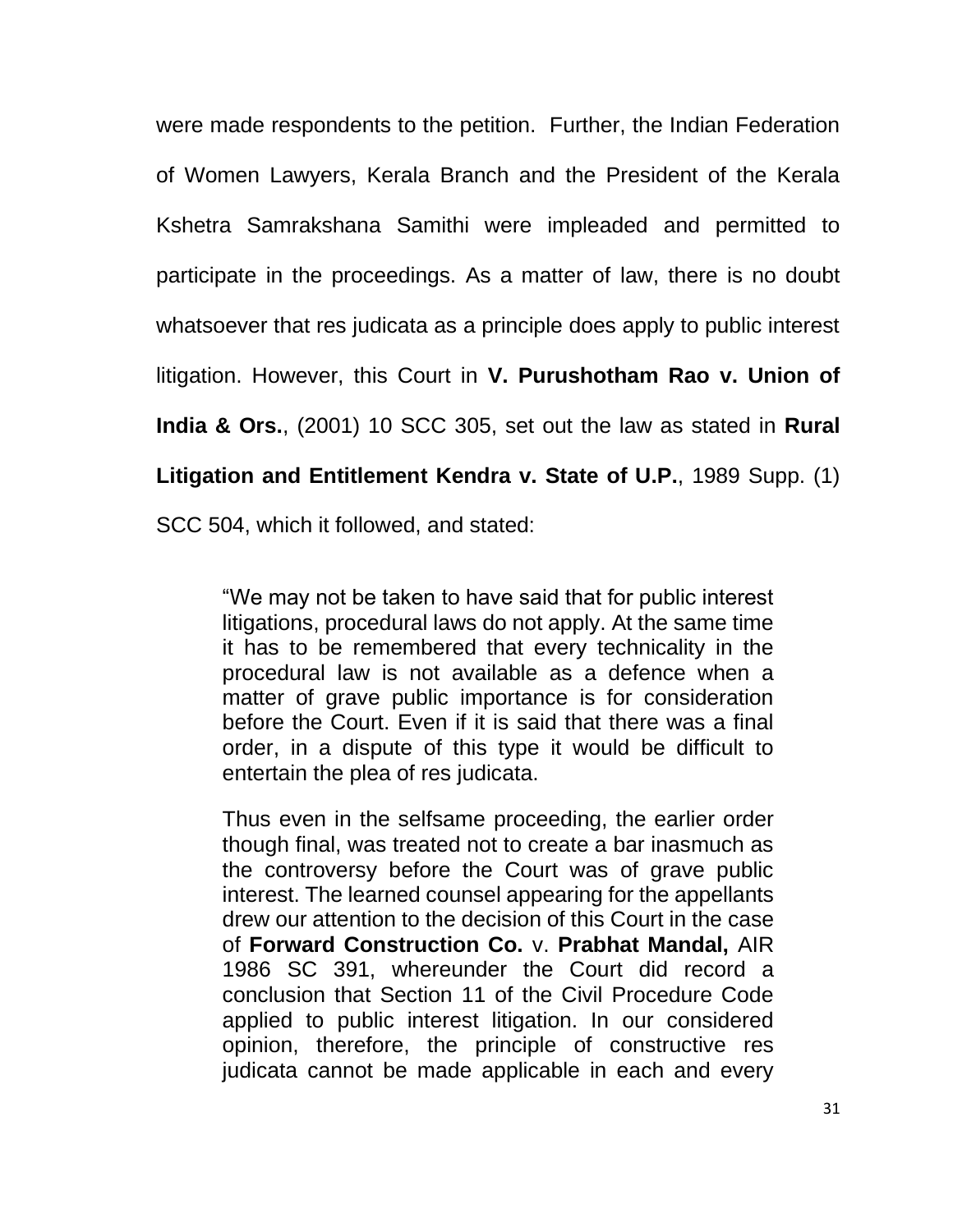were made respondents to the petition. Further, the Indian Federation of Women Lawyers, Kerala Branch and the President of the Kerala Kshetra Samrakshana Samithi were impleaded and permitted to participate in the proceedings. As a matter of law, there is no doubt whatsoever that res judicata as a principle does apply to public interest litigation. However, this Court in **V. Purushotham Rao v. Union of India & Ors.**, (2001) 10 SCC 305, set out the law as stated in **Rural Litigation and Entitlement Kendra v. State of U.P.**, 1989 Supp. (1) SCC 504, which it followed, and stated:

> "We may not be taken to have said that for public interest litigations, procedural laws do not apply. At the same time it has to be remembered that every technicality in the procedural law is not available as a defence when a matter of grave public importance is for consideration before the Court. Even if it is said that there was a final order, in a dispute of this type it would be difficult to entertain the plea of res judicata.
>
> Thus even in the selfsame proceeding, the earlier order though final, was treated not to create a bar inasmuch as the controversy before the Court was of grave public interest. The learned counsel appearing for the appellants drew our attention to the decision of this Court in the case of **Forward Construction Co.** v. **Prabhat Mandal,** AIR 1986 SC 391, whereunder the Court did record a conclusion that Section 11 of the Civil Procedure Code applied to public interest litigation. In our considered opinion, therefore, the principle of constructive res judicata cannot be made applicable in each and every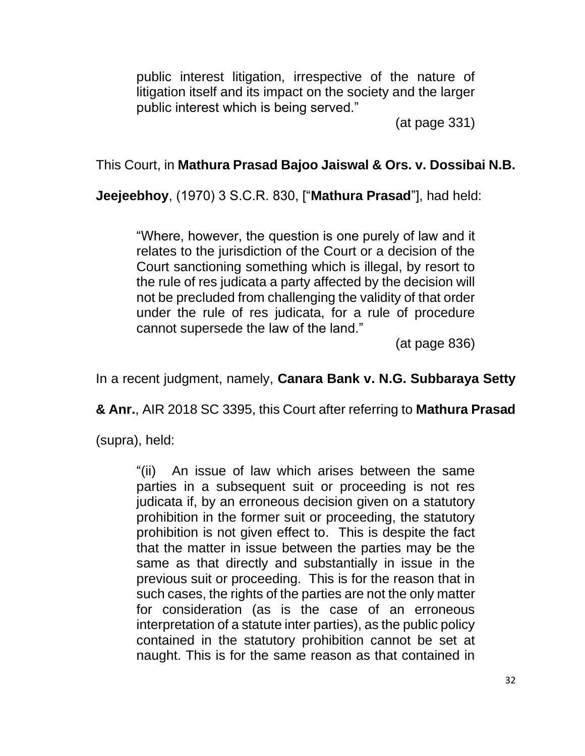> public interest litigation, irrespective of the nature of litigation itself and its impact on the society and the larger public interest which is being served."
>
> (at page 331)

This Court, in **Mathura Prasad Bajoo Jaiswal & Ors. v. Dossibai N.B. Jeejeebhoy**, (1970) 3 S.C.R. 830, ["**Mathura Prasad**"], had held:

> "Where, however, the question is one purely of law and it relates to the jurisdiction of the Court or a decision of the Court sanctioning something which is illegal, by resort to the rule of res judicata a party affected by the decision will not be precluded from challenging the validity of that order under the rule of res judicata, for a rule of procedure cannot supersede the law of the land."
>
> (at page 836)

In a recent judgment, namely, **Canara Bank v. N.G. Subbaraya Setty & Anr.**, AIR 2018 SC 3395, this Court after referring to **Mathura Prasad** (supra), held:

> "(ii) An issue of law which arises between the same parties in a subsequent suit or proceeding is not res judicata if, by an erroneous decision given on a statutory prohibition in the former suit or proceeding, the statutory prohibition is not given effect to. This is despite the fact that the matter in issue between the parties may be the same as that directly and substantially in issue in the previous suit or proceeding. This is for the reason that in such cases, the rights of the parties are not the only matter for consideration (as is the case of an erroneous interpretation of a statute inter parties), as the public policy contained in the statutory prohibition cannot be set at naught. This is for the same reason as that contained in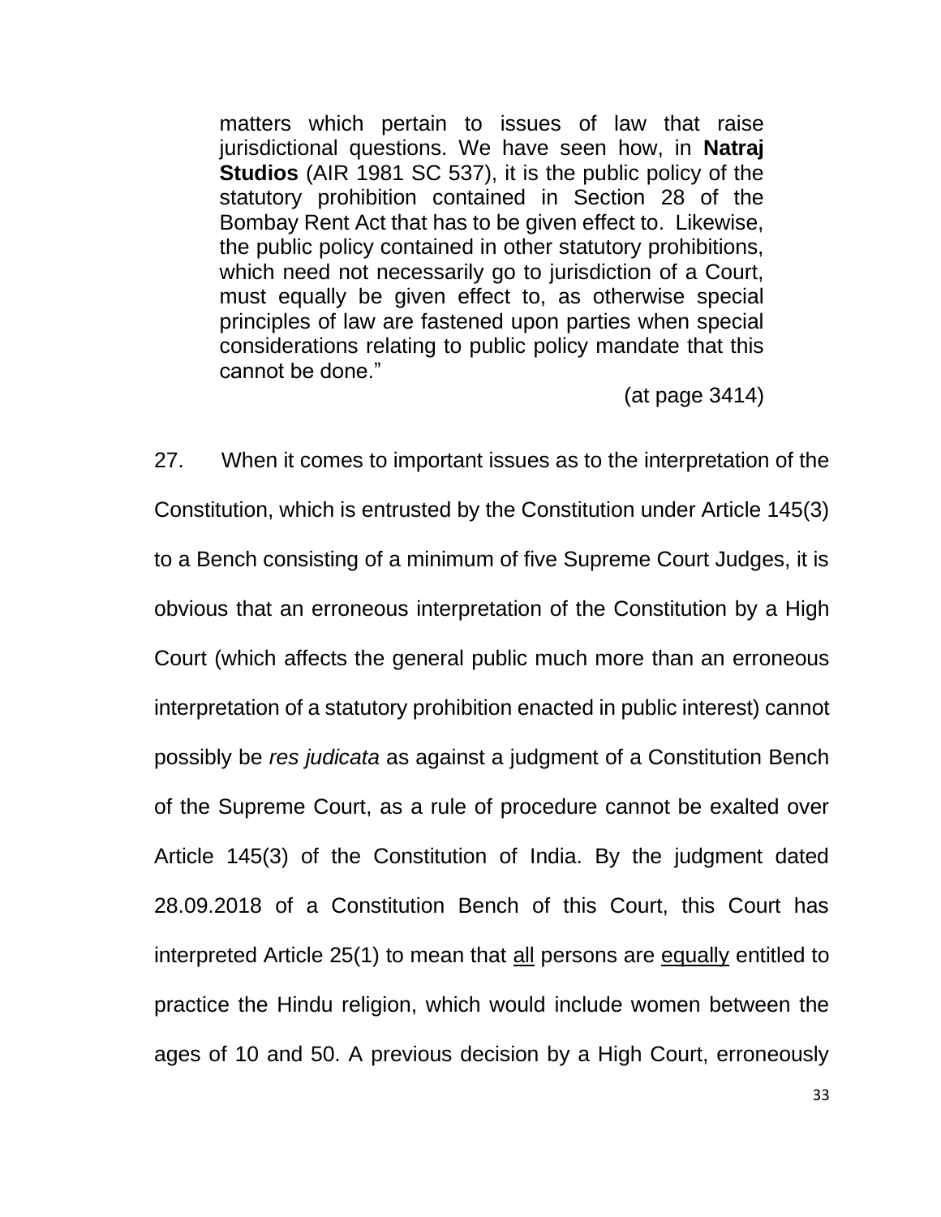> matters which pertain to issues of law that raise jurisdictional questions. We have seen how, in **Natraj Studios** (AIR 1981 SC 537), it is the public policy of the statutory prohibition contained in Section 28 of the Bombay Rent Act that has to be given effect to. Likewise, the public policy contained in other statutory prohibitions, which need not necessarily go to jurisdiction of a Court, must equally be given effect to, as otherwise special principles of law are fastened upon parties when special considerations relating to public policy mandate that this cannot be done."
>
> (at page 3414)

27. When it comes to important issues as to the interpretation of the Constitution, which is entrusted by the Constitution under Article 145(3) to a Bench consisting of a minimum of five Supreme Court Judges, it is obvious that an erroneous interpretation of the Constitution by a High Court (which affects the general public much more than an erroneous interpretation of a statutory prohibition enacted in public interest) cannot possibly be *res judicata* as against a judgment of a Constitution Bench of the Supreme Court, as a rule of procedure cannot be exalted over Article 145(3) of the Constitution of India. By the judgment dated 28.09.2018 of a Constitution Bench of this Court, this Court has interpreted Article 25(1) to mean that <u>all</u> persons are <u>equally</u> entitled to practice the Hindu religion, which would include women between the ages of 10 and 50. A previous decision by a High Court, erroneously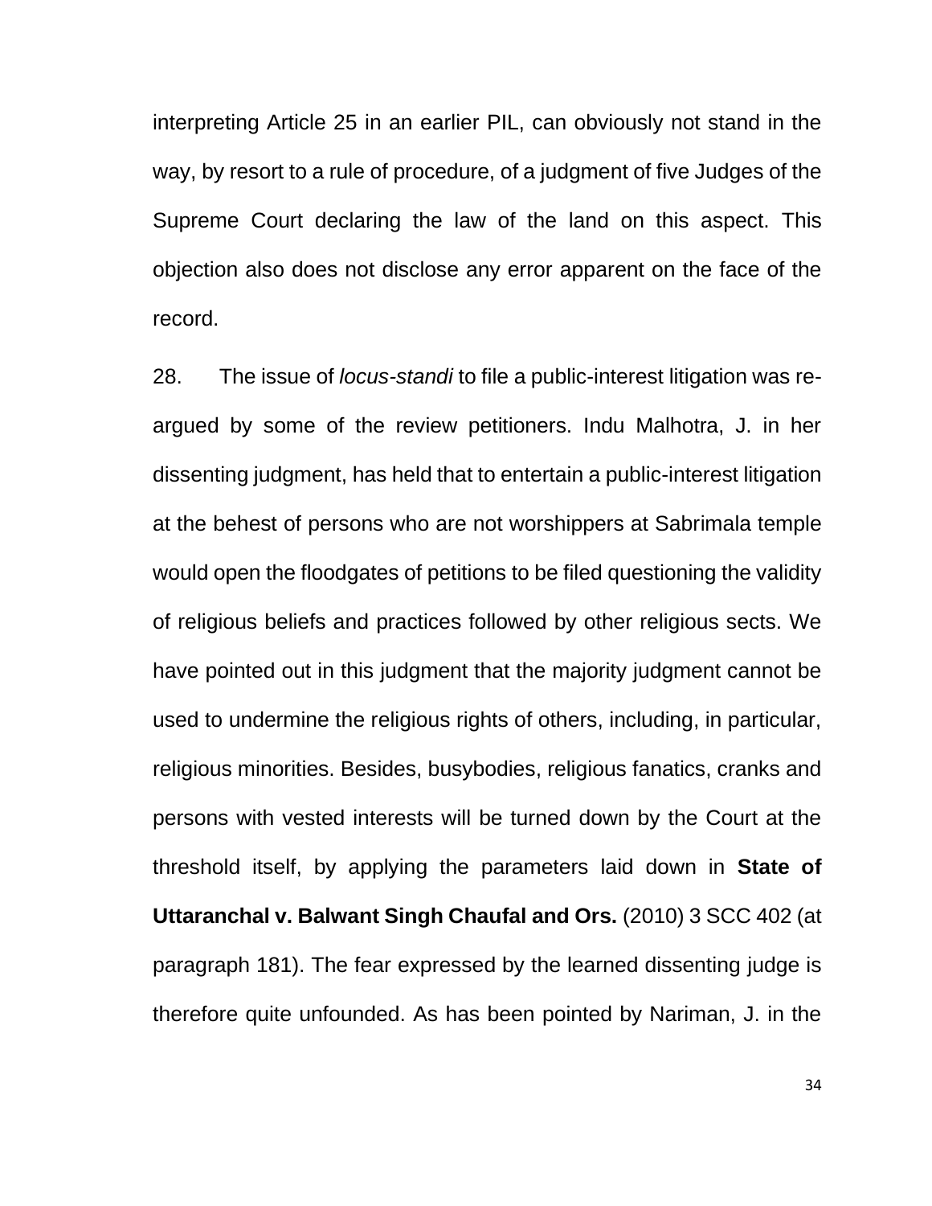interpreting Article 25 in an earlier PIL, can obviously not stand in the way, by resort to a rule of procedure, of a judgment of five Judges of the Supreme Court declaring the law of the land on this aspect. This objection also does not disclose any error apparent on the face of the record.

28. The issue of *locus-standi* to file a public-interest litigation was re-argued by some of the review petitioners. Indu Malhotra, J. in her dissenting judgment, has held that to entertain a public-interest litigation at the behest of persons who are not worshippers at Sabrimala temple would open the floodgates of petitions to be filed questioning the validity of religious beliefs and practices followed by other religious sects. We have pointed out in this judgment that the majority judgment cannot be used to undermine the religious rights of others, including, in particular, religious minorities. Besides, busybodies, religious fanatics, cranks and persons with vested interests will be turned down by the Court at the threshold itself, by applying the parameters laid down in **State of Uttaranchal v. Balwant Singh Chaufal and Ors.** (2010) 3 SCC 402 (at paragraph 181). The fear expressed by the learned dissenting judge is therefore quite unfounded. As has been pointed by Nariman, J. in the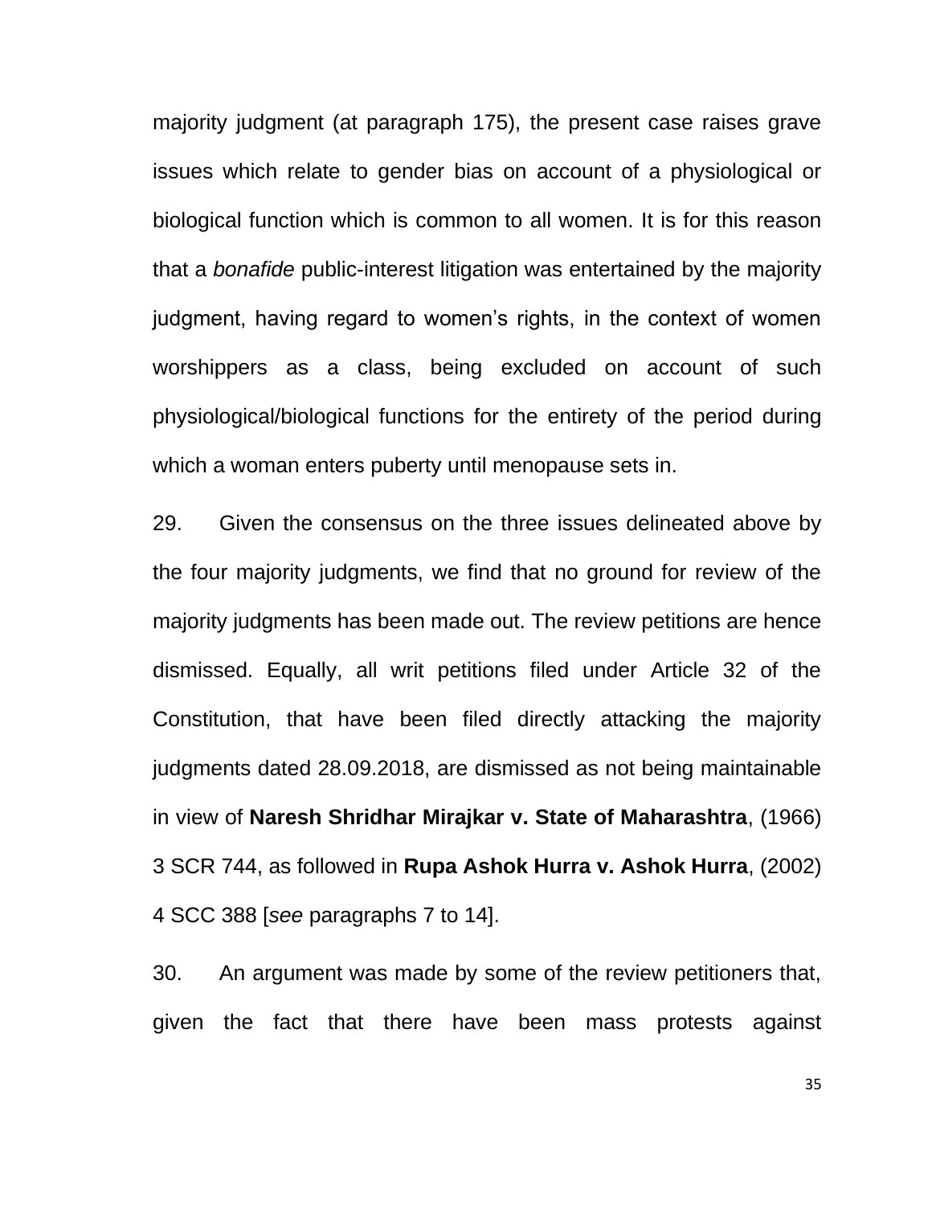majority judgment (at paragraph 175), the present case raises grave issues which relate to gender bias on account of a physiological or biological function which is common to all women. It is for this reason that a *bonafide* public-interest litigation was entertained by the majority judgment, having regard to women's rights, in the context of women worshippers as a class, being excluded on account of such physiological/biological functions for the entirety of the period during which a woman enters puberty until menopause sets in.

29. Given the consensus on the three issues delineated above by the four majority judgments, we find that no ground for review of the majority judgments has been made out. The review petitions are hence dismissed. Equally, all writ petitions filed under Article 32 of the Constitution, that have been filed directly attacking the majority judgments dated 28.09.2018, are dismissed as not being maintainable in view of **Naresh Shridhar Mirajkar v. State of Maharashtra**, (1966) 3 SCR 744, as followed in **Rupa Ashok Hurra v. Ashok Hurra**, (2002) 4 SCC 388 [*see* paragraphs 7 to 14].

30. An argument was made by some of the review petitioners that, given the fact that there have been mass protests against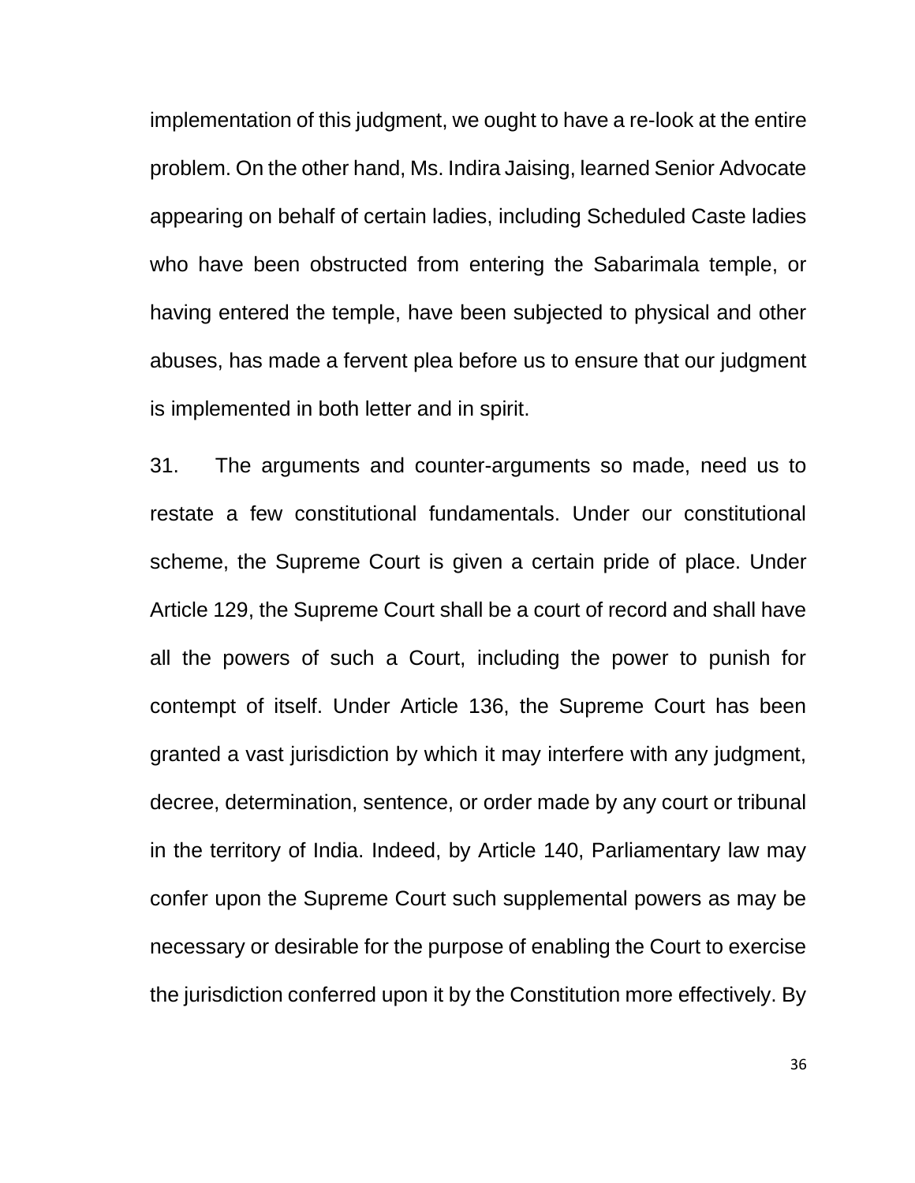implementation of this judgment, we ought to have a re-look at the entire problem. On the other hand, Ms. Indira Jaising, learned Senior Advocate appearing on behalf of certain ladies, including Scheduled Caste ladies who have been obstructed from entering the Sabarimala temple, or having entered the temple, have been subjected to physical and other abuses, has made a fervent plea before us to ensure that our judgment is implemented in both letter and in spirit.

31. The arguments and counter-arguments so made, need us to restate a few constitutional fundamentals. Under our constitutional scheme, the Supreme Court is given a certain pride of place. Under Article 129, the Supreme Court shall be a court of record and shall have all the powers of such a Court, including the power to punish for contempt of itself. Under Article 136, the Supreme Court has been granted a vast jurisdiction by which it may interfere with any judgment, decree, determination, sentence, or order made by any court or tribunal in the territory of India. Indeed, by Article 140, Parliamentary law may confer upon the Supreme Court such supplemental powers as may be necessary or desirable for the purpose of enabling the Court to exercise the jurisdiction conferred upon it by the Constitution more effectively. By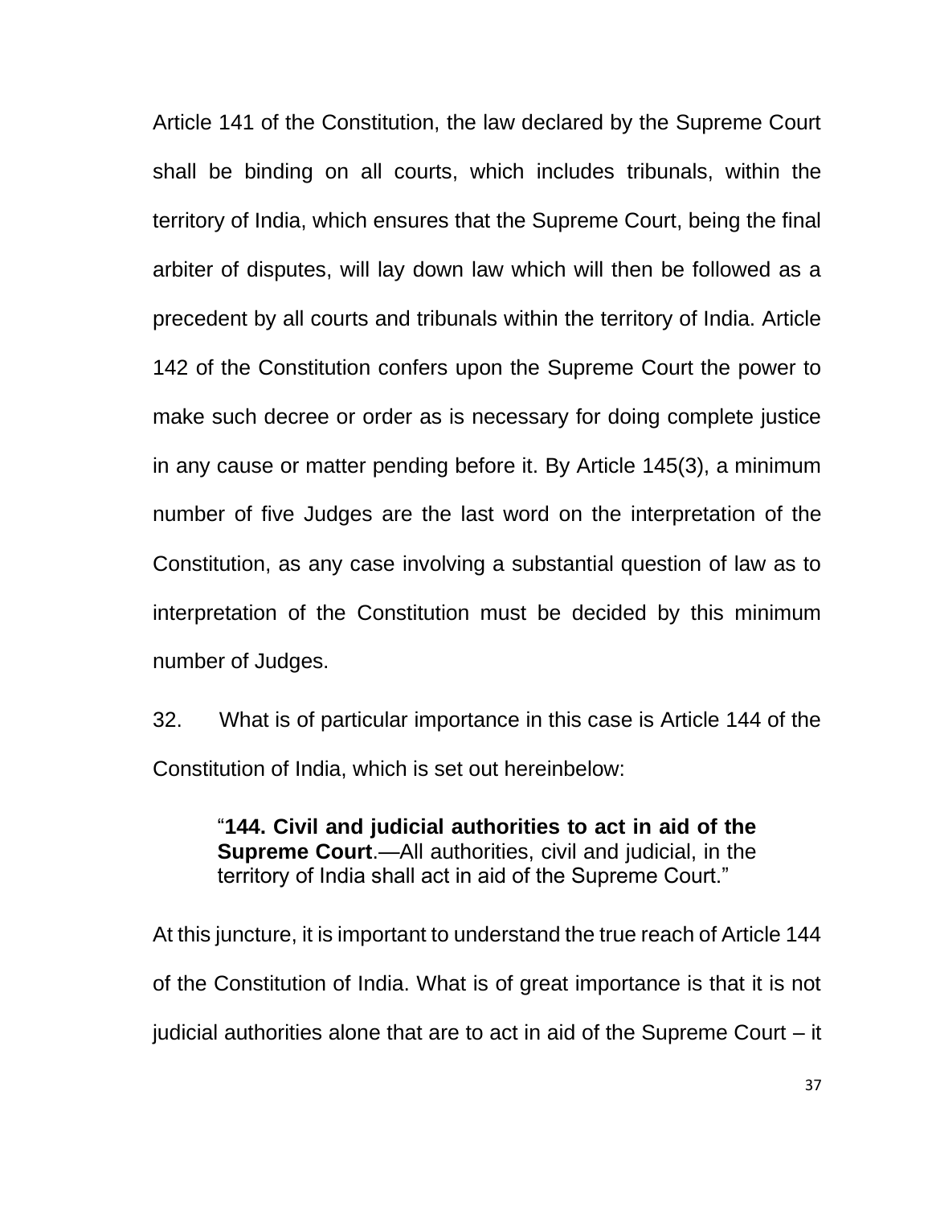Article 141 of the Constitution, the law declared by the Supreme Court shall be binding on all courts, which includes tribunals, within the territory of India, which ensures that the Supreme Court, being the final arbiter of disputes, will lay down law which will then be followed as a precedent by all courts and tribunals within the territory of India. Article 142 of the Constitution confers upon the Supreme Court the power to make such decree or order as is necessary for doing complete justice in any cause or matter pending before it. By Article 145(3), a minimum number of five Judges are the last word on the interpretation of the Constitution, as any case involving a substantial question of law as to interpretation of the Constitution must be decided by this minimum number of Judges.

32. What is of particular importance in this case is Article 144 of the Constitution of India, which is set out hereinbelow:

> "**144. Civil and judicial authorities to act in aid of the Supreme Court**.—All authorities, civil and judicial, in the territory of India shall act in aid of the Supreme Court."

At this juncture, it is important to understand the true reach of Article 144 of the Constitution of India. What is of great importance is that it is not judicial authorities alone that are to act in aid of the Supreme Court – it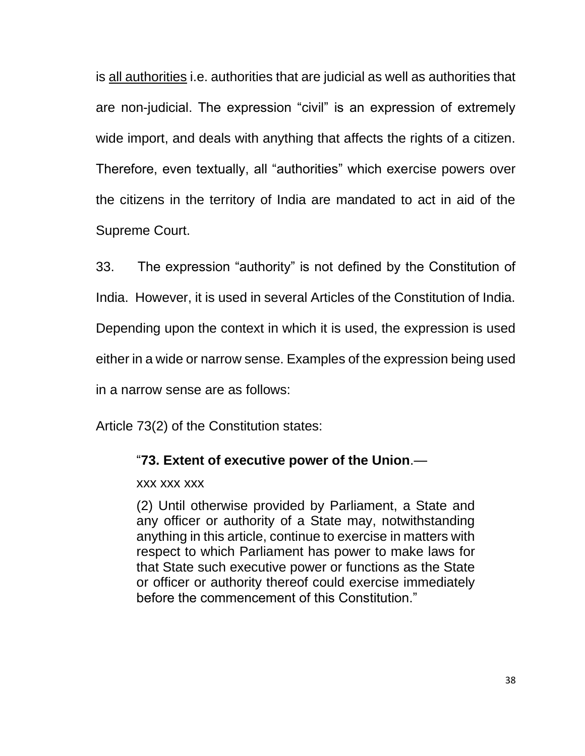is <u>all authorities</u> i.e. authorities that are judicial as well as authorities that are non-judicial. The expression "civil" is an expression of extremely wide import, and deals with anything that affects the rights of a citizen. Therefore, even textually, all "authorities" which exercise powers over the citizens in the territory of India are mandated to act in aid of the Supreme Court.

33. The expression "authority" is not defined by the Constitution of India. However, it is used in several Articles of the Constitution of India. Depending upon the context in which it is used, the expression is used either in a wide or narrow sense. Examples of the expression being used in a narrow sense are as follows:

Article 73(2) of the Constitution states:

> "**73. Extent of executive power of the Union**.—
>
> xxx xxx xxx
>
> (2) Until otherwise provided by Parliament, a State and any officer or authority of a State may, notwithstanding anything in this article, continue to exercise in matters with respect to which Parliament has power to make laws for that State such executive power or functions as the State or officer or authority thereof could exercise immediately before the commencement of this Constitution."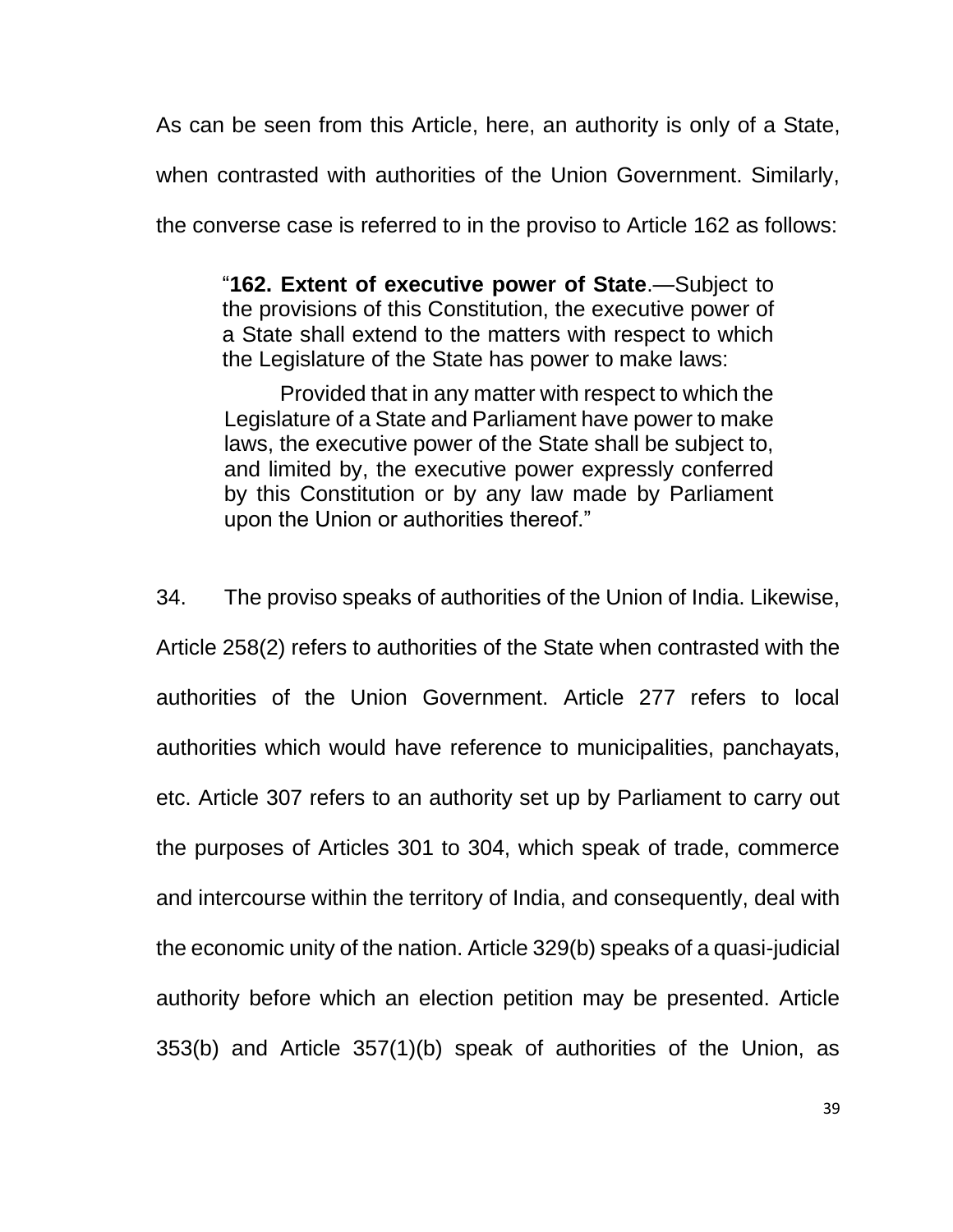As can be seen from this Article, here, an authority is only of a State, when contrasted with authorities of the Union Government. Similarly, the converse case is referred to in the proviso to Article 162 as follows:

> "**162. Extent of executive power of State**.—Subject to the provisions of this Constitution, the executive power of a State shall extend to the matters with respect to which the Legislature of the State has power to make laws:
>
> Provided that in any matter with respect to which the Legislature of a State and Parliament have power to make laws, the executive power of the State shall be subject to, and limited by, the executive power expressly conferred by this Constitution or by any law made by Parliament upon the Union or authorities thereof."

34. The proviso speaks of authorities of the Union of India. Likewise, Article 258(2) refers to authorities of the State when contrasted with the authorities of the Union Government. Article 277 refers to local authorities which would have reference to municipalities, panchayats, etc. Article 307 refers to an authority set up by Parliament to carry out the purposes of Articles 301 to 304, which speak of trade, commerce and intercourse within the territory of India, and consequently, deal with the economic unity of the nation. Article 329(b) speaks of a quasi-judicial authority before which an election petition may be presented. Article 353(b) and Article 357(1)(b) speak of authorities of the Union, as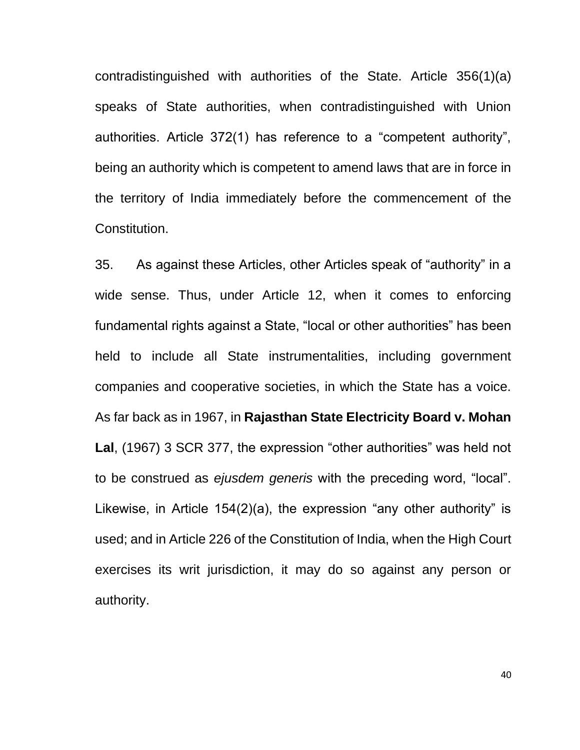contradistinguished with authorities of the State. Article 356(1)(a) speaks of State authorities, when contradistinguished with Union authorities. Article 372(1) has reference to a "competent authority", being an authority which is competent to amend laws that are in force in the territory of India immediately before the commencement of the Constitution.

35. As against these Articles, other Articles speak of "authority" in a wide sense. Thus, under Article 12, when it comes to enforcing fundamental rights against a State, "local or other authorities" has been held to include all State instrumentalities, including government companies and cooperative societies, in which the State has a voice. As far back as in 1967, in **Rajasthan State Electricity Board v. Mohan Lal**, (1967) 3 SCR 377, the expression "other authorities" was held not to be construed as *ejusdem generis* with the preceding word, "local". Likewise, in Article 154(2)(a), the expression "any other authority" is used; and in Article 226 of the Constitution of India, when the High Court exercises its writ jurisdiction, it may do so against any person or authority.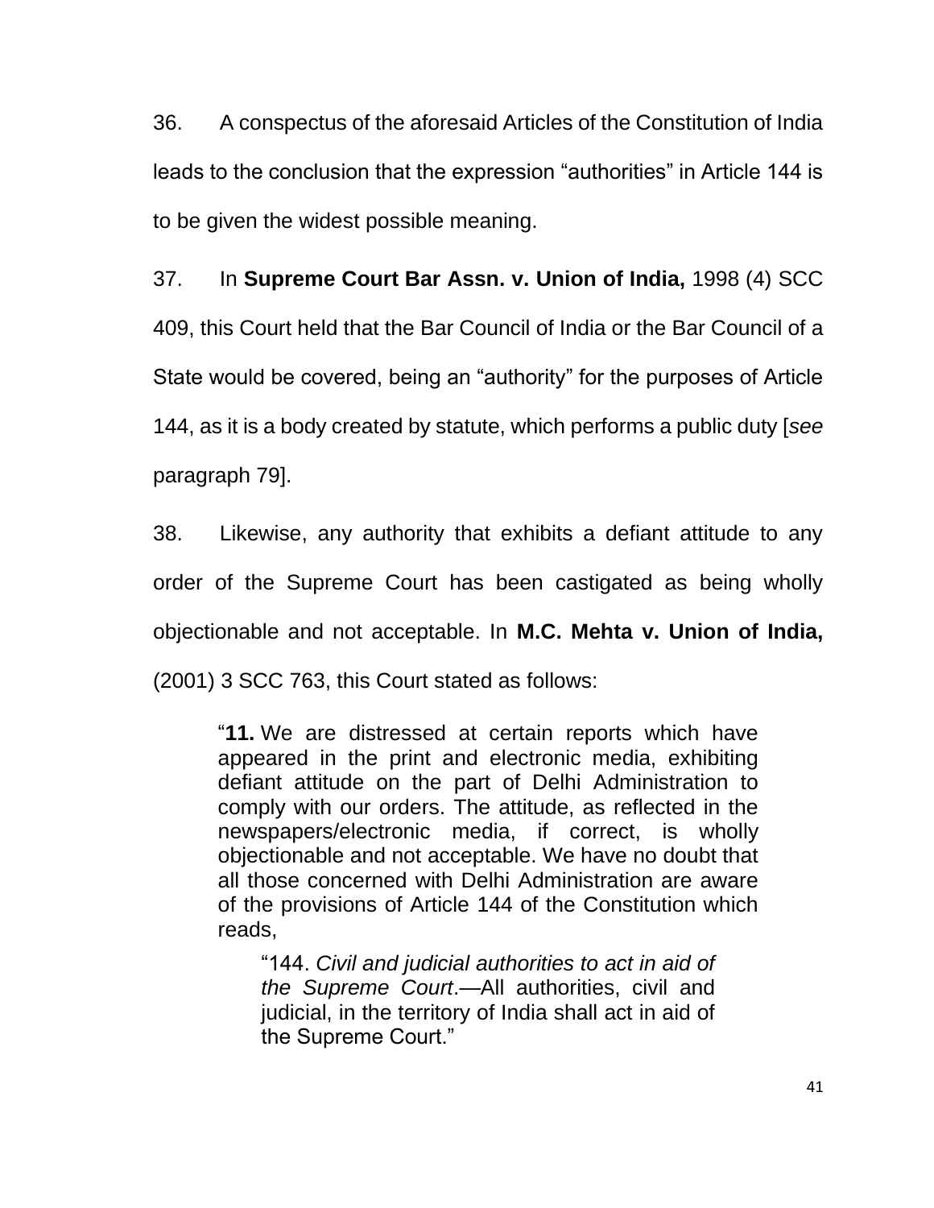36. A conspectus of the aforesaid Articles of the Constitution of India leads to the conclusion that the expression "authorities" in Article 144 is to be given the widest possible meaning.

37. In **Supreme Court Bar Assn. v. Union of India,** 1998 (4) SCC 409, this Court held that the Bar Council of India or the Bar Council of a State would be covered, being an "authority" for the purposes of Article 144, as it is a body created by statute, which performs a public duty [*see* paragraph 79].

38. Likewise, any authority that exhibits a defiant attitude to any order of the Supreme Court has been castigated as being wholly objectionable and not acceptable. In **M.C. Mehta v. Union of India,** (2001) 3 SCC 763, this Court stated as follows:

> "**11.** We are distressed at certain reports which have appeared in the print and electronic media, exhibiting defiant attitude on the part of Delhi Administration to comply with our orders. The attitude, as reflected in the newspapers/electronic media, if correct, is wholly objectionable and not acceptable. We have no doubt that all those concerned with Delhi Administration are aware of the provisions of Article 144 of the Constitution which reads,
>
> > "144. *Civil and judicial authorities to act in aid of the Supreme Court*.—All authorities, civil and judicial, in the territory of India shall act in aid of the Supreme Court."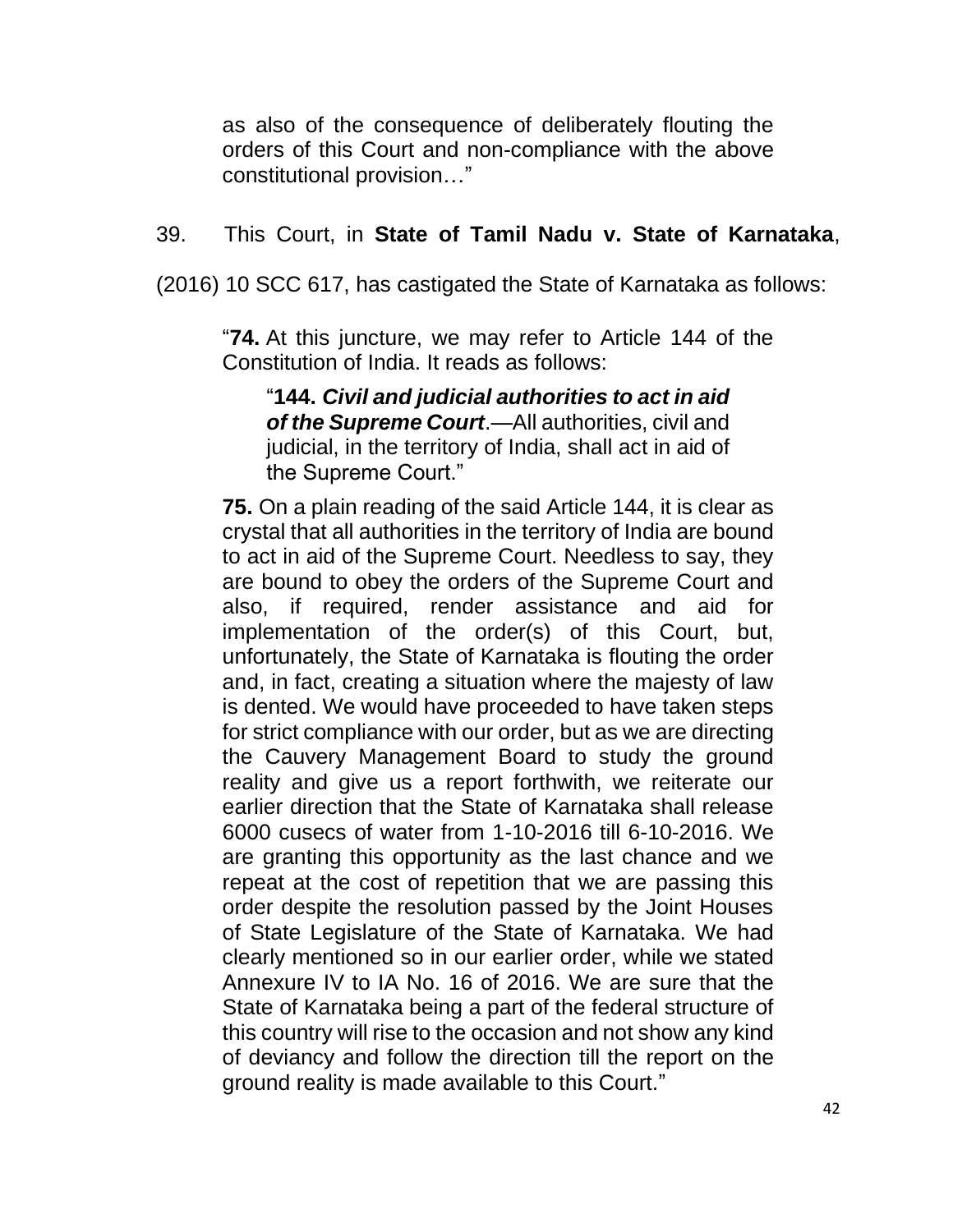> as also of the consequence of deliberately flouting the orders of this Court and non-compliance with the above constitutional provision…"

39. This Court, in **State of Tamil Nadu v. State of Karnataka**, (2016) 10 SCC 617, has castigated the State of Karnataka as follows:

> "**74.** At this juncture, we may refer to Article 144 of the Constitution of India. It reads as follows:
>
> > "**144.** ***Civil and judicial authorities to act in aid of the Supreme Court***.—All authorities, civil and judicial, in the territory of India, shall act in aid of the Supreme Court."
>
> **75.** On a plain reading of the said Article 144, it is clear as crystal that all authorities in the territory of India are bound to act in aid of the Supreme Court. Needless to say, they are bound to obey the orders of the Supreme Court and also, if required, render assistance and aid for implementation of the order(s) of this Court, but, unfortunately, the State of Karnataka is flouting the order and, in fact, creating a situation where the majesty of law is dented. We would have proceeded to have taken steps for strict compliance with our order, but as we are directing the Cauvery Management Board to study the ground reality and give us a report forthwith, we reiterate our earlier direction that the State of Karnataka shall release 6000 cusecs of water from 1-10-2016 till 6-10-2016. We are granting this opportunity as the last chance and we repeat at the cost of repetition that we are passing this order despite the resolution passed by the Joint Houses of State Legislature of the State of Karnataka. We had clearly mentioned so in our earlier order, while we stated Annexure IV to IA No. 16 of 2016. We are sure that the State of Karnataka being a part of the federal structure of this country will rise to the occasion and not show any kind of deviancy and follow the direction till the report on the ground reality is made available to this Court."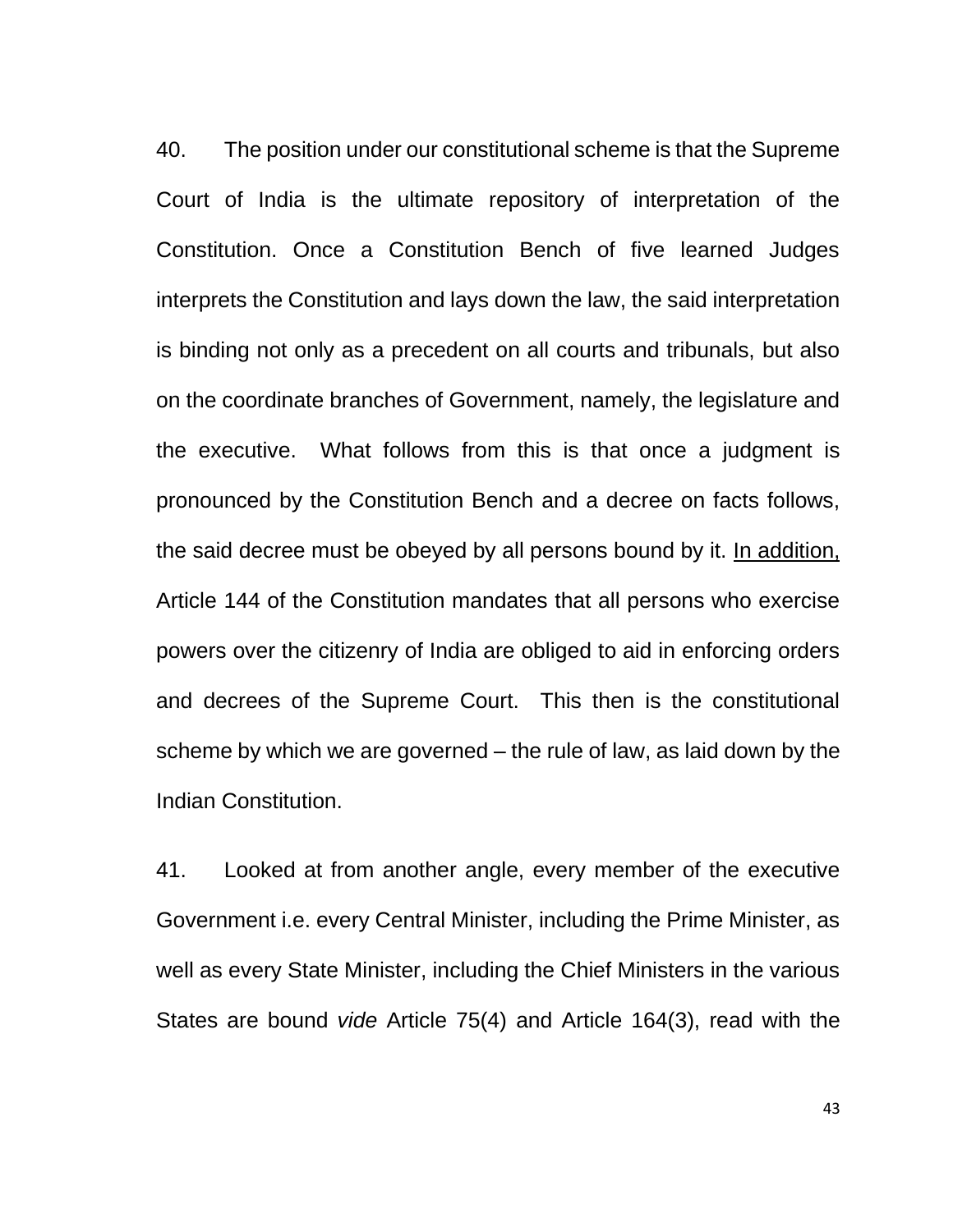40. The position under our constitutional scheme is that the Supreme Court of India is the ultimate repository of interpretation of the Constitution. Once a Constitution Bench of five learned Judges interprets the Constitution and lays down the law, the said interpretation is binding not only as a precedent on all courts and tribunals, but also on the coordinate branches of Government, namely, the legislature and the executive. What follows from this is that once a judgment is pronounced by the Constitution Bench and a decree on facts follows, the said decree must be obeyed by all persons bound by it. <u>In addition,</u> Article 144 of the Constitution mandates that all persons who exercise powers over the citizenry of India are obliged to aid in enforcing orders and decrees of the Supreme Court. This then is the constitutional scheme by which we are governed – the rule of law, as laid down by the Indian Constitution.

41. Looked at from another angle, every member of the executive Government i.e. every Central Minister, including the Prime Minister, as well as every State Minister, including the Chief Ministers in the various States are bound *vide* Article 75(4) and Article 164(3), read with the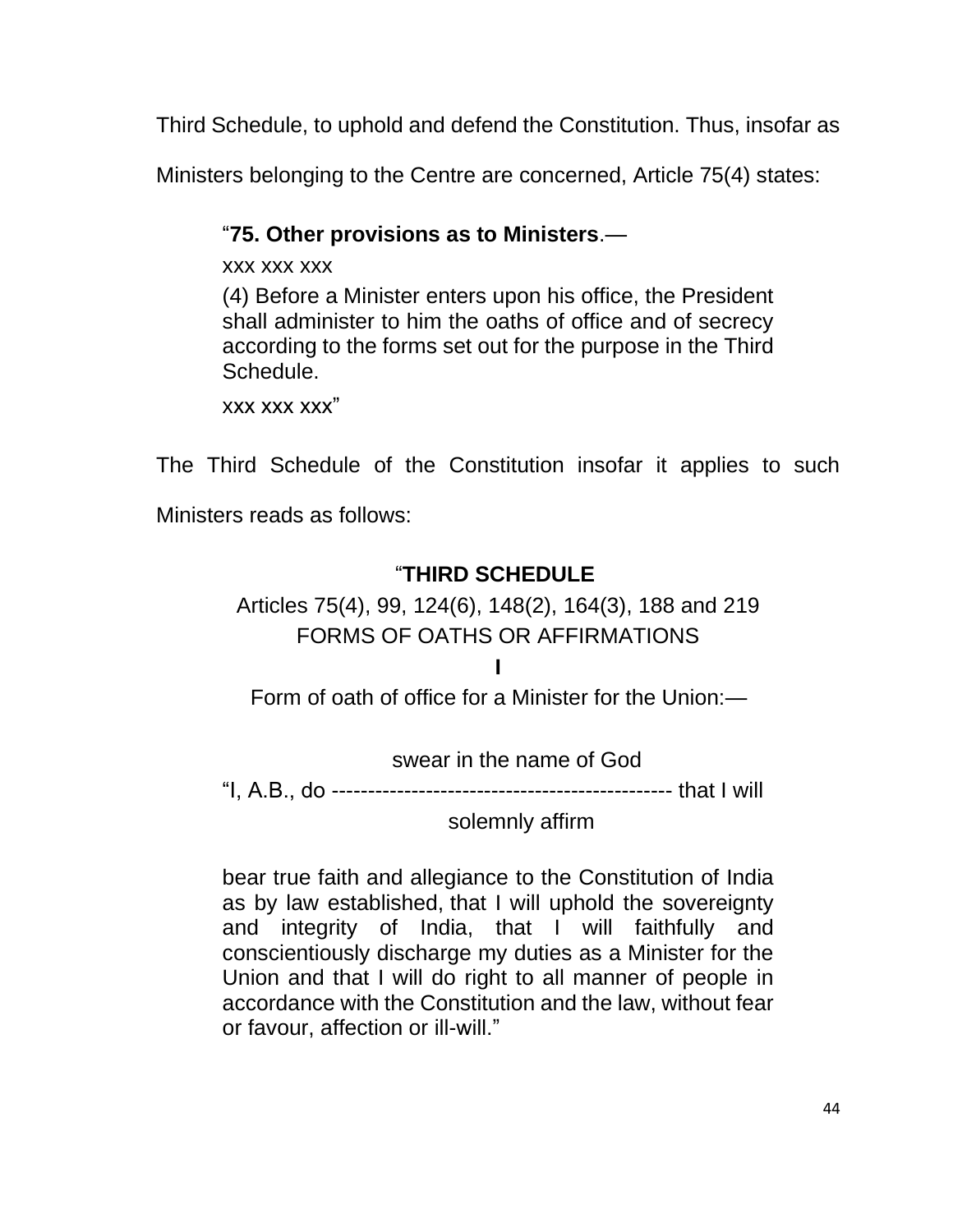Third Schedule, to uphold and defend the Constitution. Thus, insofar as Ministers belonging to the Centre are concerned, Article 75(4) states:

> "**75. Other provisions as to Ministers**.—
>
> xxx xxx xxx
>
> (4) Before a Minister enters upon his office, the President shall administer to him the oaths of office and of secrecy according to the forms set out for the purpose in the Third Schedule.
>
> xxx xxx xxx"

The Third Schedule of the Constitution insofar it applies to such Ministers reads as follows:

> "**THIRD SCHEDULE**
>
> Articles 75(4), 99, 124(6), 148(2), 164(3), 188 and 219
>
> FORMS OF OATHS OR AFFIRMATIONS
>
> **I**
>
> Form of oath of office for a Minister for the Union:—
>
> swear in the name of God
> "I, A.B., do ---------------------------------------------- that I will
> solemnly affirm
>
> bear true faith and allegiance to the Constitution of India as by law established, that I will uphold the sovereignty and integrity of India, that I will faithfully and conscientiously discharge my duties as a Minister for the Union and that I will do right to all manner of people in accordance with the Constitution and the law, without fear or favour, affection or ill-will."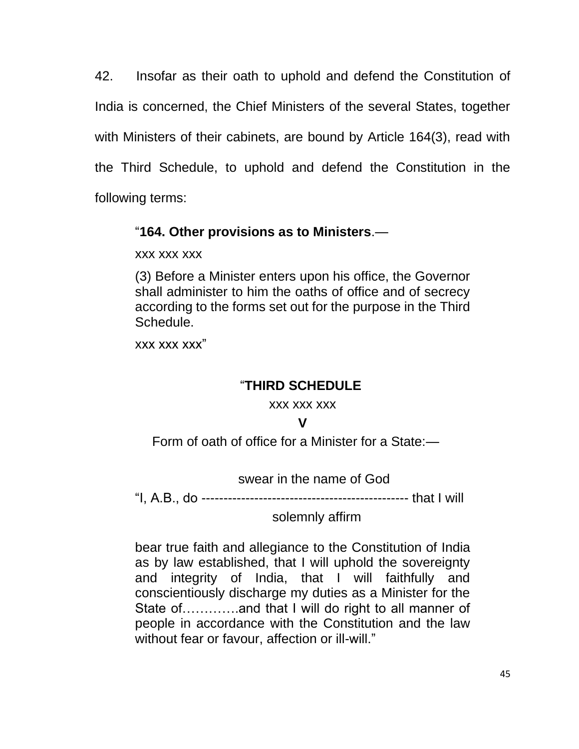42. Insofar as their oath to uphold and defend the Constitution of India is concerned, the Chief Ministers of the several States, together with Ministers of their cabinets, are bound by Article 164(3), read with the Third Schedule, to uphold and defend the Constitution in the following terms:

> "**164. Other provisions as to Ministers**.—
>
> xxx xxx xxx
>
> (3) Before a Minister enters upon his office, the Governor shall administer to him the oaths of office and of secrecy according to the forms set out for the purpose in the Third Schedule.
>
> xxx xxx xxx"

> "**THIRD SCHEDULE**
>
> xxx xxx xxx
>
> **V**
>
> Form of oath of office for a Minister for a State:—
>
> swear in the name of God
> "I, A.B., do ----------------------------------------------- that I will
> solemnly affirm
>
> bear true faith and allegiance to the Constitution of India as by law established, that I will uphold the sovereignty and integrity of India, that I will faithfully and conscientiously discharge my duties as a Minister for the State of…………and that I will do right to all manner of people in accordance with the Constitution and the law without fear or favour, affection or ill-will."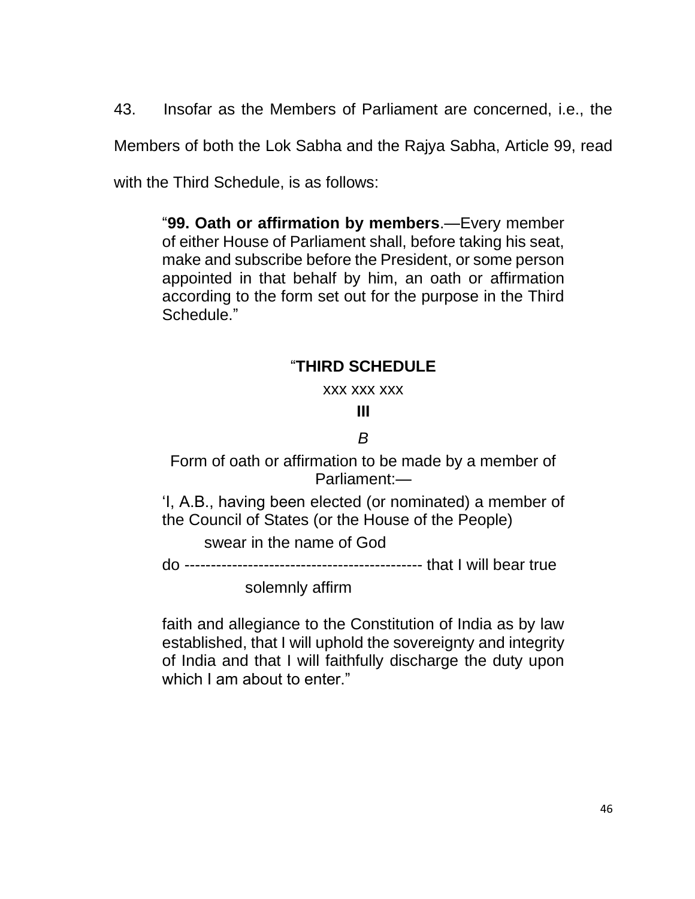43. Insofar as the Members of Parliament are concerned, i.e., the Members of both the Lok Sabha and the Rajya Sabha, Article 99, read with the Third Schedule, is as follows:

> "**99. Oath or affirmation by members**.—Every member of either House of Parliament shall, before taking his seat, make and subscribe before the President, or some person appointed in that behalf by him, an oath or affirmation according to the form set out for the purpose in the Third Schedule."

> "**THIRD SCHEDULE**
>
> xxx xxx xxx
>
> **III**
>
> *B*
>
> Form of oath or affirmation to be made by a member of Parliament:—
>
> 'I, A.B., having been elected (or nominated) a member of the Council of States (or the House of the People)
>
> swear in the name of God
>
> do --------------------------------------------- that I will bear true
>
> solemnly affirm
>
> faith and allegiance to the Constitution of India as by law established, that I will uphold the sovereignty and integrity of India and that I will faithfully discharge the duty upon which I am about to enter."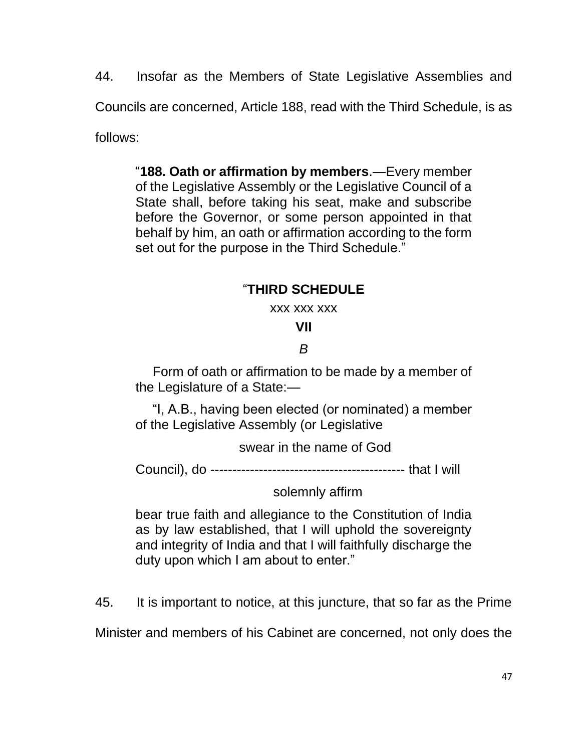44. Insofar as the Members of State Legislative Assemblies and Councils are concerned, Article 188, read with the Third Schedule, is as follows:

> "**188. Oath or affirmation by members**.—Every member of the Legislative Assembly or the Legislative Council of a State shall, before taking his seat, make and subscribe before the Governor, or some person appointed in that behalf by him, an oath or affirmation according to the form set out for the purpose in the Third Schedule."
>
> "**THIRD SCHEDULE**
>
> xxx xxx xxx
>
> **VII**
>
> *B*
>
> Form of oath or affirmation to be made by a member of the Legislature of a State:—
>
> "I, A.B., having been elected (or nominated) a member of the Legislative Assembly (or Legislative
>
> swear in the name of God
>
> Council), do ------------------------------------------- that I will
>
> solemnly affirm
>
> bear true faith and allegiance to the Constitution of India as by law established, that I will uphold the sovereignty and integrity of India and that I will faithfully discharge the duty upon which I am about to enter."

45. It is important to notice, at this juncture, that so far as the Prime Minister and members of his Cabinet are concerned, not only does the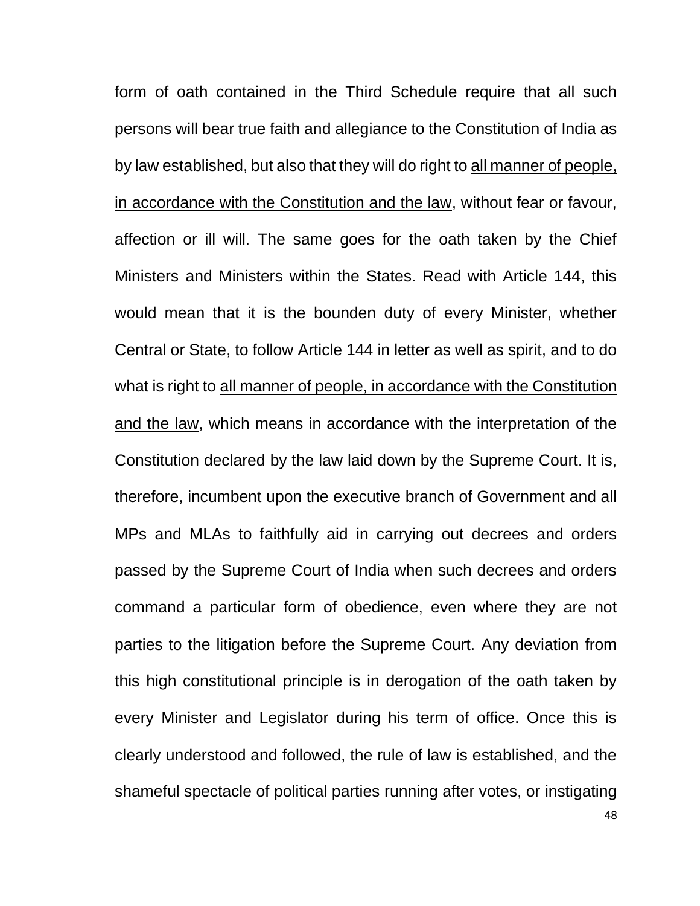form of oath contained in the Third Schedule require that all such persons will bear true faith and allegiance to the Constitution of India as by law established, but also that they will do right to <u>all manner of people, in accordance with the Constitution and the law</u>, without fear or favour, affection or ill will. The same goes for the oath taken by the Chief Ministers and Ministers within the States. Read with Article 144, this would mean that it is the bounden duty of every Minister, whether Central or State, to follow Article 144 in letter as well as spirit, and to do what is right to <u>all manner of people, in accordance with the Constitution and the law</u>, which means in accordance with the interpretation of the Constitution declared by the law laid down by the Supreme Court. It is, therefore, incumbent upon the executive branch of Government and all MPs and MLAs to faithfully aid in carrying out decrees and orders passed by the Supreme Court of India when such decrees and orders command a particular form of obedience, even where they are not parties to the litigation before the Supreme Court. Any deviation from this high constitutional principle is in derogation of the oath taken by every Minister and Legislator during his term of office. Once this is clearly understood and followed, the rule of law is established, and the shameful spectacle of political parties running after votes, or instigating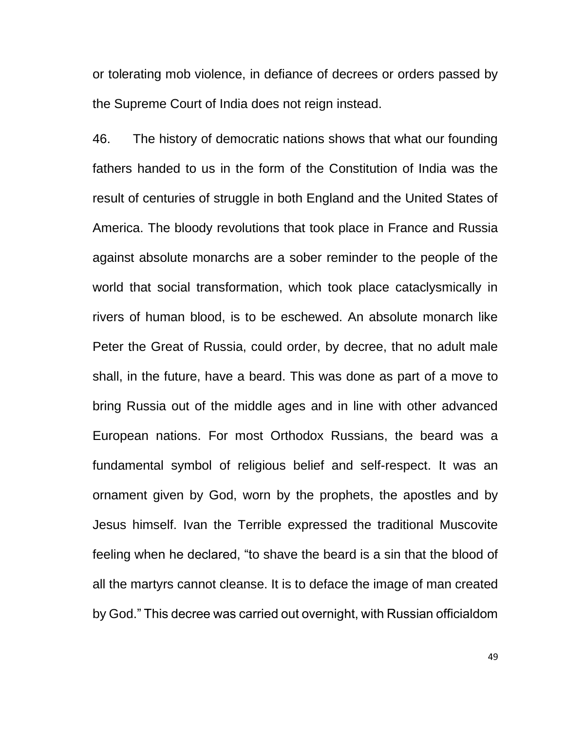or tolerating mob violence, in defiance of decrees or orders passed by the Supreme Court of India does not reign instead.

46. The history of democratic nations shows that what our founding fathers handed to us in the form of the Constitution of India was the result of centuries of struggle in both England and the United States of America. The bloody revolutions that took place in France and Russia against absolute monarchs are a sober reminder to the people of the world that social transformation, which took place cataclysmically in rivers of human blood, is to be eschewed. An absolute monarch like Peter the Great of Russia, could order, by decree, that no adult male shall, in the future, have a beard. This was done as part of a move to bring Russia out of the middle ages and in line with other advanced European nations. For most Orthodox Russians, the beard was a fundamental symbol of religious belief and self-respect. It was an ornament given by God, worn by the prophets, the apostles and by Jesus himself. Ivan the Terrible expressed the traditional Muscovite feeling when he declared, "to shave the beard is a sin that the blood of all the martyrs cannot cleanse. It is to deface the image of man created by God." This decree was carried out overnight, with Russian officialdom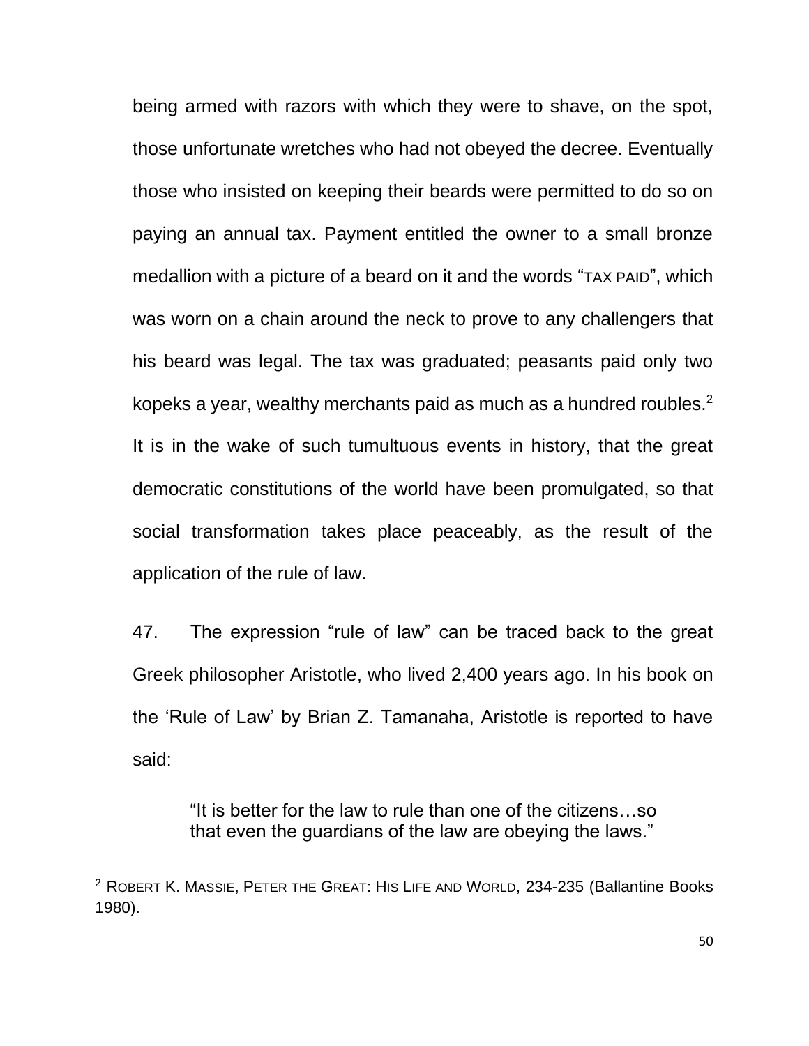being armed with razors with which they were to shave, on the spot, those unfortunate wretches who had not obeyed the decree. Eventually those who insisted on keeping their beards were permitted to do so on paying an annual tax. Payment entitled the owner to a small bronze medallion with a picture of a beard on it and the words "TAX PAID", which was worn on a chain around the neck to prove to any challengers that his beard was legal. The tax was graduated; peasants paid only two kopeks a year, wealthy merchants paid as much as a hundred roubles.[2] It is in the wake of such tumultuous events in history, that the great democratic constitutions of the world have been promulgated, so that social transformation takes place peaceably, as the result of the application of the rule of law.

47. The expression "rule of law" can be traced back to the great Greek philosopher Aristotle, who lived 2,400 years ago. In his book on the 'Rule of Law' by Brian Z. Tamanaha, Aristotle is reported to have said:

> "It is better for the law to rule than one of the citizens…so that even the guardians of the law are obeying the laws."

---

[2] ROBERT K. MASSIE, PETER THE GREAT: HIS LIFE AND WORLD, 234-235 (Ballantine Books 1980).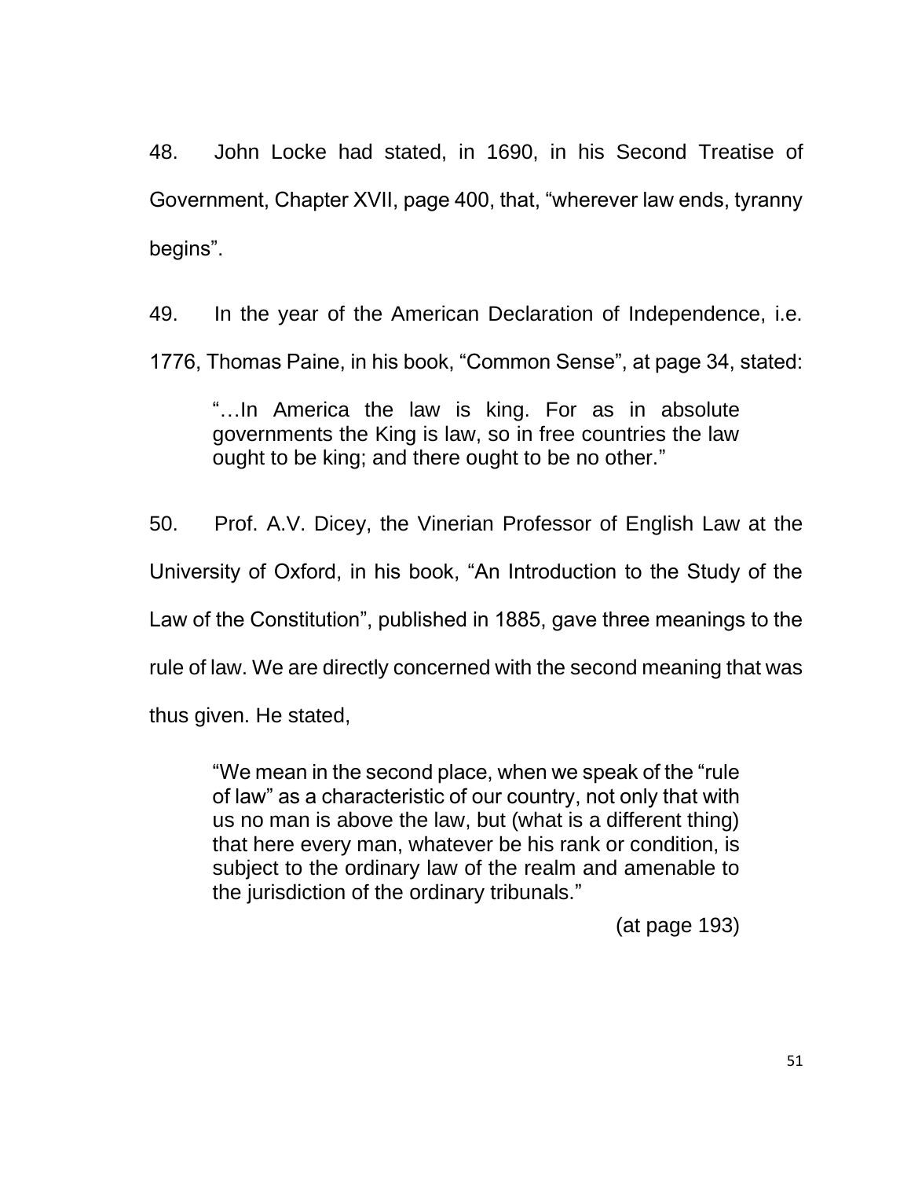48. John Locke had stated, in 1690, in his Second Treatise of Government, Chapter XVII, page 400, that, "wherever law ends, tyranny begins".

49. In the year of the American Declaration of Independence, i.e. 1776, Thomas Paine, in his book, "Common Sense", at page 34, stated:

> "…In America the law is king. For as in absolute governments the King is law, so in free countries the law ought to be king; and there ought to be no other."

50. Prof. A.V. Dicey, the Vinerian Professor of English Law at the University of Oxford, in his book, "An Introduction to the Study of the Law of the Constitution", published in 1885, gave three meanings to the rule of law. We are directly concerned with the second meaning that was thus given. He stated,

> "We mean in the second place, when we speak of the "rule of law" as a characteristic of our country, not only that with us no man is above the law, but (what is a different thing) that here every man, whatever be his rank or condition, is subject to the ordinary law of the realm and amenable to the jurisdiction of the ordinary tribunals."
>
> (at page 193)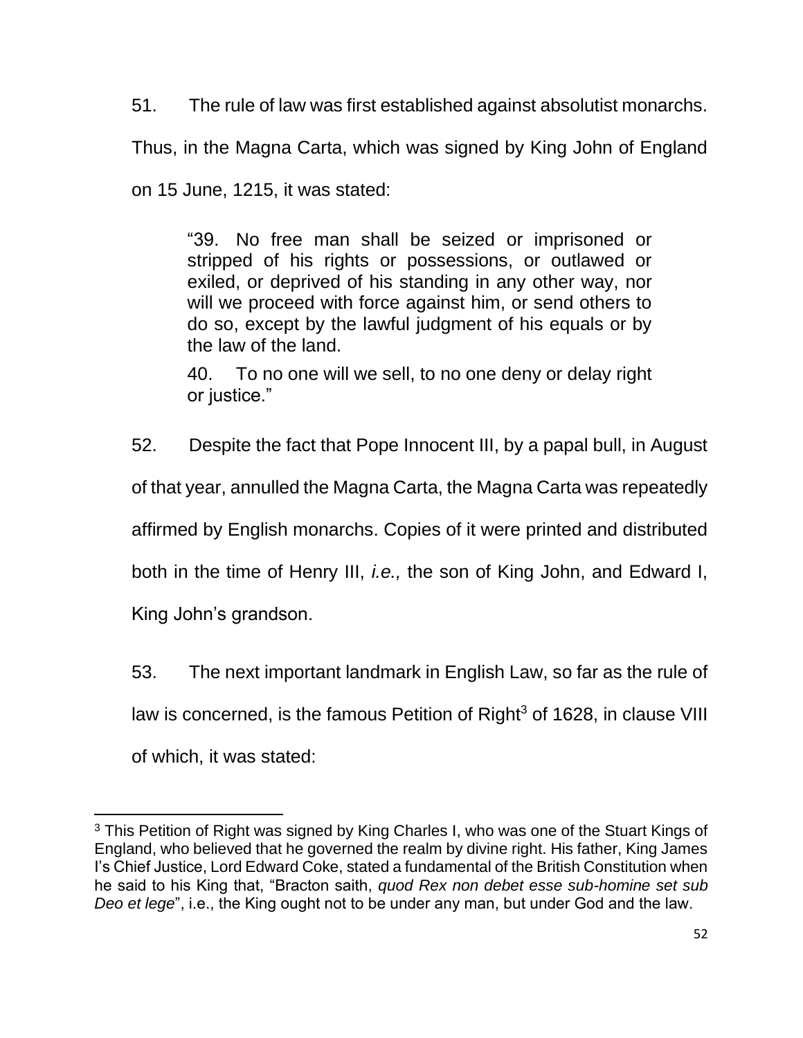51. The rule of law was first established against absolutist monarchs. Thus, in the Magna Carta, which was signed by King John of England on 15 June, 1215, it was stated:

> "39. No free man shall be seized or imprisoned or stripped of his rights or possessions, or outlawed or exiled, or deprived of his standing in any other way, nor will we proceed with force against him, or send others to do so, except by the lawful judgment of his equals or by the law of the land.
>
> 40. To no one will we sell, to no one deny or delay right or justice."

52. Despite the fact that Pope Innocent III, by a papal bull, in August of that year, annulled the Magna Carta, the Magna Carta was repeatedly affirmed by English monarchs. Copies of it were printed and distributed both in the time of Henry III, *i.e.,* the son of King John, and Edward I, King John's grandson.

53. The next important landmark in English Law, so far as the rule of law is concerned, is the famous Petition of Right[3] of 1628, in clause VIII of which, it was stated:

---

[3] This Petition of Right was signed by King Charles I, who was one of the Stuart Kings of England, who believed that he governed the realm by divine right. His father, King James I's Chief Justice, Lord Edward Coke, stated a fundamental of the British Constitution when he said to his King that, "Bracton saith, *quod Rex non debet esse sub-homine set sub Deo et lege*", i.e., the King ought not to be under any man, but under God and the law.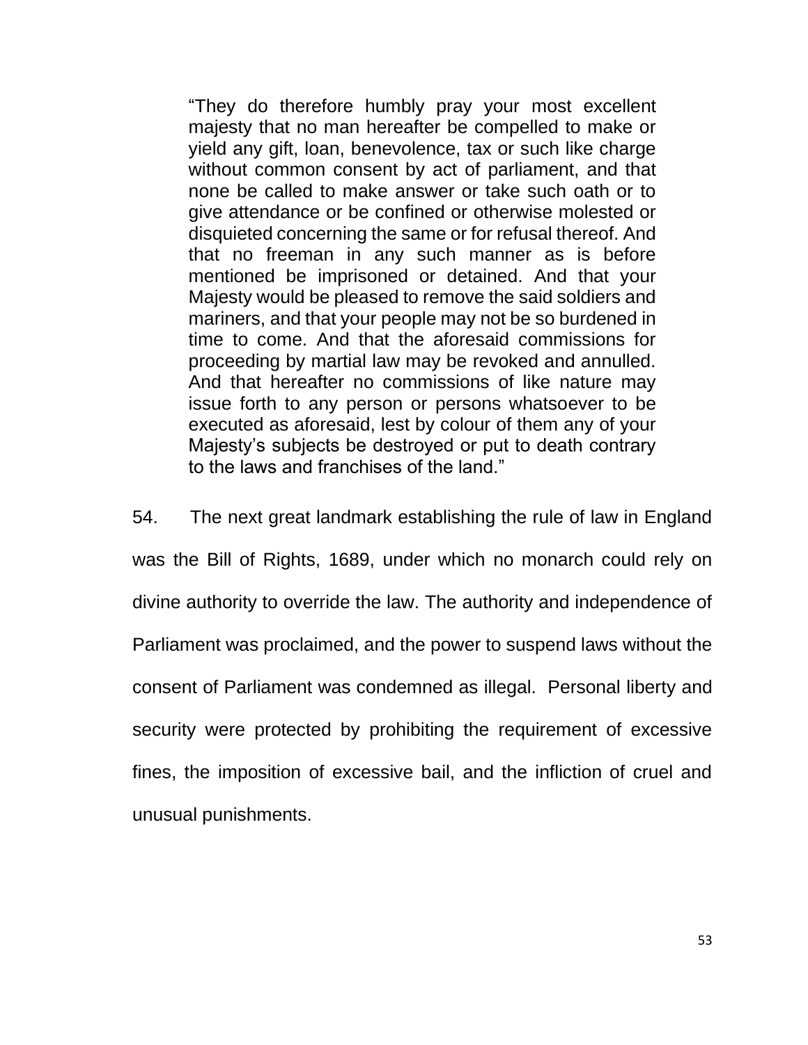> "They do therefore humbly pray your most excellent majesty that no man hereafter be compelled to make or yield any gift, loan, benevolence, tax or such like charge without common consent by act of parliament, and that none be called to make answer or take such oath or to give attendance or be confined or otherwise molested or disquieted concerning the same or for refusal thereof. And that no freeman in any such manner as is before mentioned be imprisoned or detained. And that your Majesty would be pleased to remove the said soldiers and mariners, and that your people may not be so burdened in time to come. And that the aforesaid commissions for proceeding by martial law may be revoked and annulled. And that hereafter no commissions of like nature may issue forth to any person or persons whatsoever to be executed as aforesaid, lest by colour of them any of your Majesty's subjects be destroyed or put to death contrary to the laws and franchises of the land."

54. The next great landmark establishing the rule of law in England was the Bill of Rights, 1689, under which no monarch could rely on divine authority to override the law. The authority and independence of Parliament was proclaimed, and the power to suspend laws without the consent of Parliament was condemned as illegal. Personal liberty and security were protected by prohibiting the requirement of excessive fines, the imposition of excessive bail, and the infliction of cruel and unusual punishments.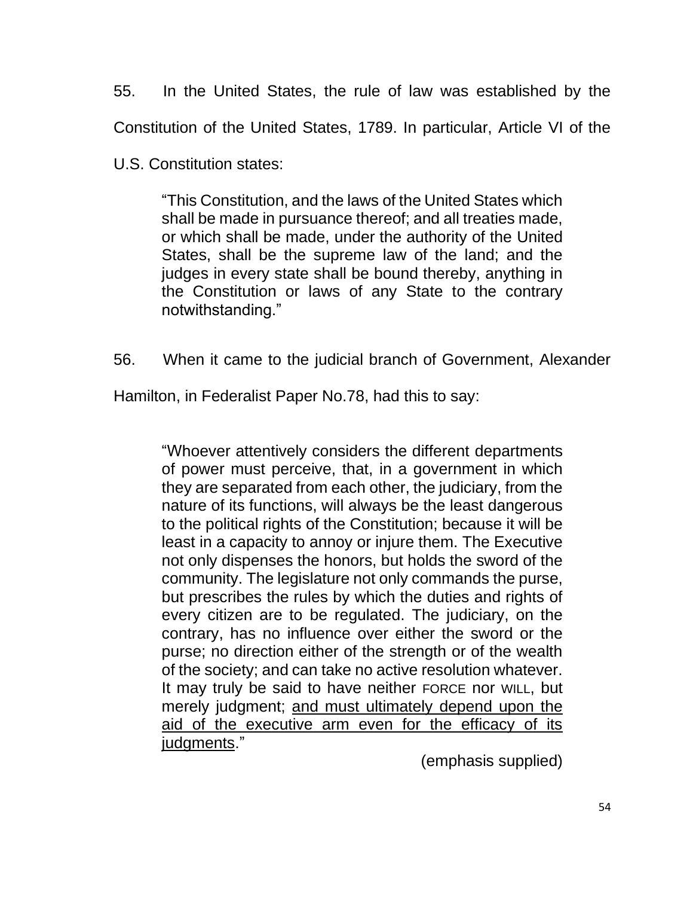55. In the United States, the rule of law was established by the Constitution of the United States, 1789. In particular, Article VI of the U.S. Constitution states:

> "This Constitution, and the laws of the United States which shall be made in pursuance thereof; and all treaties made, or which shall be made, under the authority of the United States, shall be the supreme law of the land; and the judges in every state shall be bound thereby, anything in the Constitution or laws of any State to the contrary notwithstanding."

56. When it came to the judicial branch of Government, Alexander Hamilton, in Federalist Paper No.78, had this to say:

> "Whoever attentively considers the different departments of power must perceive, that, in a government in which they are separated from each other, the judiciary, from the nature of its functions, will always be the least dangerous to the political rights of the Constitution; because it will be least in a capacity to annoy or injure them. The Executive not only dispenses the honors, but holds the sword of the community. The legislature not only commands the purse, but prescribes the rules by which the duties and rights of every citizen are to be regulated. The judiciary, on the contrary, has no influence over either the sword or the purse; no direction either of the strength or of the wealth of the society; and can take no active resolution whatever. It may truly be said to have neither FORCE nor WILL, but merely judgment; <u>and must ultimately depend upon the aid of the executive arm even for the efficacy of its judgments</u>."
>
> (emphasis supplied)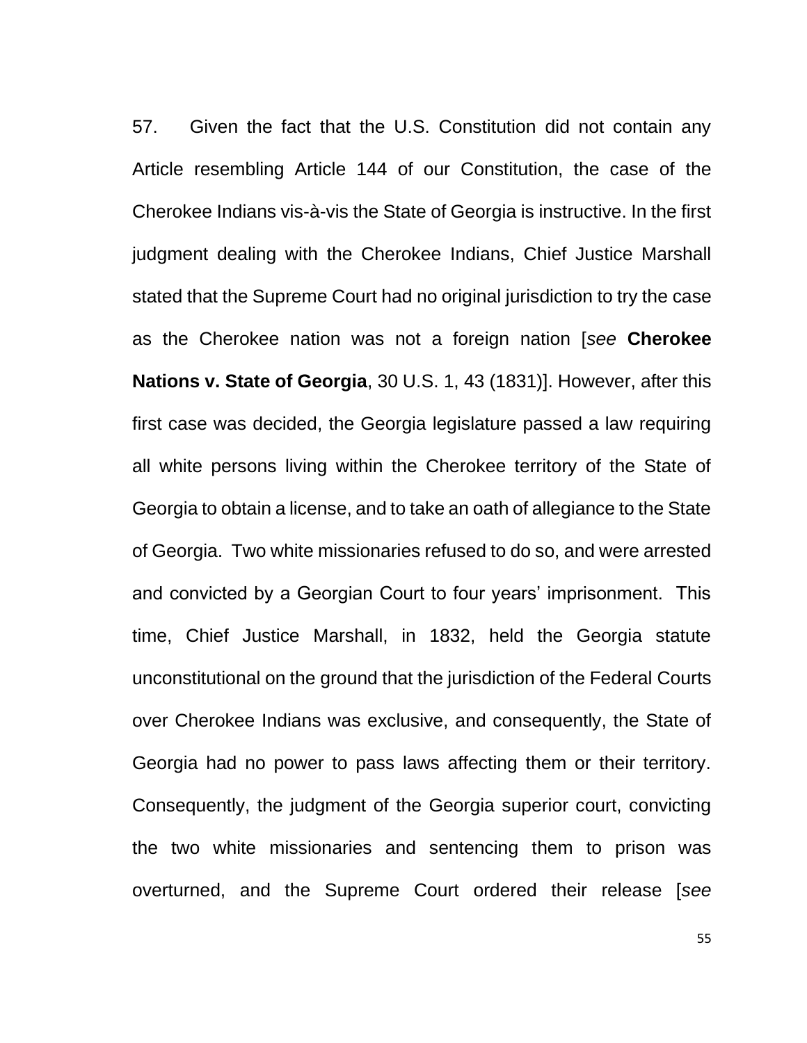57. Given the fact that the U.S. Constitution did not contain any Article resembling Article 144 of our Constitution, the case of the Cherokee Indians vis-à-vis the State of Georgia is instructive. In the first judgment dealing with the Cherokee Indians, Chief Justice Marshall stated that the Supreme Court had no original jurisdiction to try the case as the Cherokee nation was not a foreign nation [*see* **Cherokee Nations v. State of Georgia**, 30 U.S. 1, 43 (1831)]. However, after this first case was decided, the Georgia legislature passed a law requiring all white persons living within the Cherokee territory of the State of Georgia to obtain a license, and to take an oath of allegiance to the State of Georgia. Two white missionaries refused to do so, and were arrested and convicted by a Georgian Court to four years' imprisonment. This time, Chief Justice Marshall, in 1832, held the Georgia statute unconstitutional on the ground that the jurisdiction of the Federal Courts over Cherokee Indians was exclusive, and consequently, the State of Georgia had no power to pass laws affecting them or their territory. Consequently, the judgment of the Georgia superior court, convicting the two white missionaries and sentencing them to prison was overturned, and the Supreme Court ordered their release [*see*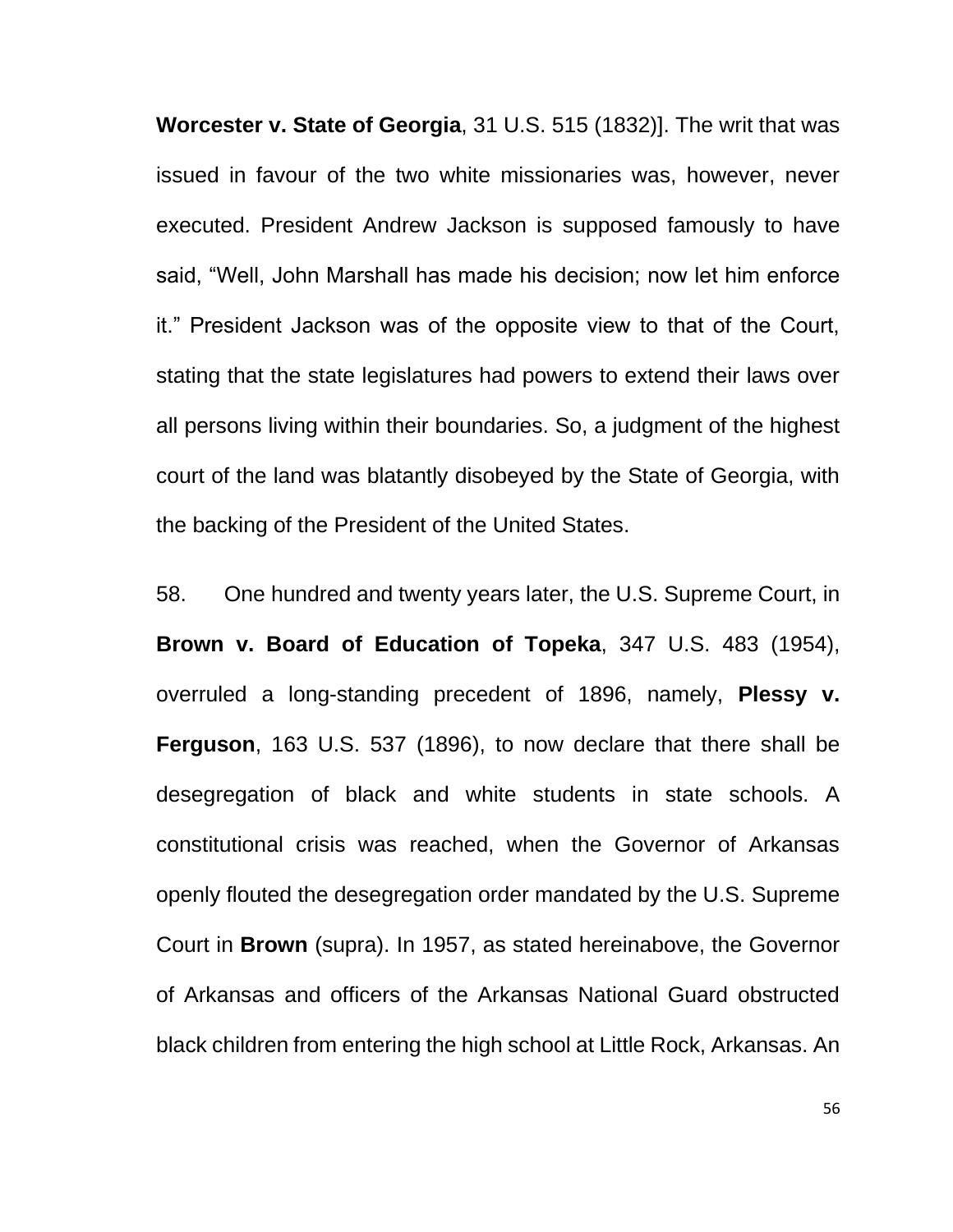**Worcester v. State of Georgia**, 31 U.S. 515 (1832)]. The writ that was issued in favour of the two white missionaries was, however, never executed. President Andrew Jackson is supposed famously to have said, "Well, John Marshall has made his decision; now let him enforce it." President Jackson was of the opposite view to that of the Court, stating that the state legislatures had powers to extend their laws over all persons living within their boundaries. So, a judgment of the highest court of the land was blatantly disobeyed by the State of Georgia, with the backing of the President of the United States.

58. One hundred and twenty years later, the U.S. Supreme Court, in **Brown v. Board of Education of Topeka**, 347 U.S. 483 (1954), overruled a long-standing precedent of 1896, namely, **Plessy v. Ferguson**, 163 U.S. 537 (1896), to now declare that there shall be desegregation of black and white students in state schools. A constitutional crisis was reached, when the Governor of Arkansas openly flouted the desegregation order mandated by the U.S. Supreme Court in **Brown** (supra). In 1957, as stated hereinabove, the Governor of Arkansas and officers of the Arkansas National Guard obstructed black children from entering the high school at Little Rock, Arkansas. An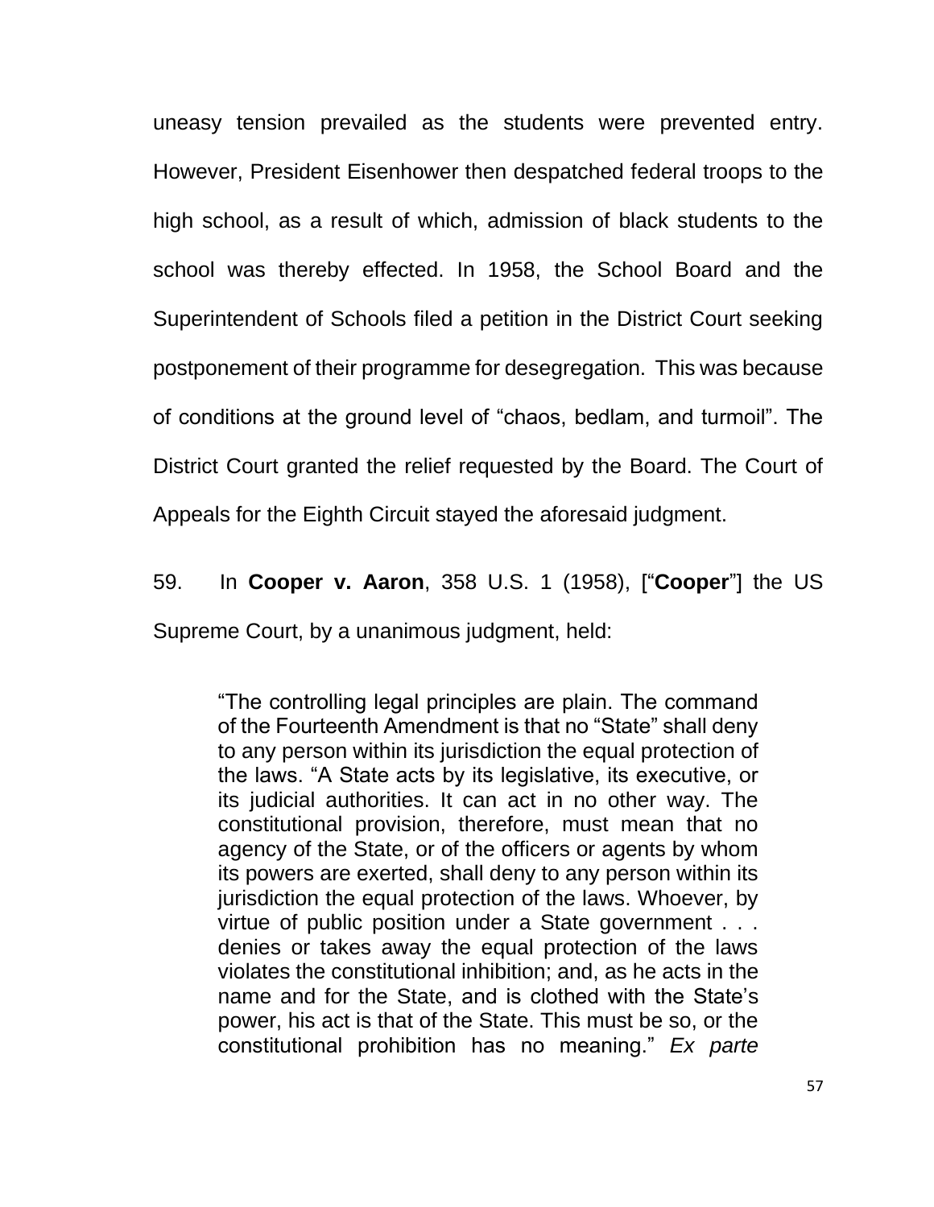uneasy tension prevailed as the students were prevented entry. However, President Eisenhower then despatched federal troops to the high school, as a result of which, admission of black students to the school was thereby effected. In 1958, the School Board and the Superintendent of Schools filed a petition in the District Court seeking postponement of their programme for desegregation. This was because of conditions at the ground level of "chaos, bedlam, and turmoil". The District Court granted the relief requested by the Board. The Court of Appeals for the Eighth Circuit stayed the aforesaid judgment.

59. In **Cooper v. Aaron**, 358 U.S. 1 (1958), ["**Cooper**"] the US Supreme Court, by a unanimous judgment, held:

> "The controlling legal principles are plain. The command of the Fourteenth Amendment is that no "State" shall deny to any person within its jurisdiction the equal protection of the laws. "A State acts by its legislative, its executive, or its judicial authorities. It can act in no other way. The constitutional provision, therefore, must mean that no agency of the State, or of the officers or agents by whom its powers are exerted, shall deny to any person within its jurisdiction the equal protection of the laws. Whoever, by virtue of public position under a State government . . . denies or takes away the equal protection of the laws violates the constitutional inhibition; and, as he acts in the name and for the State, and is clothed with the State's power, his act is that of the State. This must be so, or the constitutional prohibition has no meaning." *Ex parte*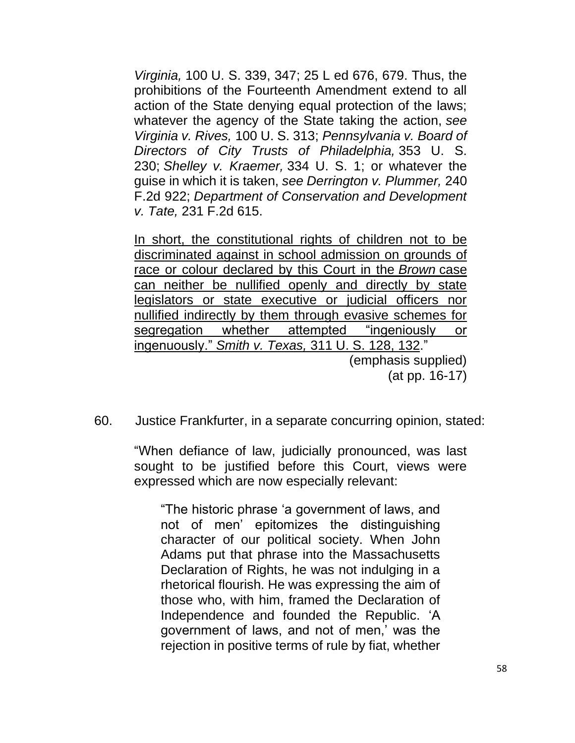> *Virginia,* 100 U. S. 339, 347; 25 L ed 676, 679. Thus, the prohibitions of the Fourteenth Amendment extend to all action of the State denying equal protection of the laws; whatever the agency of the State taking the action, *see Virginia v. Rives,* 100 U. S. 313; *Pennsylvania v. Board of Directors of City Trusts of Philadelphia,* 353 U. S. 230; *Shelley v. Kraemer,* 334 U. S. 1; or whatever the guise in which it is taken, *see Derrington v. Plummer,* 240 F.2d 922; *Department of Conservation and Development v. Tate,* 231 F.2d 615.
>
> <u>In short, the constitutional rights of children not to be discriminated against in school admission on grounds of race or colour declared by this Court in the *Brown* case can neither be nullified openly and directly by state legislators or state executive or judicial officers nor nullified indirectly by them through evasive schemes for segregation whether attempted "ingeniously or ingenuously." *Smith v. Texas,* 311 U. S. 128, 132</u>."
>
> (emphasis supplied)
> (at pp. 16-17)

60. Justice Frankfurter, in a separate concurring opinion, stated:

> "When defiance of law, judicially pronounced, was last sought to be justified before this Court, views were expressed which are now especially relevant:
>
> > "The historic phrase 'a government of laws, and not of men' epitomizes the distinguishing character of our political society. When John Adams put that phrase into the Massachusetts Declaration of Rights, he was not indulging in a rhetorical flourish. He was expressing the aim of those who, with him, framed the Declaration of Independence and founded the Republic. 'A government of laws, and not of men,' was the rejection in positive terms of rule by fiat, whether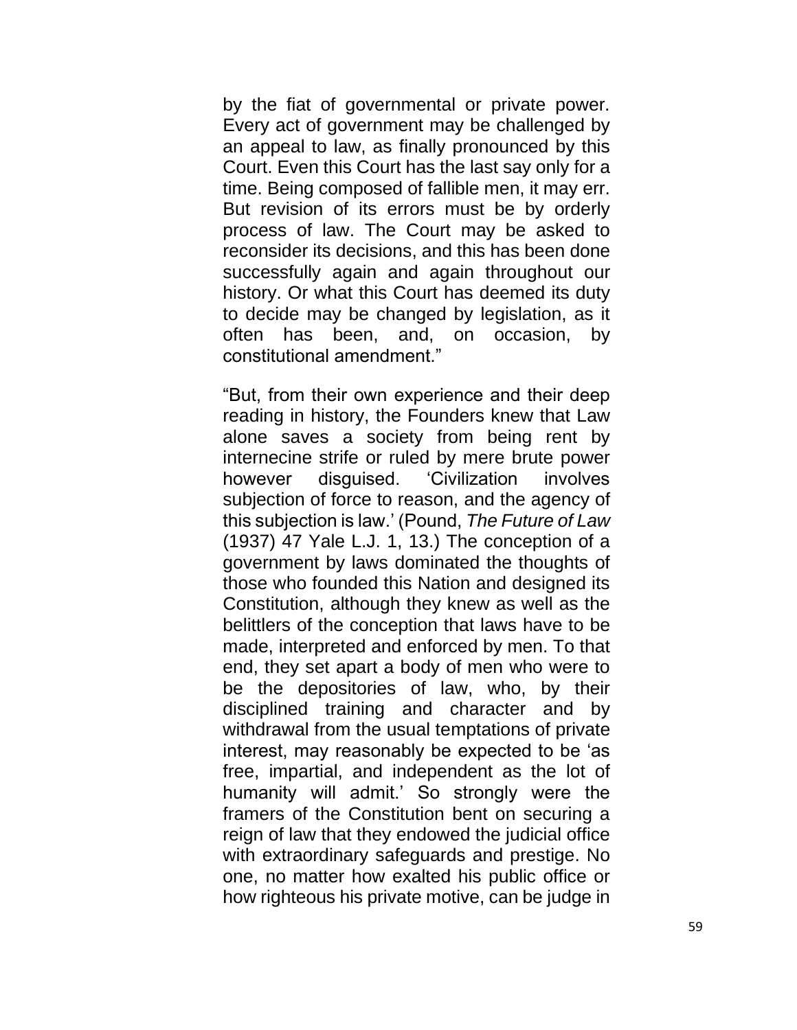by the fiat of governmental or private power. Every act of government may be challenged by an appeal to law, as finally pronounced by this Court. Even this Court has the last say only for a time. Being composed of fallible men, it may err. But revision of its errors must be by orderly process of law. The Court may be asked to reconsider its decisions, and this has been done successfully again and again throughout our history. Or what this Court has deemed its duty to decide may be changed by legislation, as it often has been, and, on occasion, by constitutional amendment."

"But, from their own experience and their deep reading in history, the Founders knew that Law alone saves a society from being rent by internecine strife or ruled by mere brute power however disguised. 'Civilization involves subjection of force to reason, and the agency of this subjection is law.' (Pound, *The Future of Law* (1937) 47 Yale L.J. 1, 13.) The conception of a government by laws dominated the thoughts of those who founded this Nation and designed its Constitution, although they knew as well as the belittlers of the conception that laws have to be made, interpreted and enforced by men. To that end, they set apart a body of men who were to be the depositories of law, who, by their disciplined training and character and by withdrawal from the usual temptations of private interest, may reasonably be expected to be 'as free, impartial, and independent as the lot of humanity will admit.' So strongly were the framers of the Constitution bent on securing a reign of law that they endowed the judicial office with extraordinary safeguards and prestige. No one, no matter how exalted his public office or how righteous his private motive, can be judge in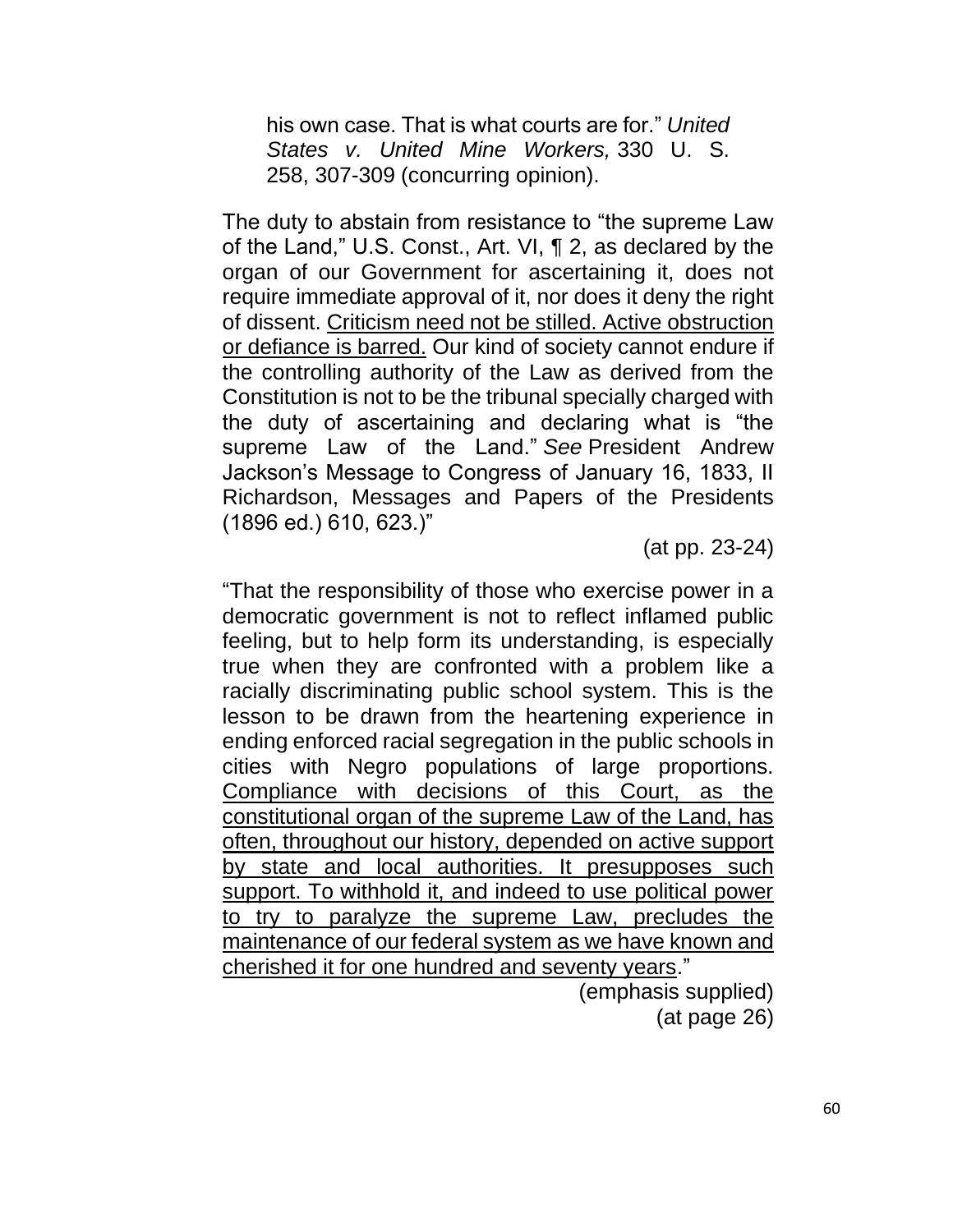> his own case. That is what courts are for." *United States v. United Mine Workers,* 330 U. S. 258, 307-309 (concurring opinion).

The duty to abstain from resistance to "the supreme Law of the Land," U.S. Const., Art. VI, ¶ 2, as declared by the organ of our Government for ascertaining it, does not require immediate approval of it, nor does it deny the right of dissent. <u>Criticism need not be stilled. Active obstruction or defiance is barred.</u> Our kind of society cannot endure if the controlling authority of the Law as derived from the Constitution is not to be the tribunal specially charged with the duty of ascertaining and declaring what is "the supreme Law of the Land." *See* President Andrew Jackson's Message to Congress of January 16, 1833, II Richardson, Messages and Papers of the Presidents (1896 ed.) 610, 623.)"

(at pp. 23-24)

"That the responsibility of those who exercise power in a democratic government is not to reflect inflamed public feeling, but to help form its understanding, is especially true when they are confronted with a problem like a racially discriminating public school system. This is the lesson to be drawn from the heartening experience in ending enforced racial segregation in the public schools in cities with Negro populations of large proportions. <u>Compliance with decisions of this Court, as the constitutional organ of the supreme Law of the Land, has often, throughout our history, depended on active support by state and local authorities. It presupposes such support. To withhold it, and indeed to use political power to try to paralyze the supreme Law, precludes the maintenance of our federal system as we have known and cherished it for one hundred and seventy years</u>."

(emphasis supplied)
(at page 26)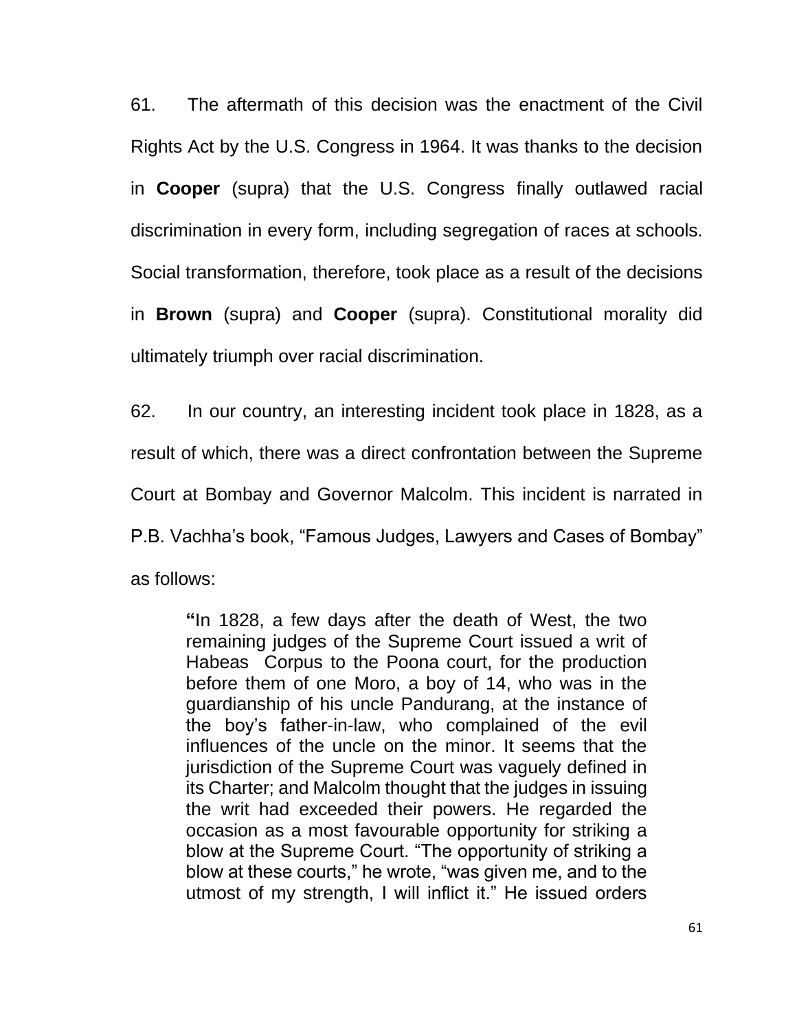61. The aftermath of this decision was the enactment of the Civil Rights Act by the U.S. Congress in 1964. It was thanks to the decision in **Cooper** (supra) that the U.S. Congress finally outlawed racial discrimination in every form, including segregation of races at schools. Social transformation, therefore, took place as a result of the decisions in **Brown** (supra) and **Cooper** (supra). Constitutional morality did ultimately triumph over racial discrimination.

62. In our country, an interesting incident took place in 1828, as a result of which, there was a direct confrontation between the Supreme Court at Bombay and Governor Malcolm. This incident is narrated in P.B. Vachha's book, "Famous Judges, Lawyers and Cases of Bombay" as follows:

> **"**In 1828, a few days after the death of West, the two remaining judges of the Supreme Court issued a writ of Habeas Corpus to the Poona court, for the production before them of one Moro, a boy of 14, who was in the guardianship of his uncle Pandurang, at the instance of the boy's father-in-law, who complained of the evil influences of the uncle on the minor. It seems that the jurisdiction of the Supreme Court was vaguely defined in its Charter; and Malcolm thought that the judges in issuing the writ had exceeded their powers. He regarded the occasion as a most favourable opportunity for striking a blow at the Supreme Court. "The opportunity of striking a blow at these courts," he wrote, "was given me, and to the utmost of my strength, I will inflict it." He issued orders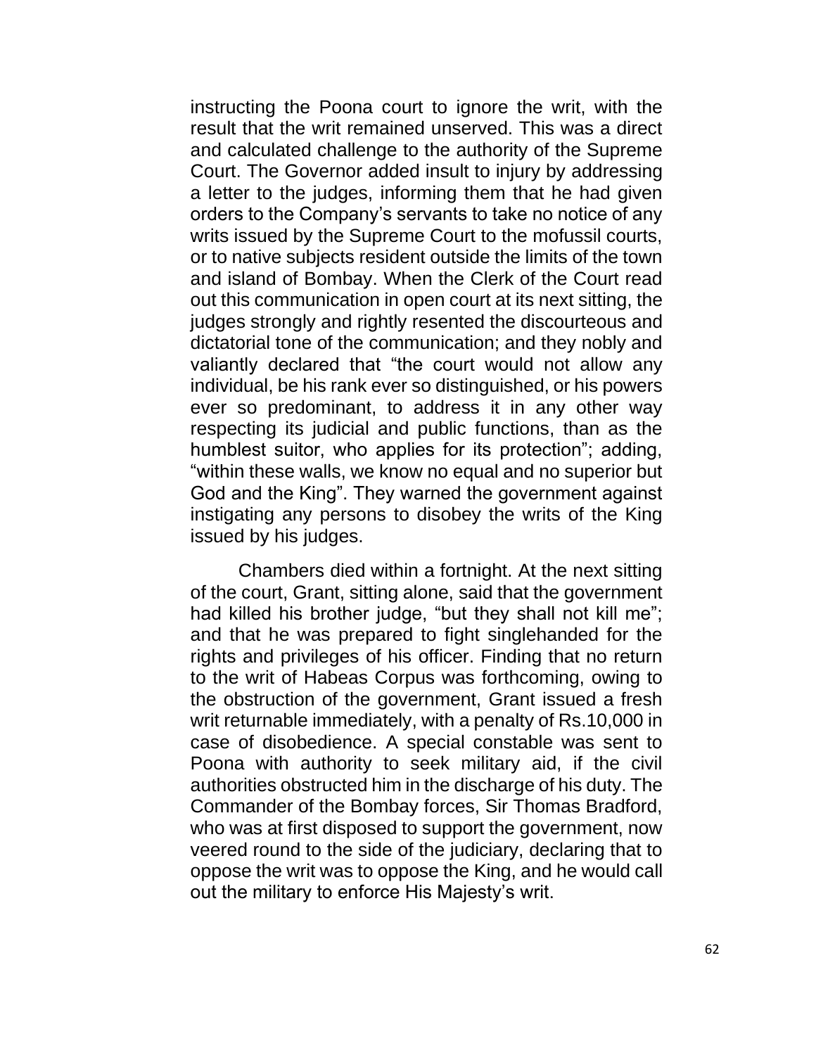instructing the Poona court to ignore the writ, with the result that the writ remained unserved. This was a direct and calculated challenge to the authority of the Supreme Court. The Governor added insult to injury by addressing a letter to the judges, informing them that he had given orders to the Company's servants to take no notice of any writs issued by the Supreme Court to the mofussil courts, or to native subjects resident outside the limits of the town and island of Bombay. When the Clerk of the Court read out this communication in open court at its next sitting, the judges strongly and rightly resented the discourteous and dictatorial tone of the communication; and they nobly and valiantly declared that "the court would not allow any individual, be his rank ever so distinguished, or his powers ever so predominant, to address it in any other way respecting its judicial and public functions, than as the humblest suitor, who applies for its protection"; adding, "within these walls, we know no equal and no superior but God and the King". They warned the government against instigating any persons to disobey the writs of the King issued by his judges.

Chambers died within a fortnight. At the next sitting of the court, Grant, sitting alone, said that the government had killed his brother judge, "but they shall not kill me"; and that he was prepared to fight singlehanded for the rights and privileges of his officer. Finding that no return to the writ of Habeas Corpus was forthcoming, owing to the obstruction of the government, Grant issued a fresh writ returnable immediately, with a penalty of Rs.10,000 in case of disobedience. A special constable was sent to Poona with authority to seek military aid, if the civil authorities obstructed him in the discharge of his duty. The Commander of the Bombay forces, Sir Thomas Bradford, who was at first disposed to support the government, now veered round to the side of the judiciary, declaring that to oppose the writ was to oppose the King, and he would call out the military to enforce His Majesty's writ.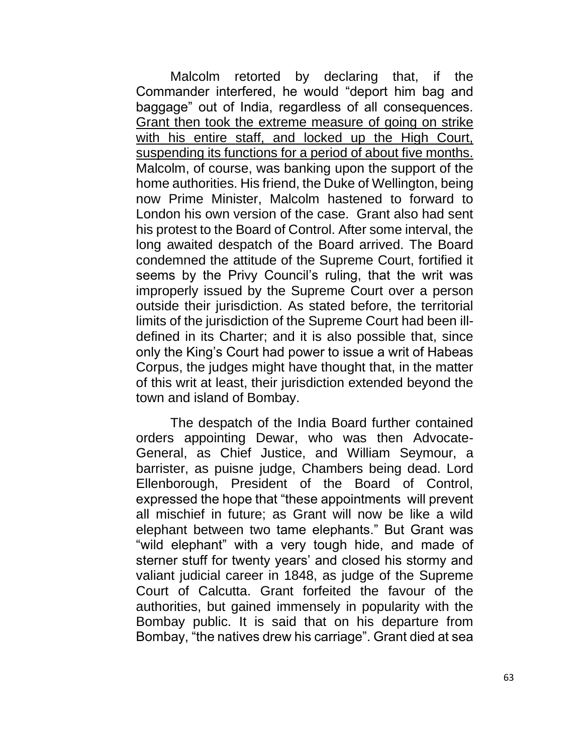Malcolm retorted by declaring that, if the Commander interfered, he would "deport him bag and baggage" out of India, regardless of all consequences. <u>Grant then took the extreme measure of going on strike with his entire staff, and locked up the High Court, suspending its functions for a period of about five months.</u> Malcolm, of course, was banking upon the support of the home authorities. His friend, the Duke of Wellington, being now Prime Minister, Malcolm hastened to forward to London his own version of the case. Grant also had sent his protest to the Board of Control. After some interval, the long awaited despatch of the Board arrived. The Board condemned the attitude of the Supreme Court, fortified it seems by the Privy Council's ruling, that the writ was improperly issued by the Supreme Court over a person outside their jurisdiction. As stated before, the territorial limits of the jurisdiction of the Supreme Court had been ill-defined in its Charter; and it is also possible that, since only the King's Court had power to issue a writ of Habeas Corpus, the judges might have thought that, in the matter of this writ at least, their jurisdiction extended beyond the town and island of Bombay.

The despatch of the India Board further contained orders appointing Dewar, who was then Advocate-General, as Chief Justice, and William Seymour, a barrister, as puisne judge, Chambers being dead. Lord Ellenborough, President of the Board of Control, expressed the hope that "these appointments will prevent all mischief in future; as Grant will now be like a wild elephant between two tame elephants." But Grant was "wild elephant" with a very tough hide, and made of sterner stuff for twenty years' and closed his stormy and valiant judicial career in 1848, as judge of the Supreme Court of Calcutta. Grant forfeited the favour of the authorities, but gained immensely in popularity with the Bombay public. It is said that on his departure from Bombay, "the natives drew his carriage". Grant died at sea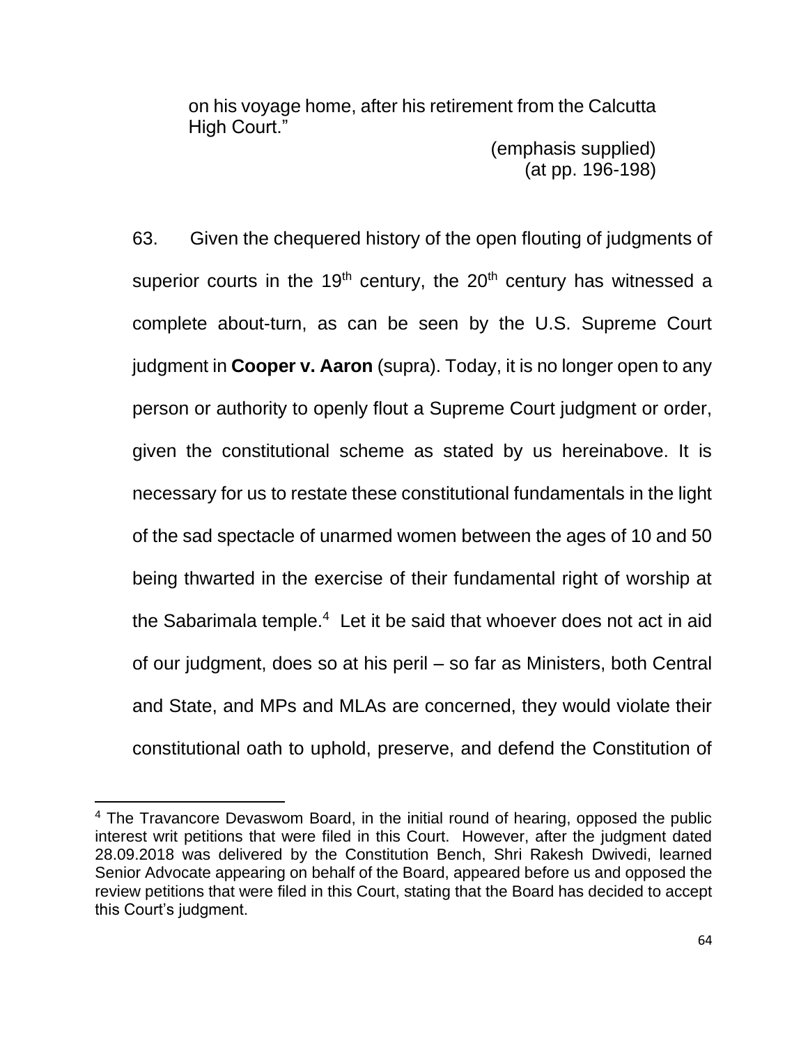on his voyage home, after his retirement from the Calcutta High Court."

(emphasis supplied)
(at pp. 196-198)

63. Given the chequered history of the open flouting of judgments of superior courts in the 19th century, the 20th century has witnessed a complete about-turn, as can be seen by the U.S. Supreme Court judgment in **Cooper v. Aaron** (supra). Today, it is no longer open to any person or authority to openly flout a Supreme Court judgment or order, given the constitutional scheme as stated by us hereinabove. It is necessary for us to restate these constitutional fundamentals in the light of the sad spectacle of unarmed women between the ages of 10 and 50 being thwarted in the exercise of their fundamental right of worship at the Sabarimala temple.[4] Let it be said that whoever does not act in aid of our judgment, does so at his peril – so far as Ministers, both Central and State, and MPs and MLAs are concerned, they would violate their constitutional oath to uphold, preserve, and defend the Constitution of

---

[4] The Travancore Devaswom Board, in the initial round of hearing, opposed the public interest writ petitions that were filed in this Court. However, after the judgment dated 28.09.2018 was delivered by the Constitution Bench, Shri Rakesh Dwivedi, learned Senior Advocate appearing on behalf of the Board, appeared before us and opposed the review petitions that were filed in this Court, stating that the Board has decided to accept this Court's judgment.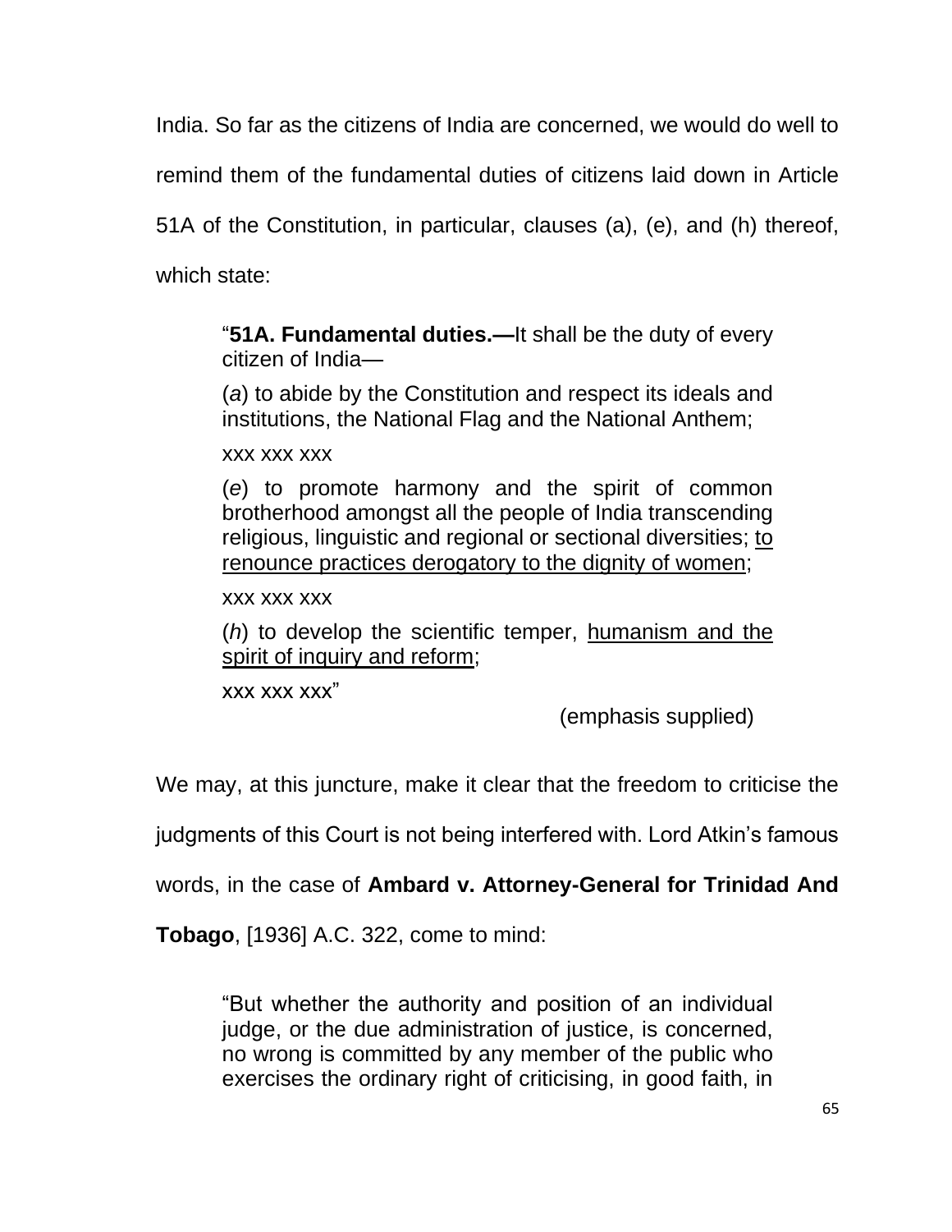India. So far as the citizens of India are concerned, we would do well to remind them of the fundamental duties of citizens laid down in Article 51A of the Constitution, in particular, clauses (a), (e), and (h) thereof, which state:

> "**51A. Fundamental duties.—**It shall be the duty of every citizen of India—
>
> (*a*) to abide by the Constitution and respect its ideals and institutions, the National Flag and the National Anthem;
>
> xxx xxx xxx
>
> (*e*) to promote harmony and the spirit of common brotherhood amongst all the people of India transcending religious, linguistic and regional or sectional diversities; <u>to renounce practices derogatory to the dignity of women</u>;
>
> xxx xxx xxx
>
> (*h*) to develop the scientific temper, <u>humanism and the spirit of inquiry and reform</u>;
>
> xxx xxx xxx"
>
> (emphasis supplied)

We may, at this juncture, make it clear that the freedom to criticise the judgments of this Court is not being interfered with. Lord Atkin's famous words, in the case of **Ambard v. Attorney-General for Trinidad And Tobago**, [1936] A.C. 322, come to mind:

> "But whether the authority and position of an individual judge, or the due administration of justice, is concerned, no wrong is committed by any member of the public who exercises the ordinary right of criticising, in good faith, in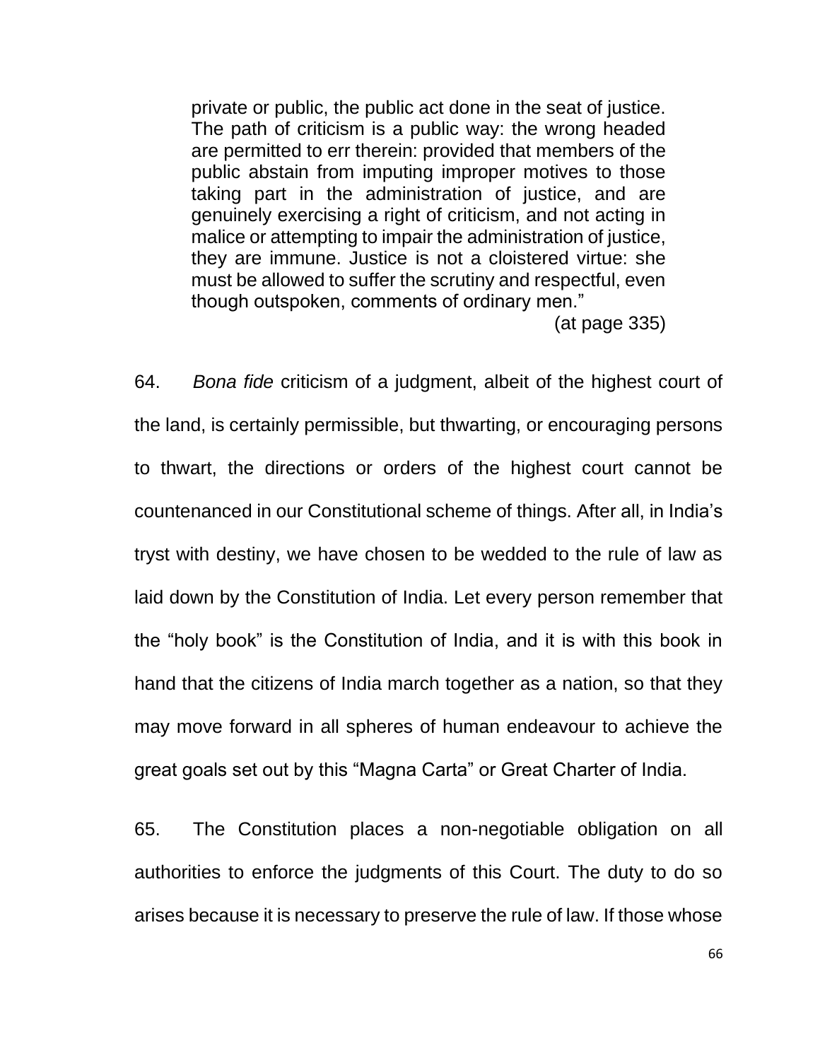> private or public, the public act done in the seat of justice. The path of criticism is a public way: the wrong headed are permitted to err therein: provided that members of the public abstain from imputing improper motives to those taking part in the administration of justice, and are genuinely exercising a right of criticism, and not acting in malice or attempting to impair the administration of justice, they are immune. Justice is not a cloistered virtue: she must be allowed to suffer the scrutiny and respectful, even though outspoken, comments of ordinary men."
>
> (at page 335)

64. *Bona fide* criticism of a judgment, albeit of the highest court of the land, is certainly permissible, but thwarting, or encouraging persons to thwart, the directions or orders of the highest court cannot be countenanced in our Constitutional scheme of things. After all, in India's tryst with destiny, we have chosen to be wedded to the rule of law as laid down by the Constitution of India. Let every person remember that the "holy book" is the Constitution of India, and it is with this book in hand that the citizens of India march together as a nation, so that they may move forward in all spheres of human endeavour to achieve the great goals set out by this "Magna Carta" or Great Charter of India.

65. The Constitution places a non-negotiable obligation on all authorities to enforce the judgments of this Court. The duty to do so arises because it is necessary to preserve the rule of law. If those whose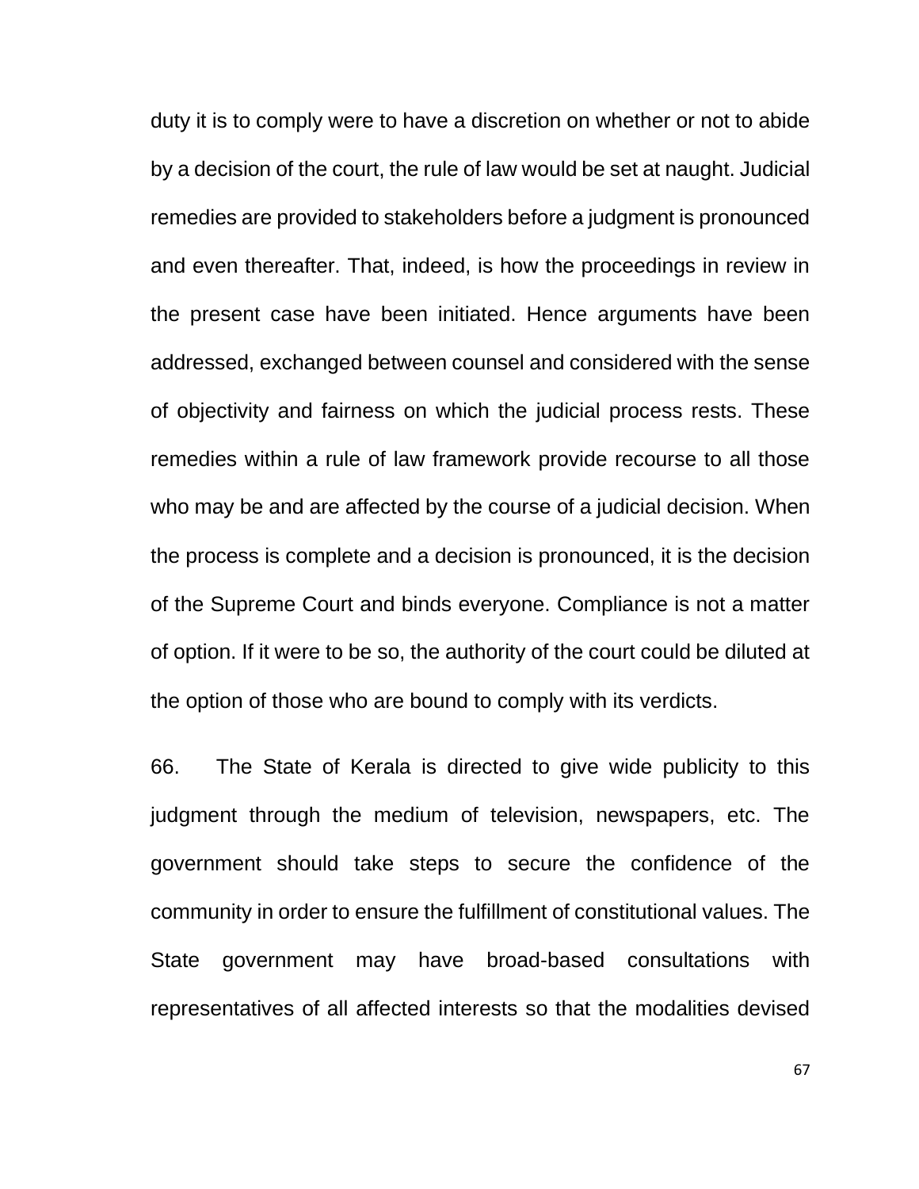duty it is to comply were to have a discretion on whether or not to abide by a decision of the court, the rule of law would be set at naught. Judicial remedies are provided to stakeholders before a judgment is pronounced and even thereafter. That, indeed, is how the proceedings in review in the present case have been initiated. Hence arguments have been addressed, exchanged between counsel and considered with the sense of objectivity and fairness on which the judicial process rests. These remedies within a rule of law framework provide recourse to all those who may be and are affected by the course of a judicial decision. When the process is complete and a decision is pronounced, it is the decision of the Supreme Court and binds everyone. Compliance is not a matter of option. If it were to be so, the authority of the court could be diluted at the option of those who are bound to comply with its verdicts.

66. The State of Kerala is directed to give wide publicity to this judgment through the medium of television, newspapers, etc. The government should take steps to secure the confidence of the community in order to ensure the fulfillment of constitutional values. The State government may have broad-based consultations with representatives of all affected interests so that the modalities devised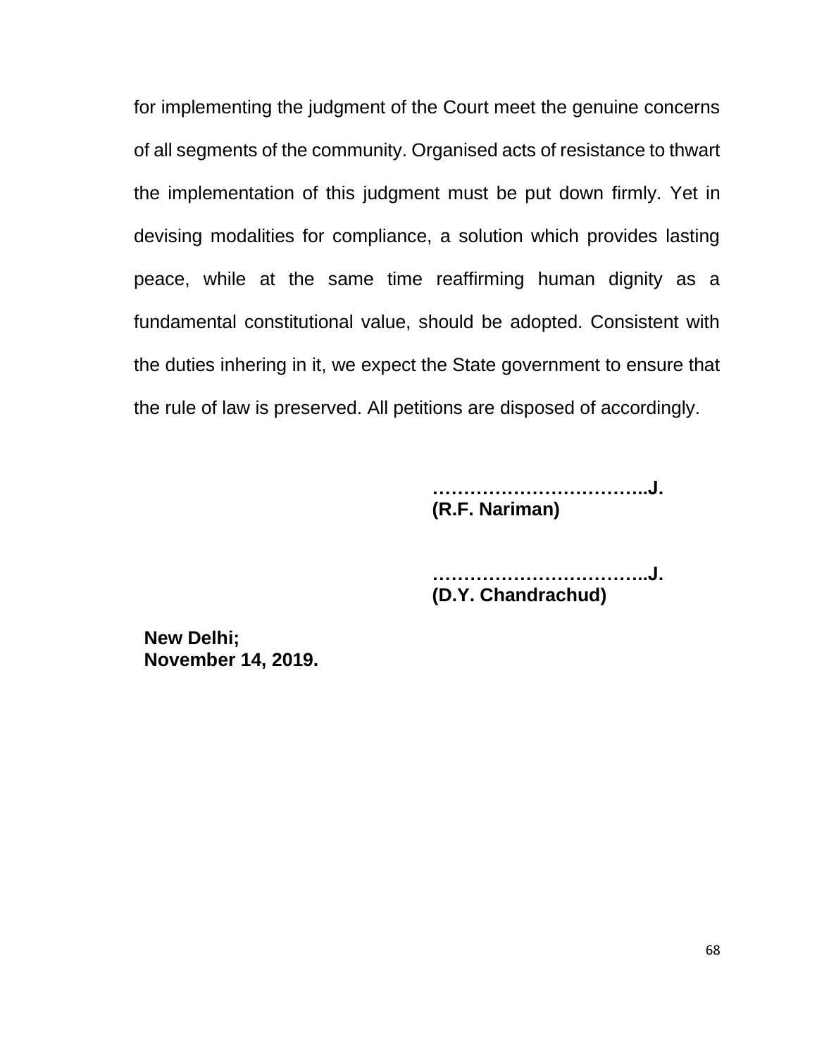for implementing the judgment of the Court meet the genuine concerns of all segments of the community. Organised acts of resistance to thwart the implementation of this judgment must be put down firmly. Yet in devising modalities for compliance, a solution which provides lasting peace, while at the same time reaffirming human dignity as a fundamental constitutional value, should be adopted. Consistent with the duties inhering in it, we expect the State government to ensure that the rule of law is preserved. All petitions are disposed of accordingly.

**……………………………..J.**
**(R.F. Nariman)**

**……………………………..J.**
**(D.Y. Chandrachud)**

**New Delhi;**
**November 14, 2019.**